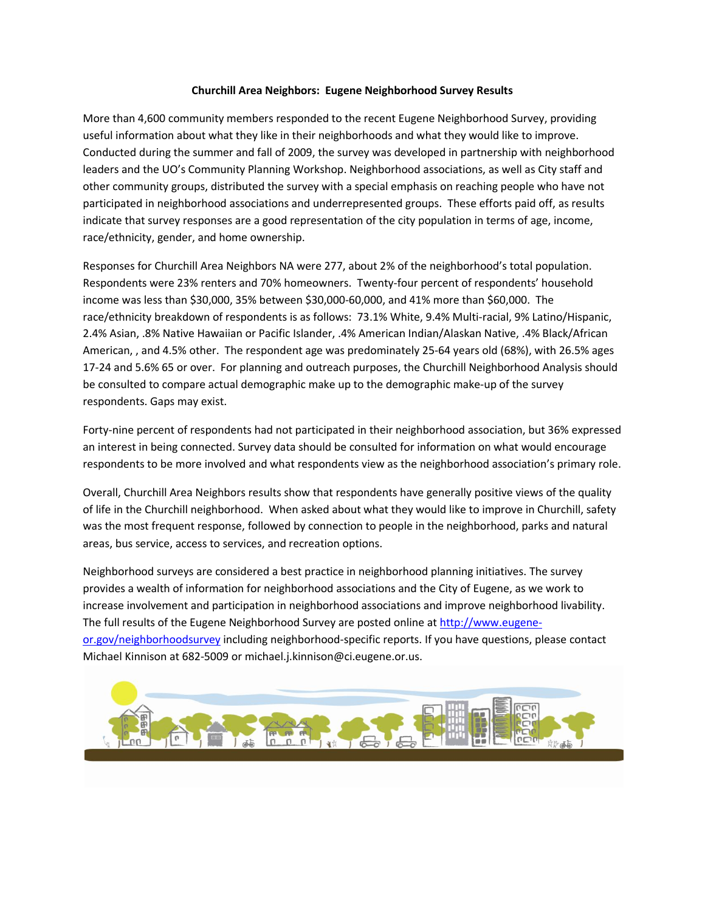**Churchill Area Neighbors: Eugene Neighborhood Survey Results**

More than 4,600 community members responded to the recent Eugene Neighborhood Survey, providing useful information about what they like in their neighborhoods and what they would like to improve. Conducted during the summer and fall of 2009, the survey was developed in partnership with neighborhood leaders and the UO's Community Planning Workshop. Neighborhood associations, as well as City staff and other community groups, distributed the survey with a special emphasis on reaching people who have not participated in neighborhood associations and underrepresented groups. These efforts paid off, as results indicate that survey responses are a good representation of the city population in terms of age, income, race/ethnicity, gender, and home ownership.

Responses for Churchill Area Neighbors NA were 277, about 2% of the neighborhood's total population. Respondents were 23% renters and 70% homeowners. Twenty-four percent of respondents' household income was less than $30,000, 35% between $30,000-60,000, and 41% more than $60,000. The race/ethnicity breakdown of respondents is as follows: 73.1% White, 9.4% Multi-racial, 9% Latino/Hispanic, 2.4% Asian, .8% Native Hawaiian or Pacific Islander, .4% American Indian/Alaskan Native, .4% Black/African American, , and 4.5% other. The respondent age was predominately 25-64 years old (68%), with 26.5% ages 17-24 and 5.6% 65 or over. For planning and outreach purposes, the Churchill Neighborhood Analysis should be consulted to compare actual demographic make up to the demographic make-up of the survey respondents. Gaps may exist.

Forty-nine percent of respondents had not participated in their neighborhood association, but 36% expressed an interest in being connected. Survey data should be consulted for information on what would encourage respondents to be more involved and what respondents view as the neighborhood association's primary role.

Overall, Churchill Area Neighbors results show that respondents have generally positive views of the quality of life in the Churchill neighborhood. When asked about what they would like to improve in Churchill, safety was the most frequent response, followed by connection to people in the neighborhood, parks and natural areas, bus service, access to services, and recreation options.

Neighborhood surveys are considered a best practice in neighborhood planning initiatives. The survey provides a wealth of information for neighborhood associations and the City of Eugene, as we work to increase involvement and participation in neighborhood associations and improve neighborhood livability. The full results of the Eugene Neighborhood Survey are posted online at http://www.eugene-or.gov/neighborhoodsurvey including neighborhood-specific reports. If you have questions, please contact Michael Kinnison at 682-5009 or michael.j.kinnison@ci.eugene.or.us.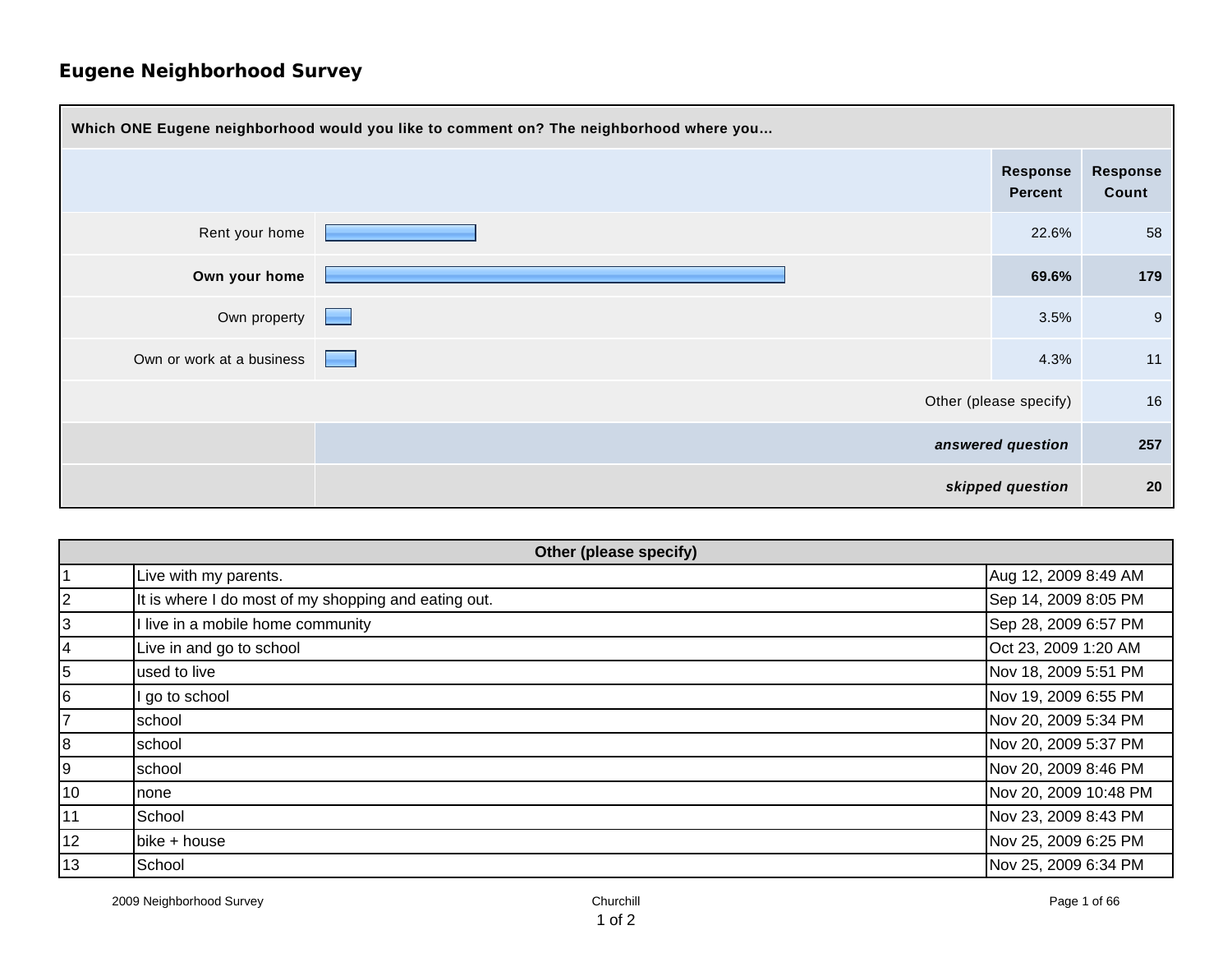# Eugene Neighborhood Survey

| Which ONE Eugene neighborhood would you like to comment on? The neighborhood where you... | Response Percent | Response Count |
|---|---|---|
| Rent your home | 22.6% | 58 |
| **Own your home** | **69.6%** | **179** |
| Own property | 3.5% | 9 |
| Own or work at a business | 4.3% | 11 |
| Other (please specify) | | 16 |
| *answered question* | | **257** |
| *skipped question* | | **20** |

| Other (please specify) | | |
|---|---|---|
| 1 | Live with my parents. | Aug 12, 2009 8:49 AM |
| 2 | It is where I do most of my shopping and eating out. | Sep 14, 2009 8:05 PM |
| 3 | I live in a mobile home community | Sep 28, 2009 6:57 PM |
| 4 | Live in and go to school | Oct 23, 2009 1:20 AM |
| 5 | used to live | Nov 18, 2009 5:51 PM |
| 6 | I go to school | Nov 19, 2009 6:55 PM |
| 7 | school | Nov 20, 2009 5:34 PM |
| 8 | school | Nov 20, 2009 5:37 PM |
| 9 | school | Nov 20, 2009 8:46 PM |
| 10 | none | Nov 20, 2009 10:48 PM |
| 11 | School | Nov 23, 2009 8:43 PM |
| 12 | bike + house | Nov 25, 2009 6:25 PM |
| 13 | School | Nov 25, 2009 6:34 PM |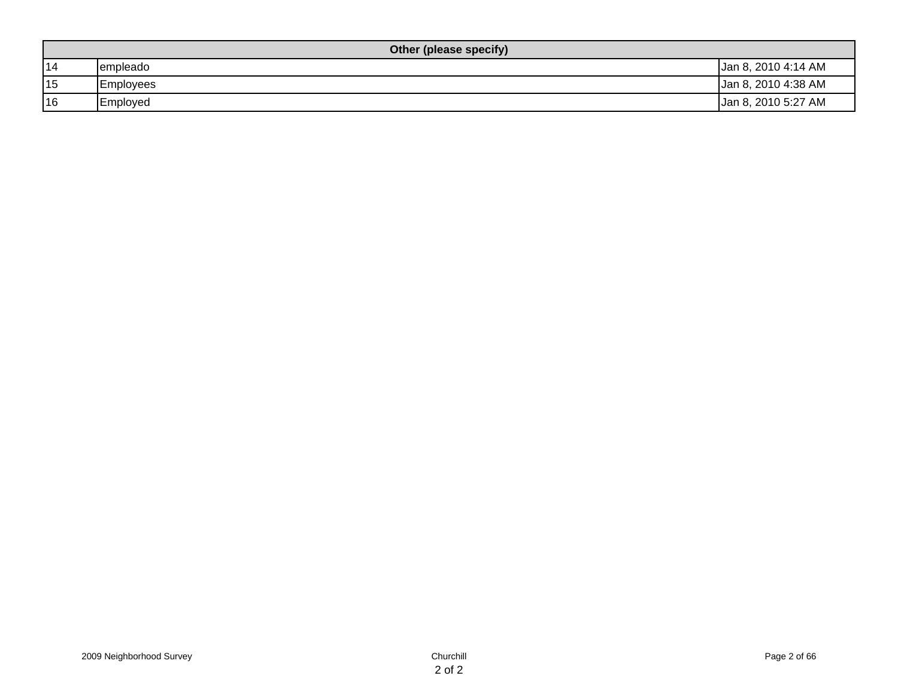| Other (please specify) | | |
|---|---|---|
| 14 | empleado | Jan 8, 2010 4:14 AM |
| 15 | Employees | Jan 8, 2010 4:38 AM |
| 16 | Employed | Jan 8, 2010 5:27 AM |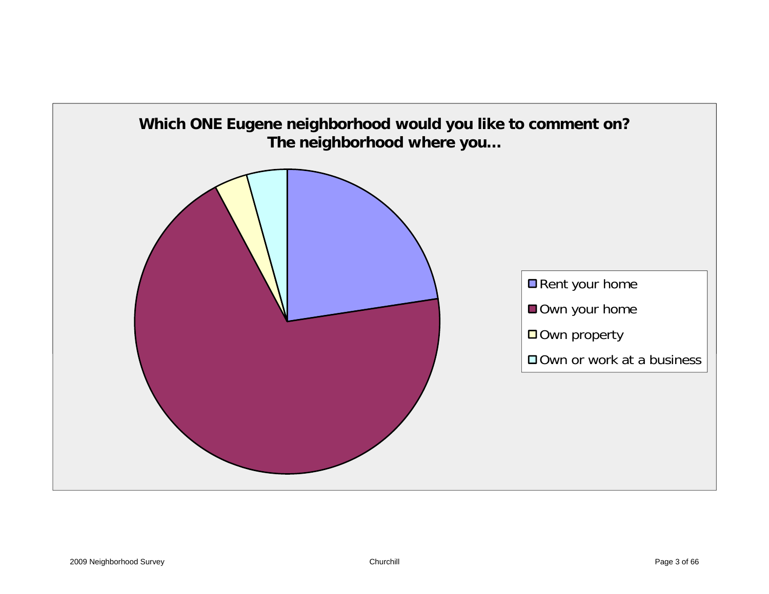## Which ONE Eugene neighborhood would you like to comment on? The neighborhood where you...

- Rent your home
- Own your home
- Own property
- Own or work at a business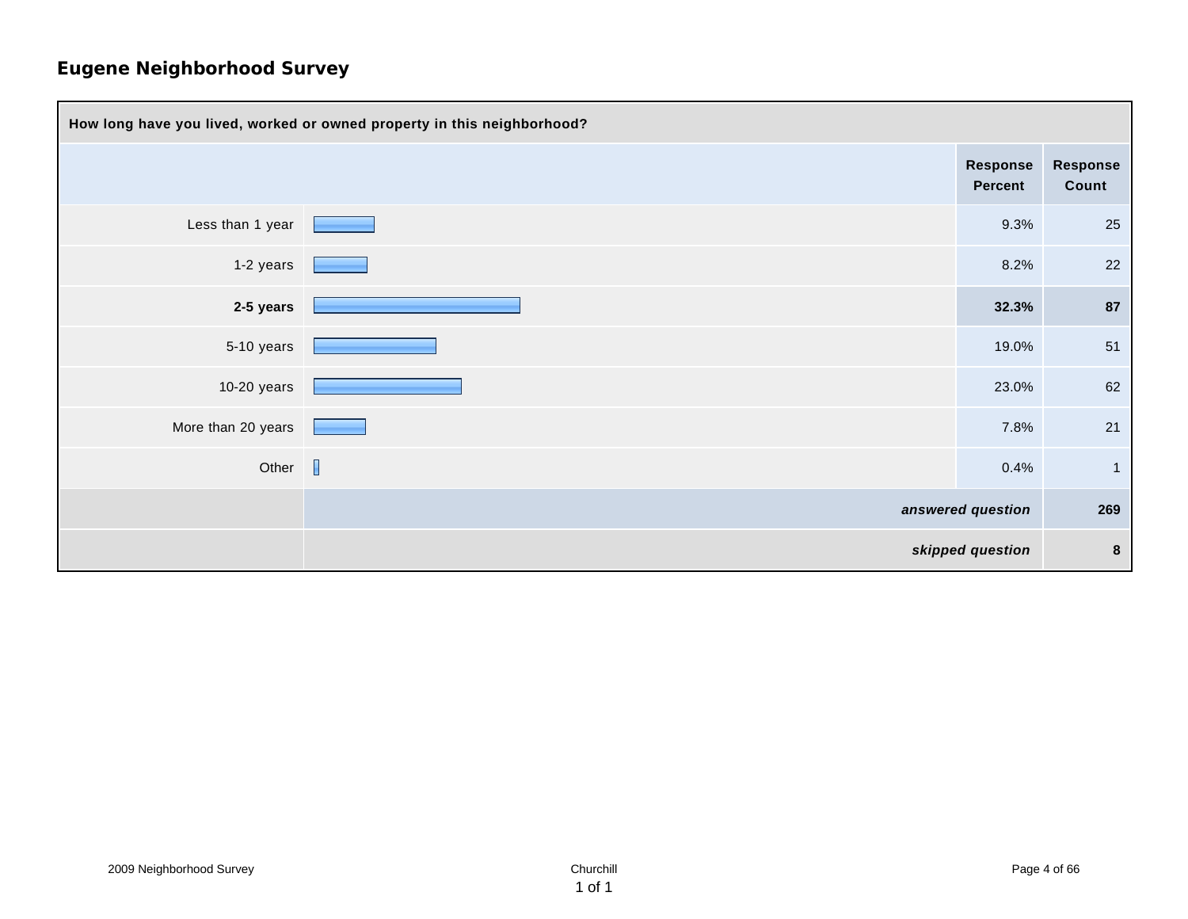# Eugene Neighborhood Survey

| How long have you lived, worked or owned property in this neighborhood? | Response Percent | Response Count |
|---|---|---|
| Less than 1 year | 9.3% | 25 |
| 1-2 years | 8.2% | 22 |
| **2-5 years** | **32.3%** | **87** |
| 5-10 years | 19.0% | 51 |
| 10-20 years | 23.0% | 62 |
| More than 20 years | 7.8% | 21 |
| Other | 0.4% | 1 |
| | ***answered question*** | **269** |
| | ***skipped question*** | **8** |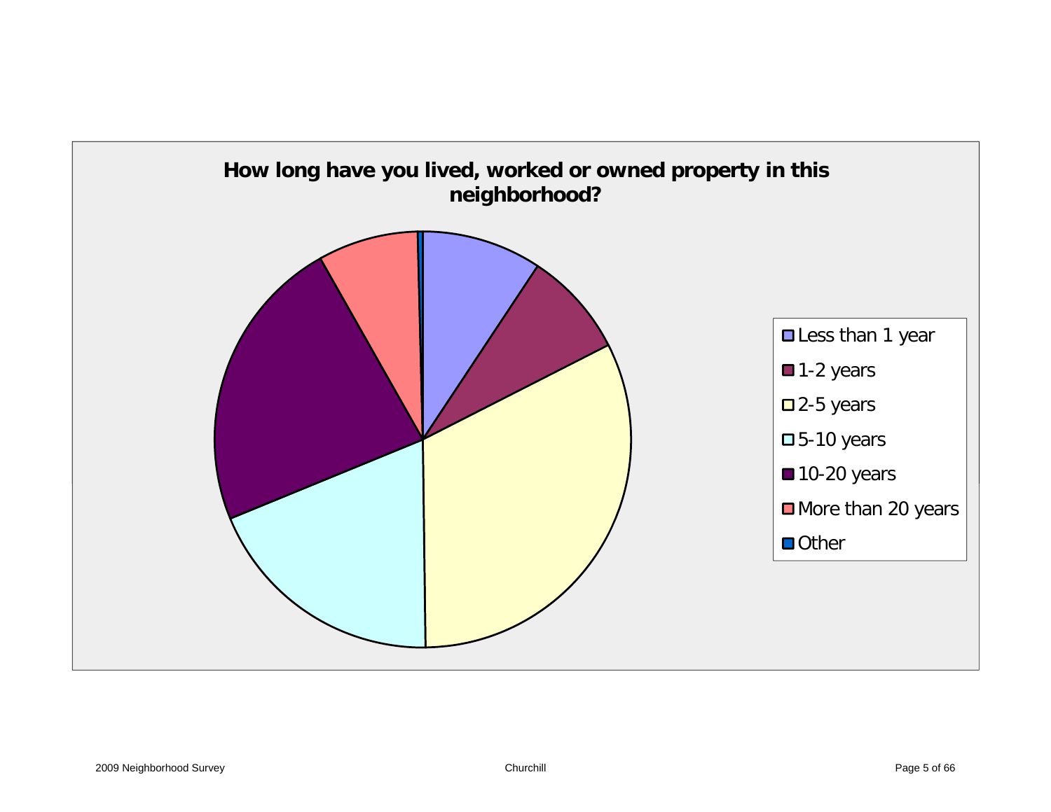**How long have you lived, worked or owned property in this neighborhood?**

- Less than 1 year
- 1-2 years
- 2-5 years
- 5-10 years
- 10-20 years
- More than 20 years
- Other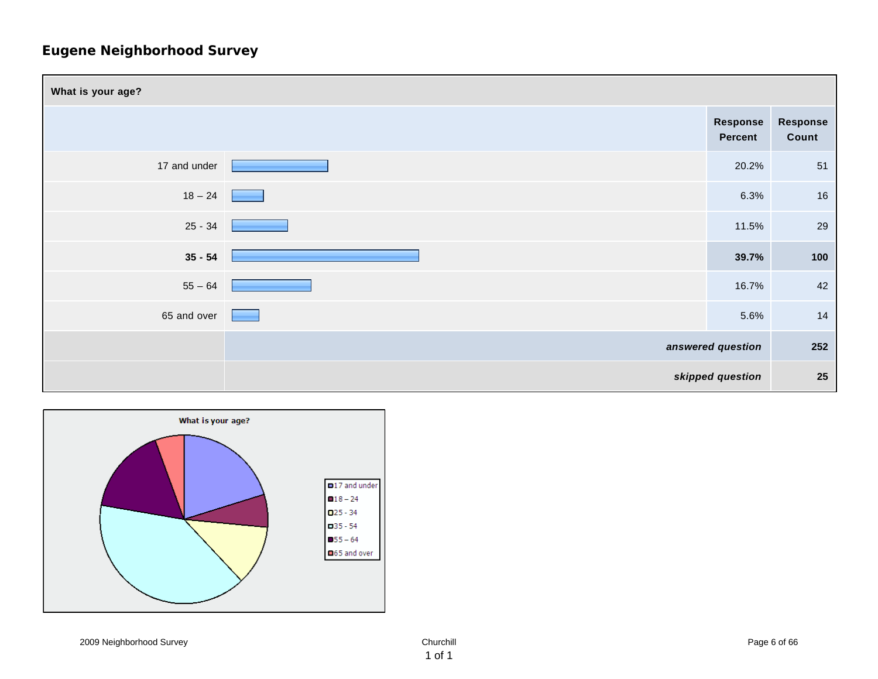## Eugene Neighborhood Survey

| What is your age? | Response Percent | Response Count |
|---|---|---|
| 17 and under | 20.2% | 51 |
| 18 – 24 | 6.3% | 16 |
| 25 - 34 | 11.5% | 29 |
| **35 - 54** | **39.7%** | **100** |
| 55 – 64 | 16.7% | 42 |
| 65 and over | 5.6% | 14 |
| | ***answered question*** | **252** |
| | ***skipped question*** | **25** |

What is your age?

- 17 and under
- 18 – 24
- 25 - 34
- 35 - 54
- 55 – 64
- 65 and over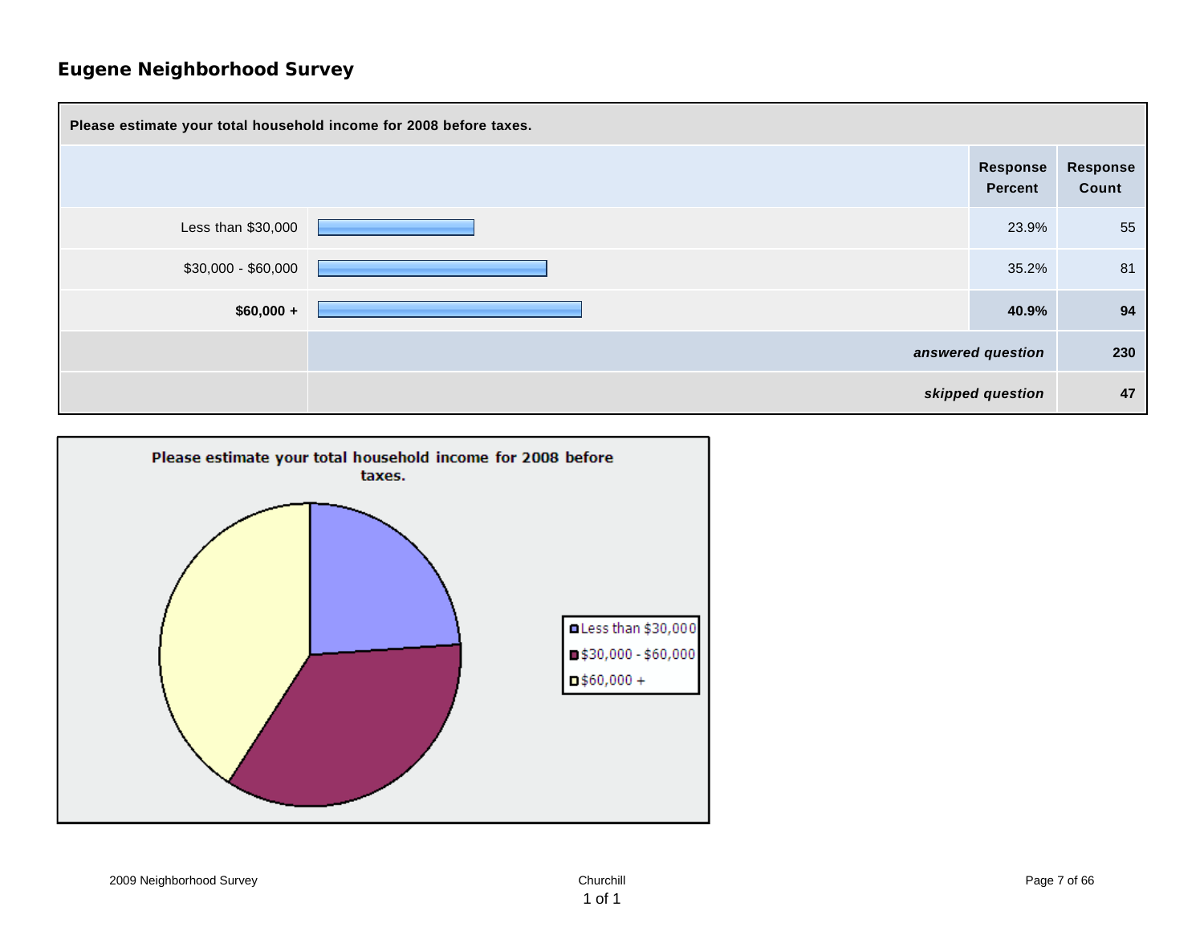## Eugene Neighborhood Survey

| Please estimate your total household income for 2008 before taxes. | Response Percent | Response Count |
| --- | --- | --- |
| Less than $30,000 | 23.9% | 55 |
| $30,000 - $60,000 | 35.2% | 81 |
| **$60,000 +** | **40.9%** | **94** |
| | ***answered question*** | **230** |
| | ***skipped question*** | **47** |

**Please estimate your total household income for 2008 before taxes.**

- Less than $30,000
- $30,000 - $60,000
- $60,000 +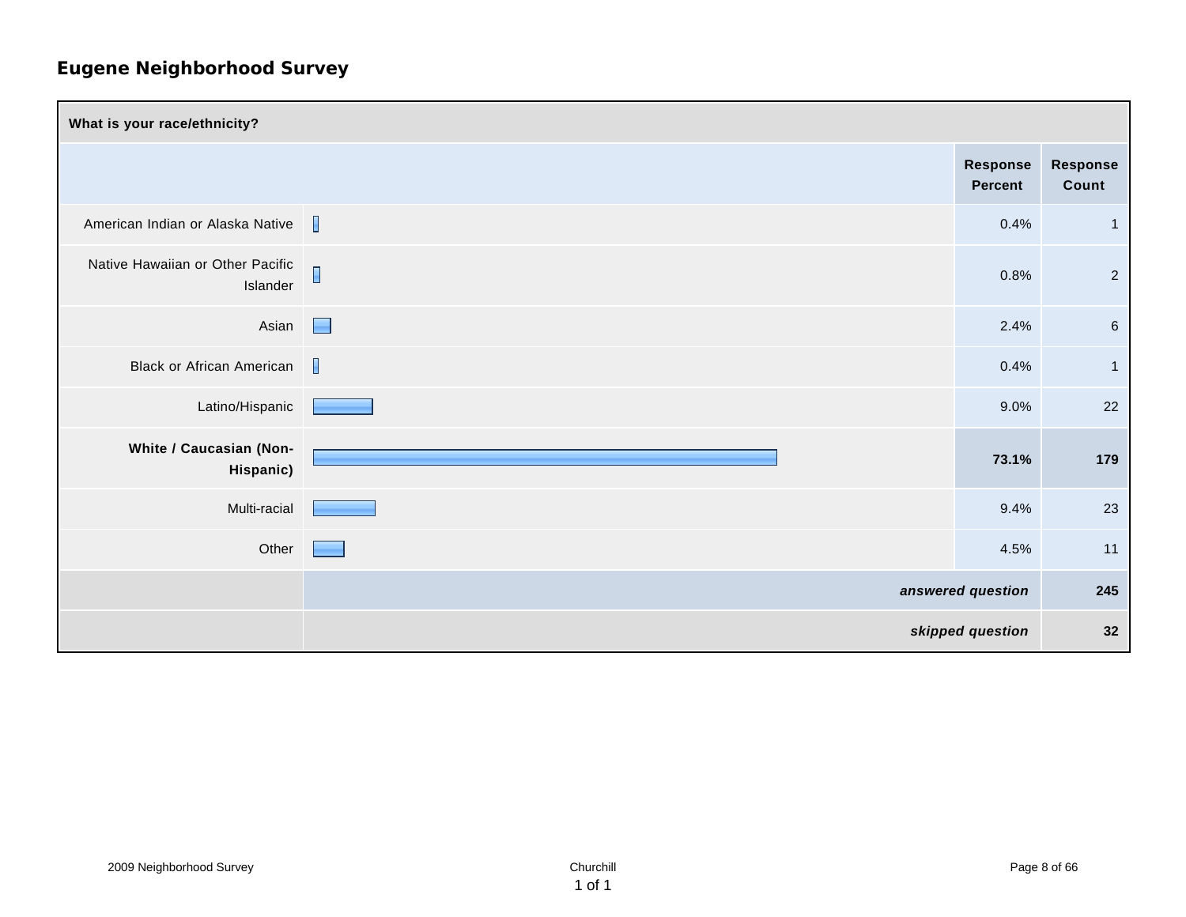## Eugene Neighborhood Survey

| What is your race/ethnicity? | Response Percent | Response Count |
|---|---|---|
| American Indian or Alaska Native | 0.4% | 1 |
| Native Hawaiian or Other Pacific Islander | 0.8% | 2 |
| Asian | 2.4% | 6 |
| Black or African American | 0.4% | 1 |
| Latino/Hispanic | 9.0% | 22 |
| **White / Caucasian (Non-Hispanic)** | **73.1%** | **179** |
| Multi-racial | 9.4% | 23 |
| Other | 4.5% | 11 |
| | ***answered question*** | **245** |
| | ***skipped question*** | **32** |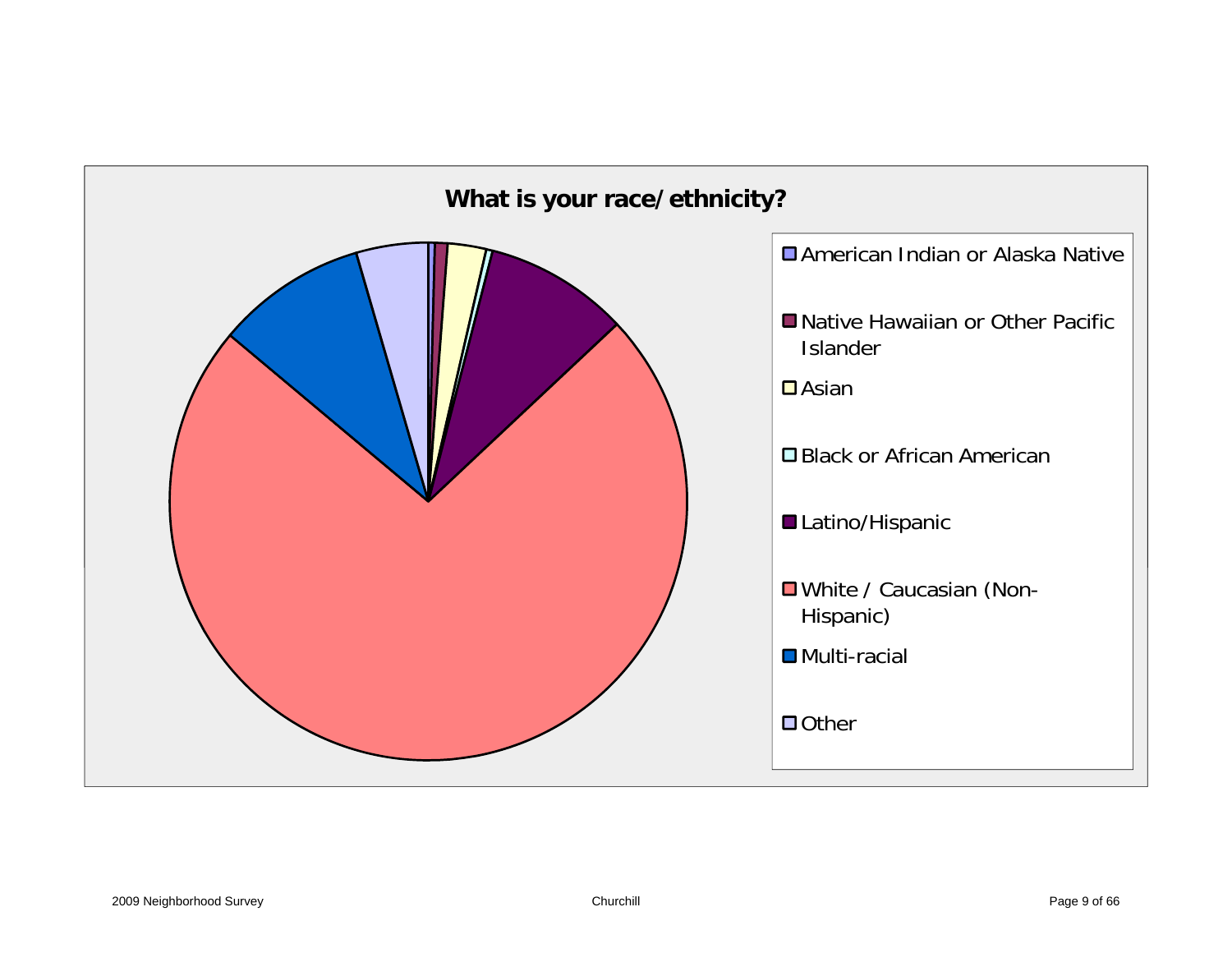## What is your race/ethnicity?

- American Indian or Alaska Native
- Native Hawaiian or Other Pacific Islander
- Asian
- Black or African American
- Latino/Hispanic
- White / Caucasian (Non-Hispanic)
- Multi-racial
- Other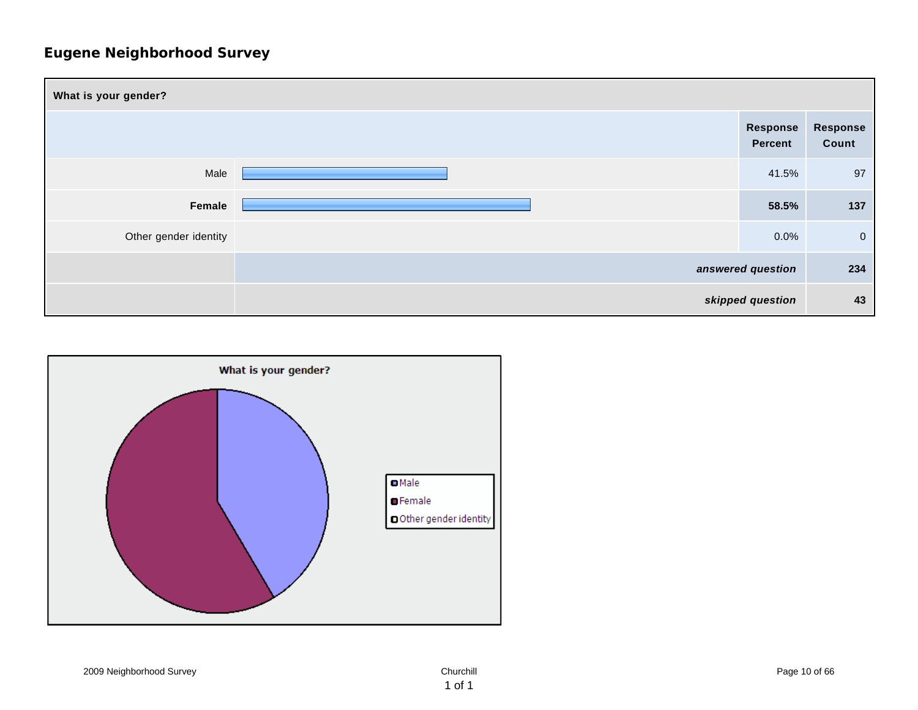# Eugene Neighborhood Survey

| What is your gender? | | |
|---|---|---|
| | Response Percent | Response Count |
| Male | 41.5% | 97 |
| **Female** | **58.5%** | **137** |
| Other gender identity | 0.0% | 0 |
| | ***answered question*** | **234** |
| | ***skipped question*** | **43** |

**What is your gender?**

- Male
- Female
- Other gender identity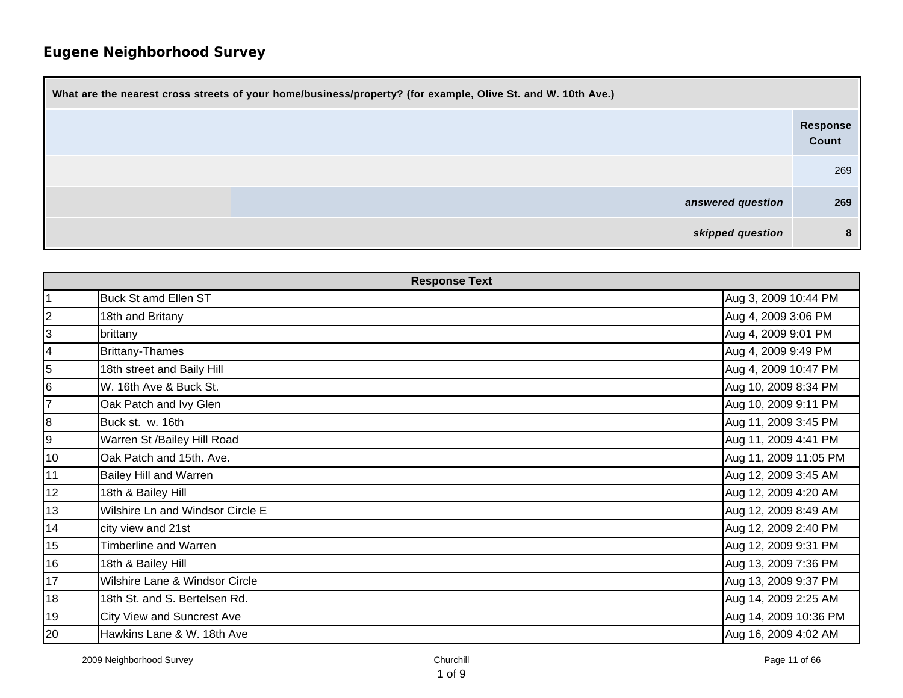## Eugene Neighborhood Survey

| What are the nearest cross streets of your home/business/property? (for example, Olive St. and W. 10th Ave.) | | |
|---|---|---|
| | | Response Count |
| | | 269 |
| | *answered question* | **269** |
| | *skipped question* | **8** |

| Response Text | | |
|---|---|---|
| 1 | Buck St amd Ellen ST | Aug 3, 2009 10:44 PM |
| 2 | 18th and Britany | Aug 4, 2009 3:06 PM |
| 3 | brittany | Aug 4, 2009 9:01 PM |
| 4 | Brittany-Thames | Aug 4, 2009 9:49 PM |
| 5 | 18th street and Baily Hill | Aug 4, 2009 10:47 PM |
| 6 | W. 16th Ave & Buck St. | Aug 10, 2009 8:34 PM |
| 7 | Oak Patch and Ivy Glen | Aug 10, 2009 9:11 PM |
| 8 | Buck st. w. 16th | Aug 11, 2009 3:45 PM |
| 9 | Warren St /Bailey Hill Road | Aug 11, 2009 4:41 PM |
| 10 | Oak Patch and 15th. Ave. | Aug 11, 2009 11:05 PM |
| 11 | Bailey Hill and Warren | Aug 12, 2009 3:45 AM |
| 12 | 18th & Bailey Hill | Aug 12, 2009 4:20 AM |
| 13 | Wilshire Ln and Windsor Circle E | Aug 12, 2009 8:49 AM |
| 14 | city view and 21st | Aug 12, 2009 2:40 PM |
| 15 | Timberline and Warren | Aug 12, 2009 9:31 PM |
| 16 | 18th & Bailey Hill | Aug 13, 2009 7:36 PM |
| 17 | Wilshire Lane & Windsor Circle | Aug 13, 2009 9:37 PM |
| 18 | 18th St. and S. Bertelsen Rd. | Aug 14, 2009 2:25 AM |
| 19 | City View and Suncrest Ave | Aug 14, 2009 10:36 PM |
| 20 | Hawkins Lane & W. 18th Ave | Aug 16, 2009 4:02 AM |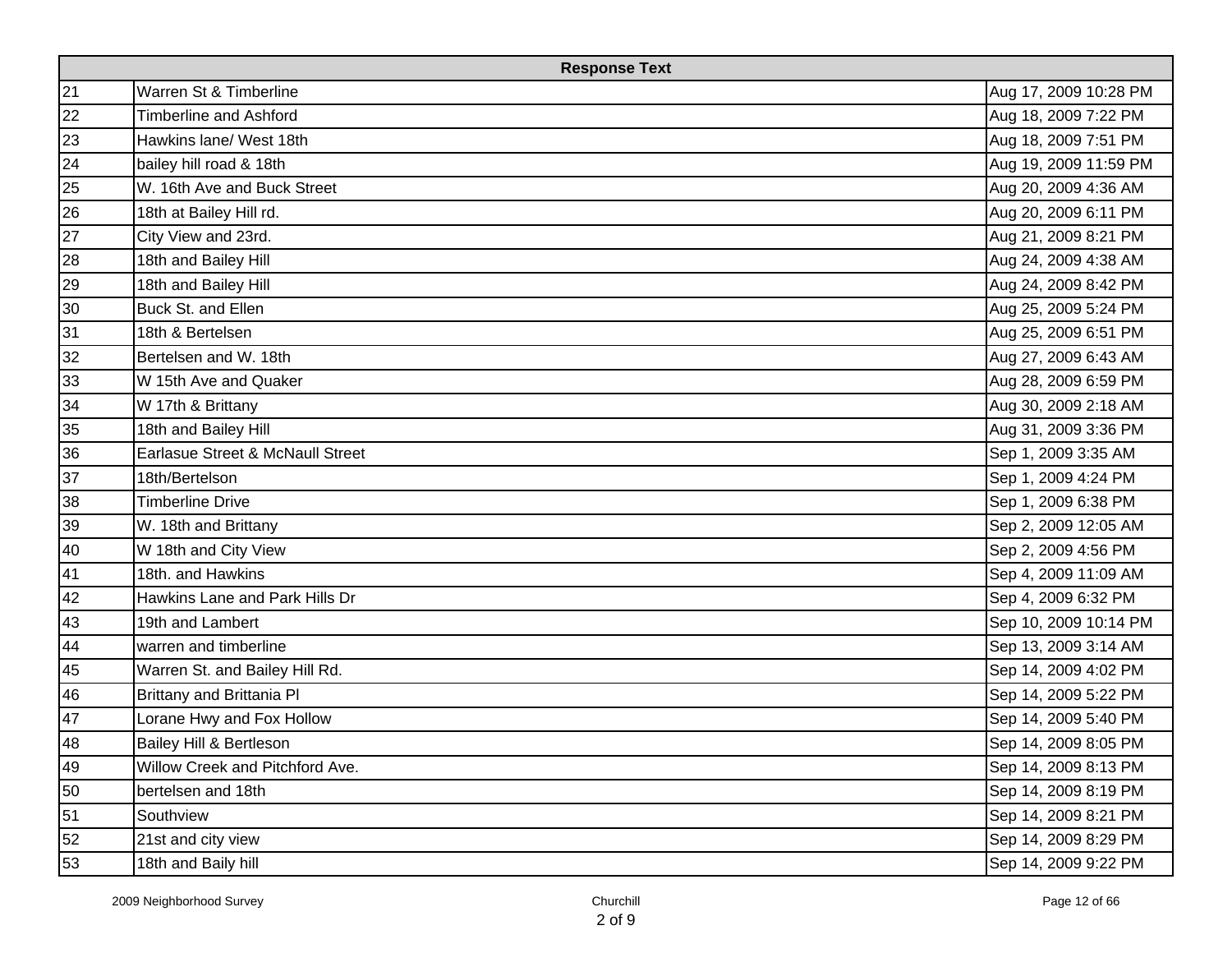| Response Text | | |
|---|---|---|
| 21 | Warren St & Timberline | Aug 17, 2009 10:28 PM |
| 22 | Timberline and Ashford | Aug 18, 2009 7:22 PM |
| 23 | Hawkins lane/ West 18th | Aug 18, 2009 7:51 PM |
| 24 | bailey hill road & 18th | Aug 19, 2009 11:59 PM |
| 25 | W. 16th Ave and Buck Street | Aug 20, 2009 4:36 AM |
| 26 | 18th at Bailey Hill rd. | Aug 20, 2009 6:11 PM |
| 27 | City View and 23rd. | Aug 21, 2009 8:21 PM |
| 28 | 18th and Bailey Hill | Aug 24, 2009 4:38 AM |
| 29 | 18th and Bailey Hill | Aug 24, 2009 8:42 PM |
| 30 | Buck St. and Ellen | Aug 25, 2009 5:24 PM |
| 31 | 18th & Bertelsen | Aug 25, 2009 6:51 PM |
| 32 | Bertelsen and W. 18th | Aug 27, 2009 6:43 AM |
| 33 | W 15th Ave and Quaker | Aug 28, 2009 6:59 PM |
| 34 | W 17th & Brittany | Aug 30, 2009 2:18 AM |
| 35 | 18th and Bailey Hill | Aug 31, 2009 3:36 PM |
| 36 | Earlasue Street & McNaull Street | Sep 1, 2009 3:35 AM |
| 37 | 18th/Bertelson | Sep 1, 2009 4:24 PM |
| 38 | Timberline Drive | Sep 1, 2009 6:38 PM |
| 39 | W. 18th and Brittany | Sep 2, 2009 12:05 AM |
| 40 | W 18th and City View | Sep 2, 2009 4:56 PM |
| 41 | 18th. and Hawkins | Sep 4, 2009 11:09 AM |
| 42 | Hawkins Lane and Park Hills Dr | Sep 4, 2009 6:32 PM |
| 43 | 19th and Lambert | Sep 10, 2009 10:14 PM |
| 44 | warren and timberline | Sep 13, 2009 3:14 AM |
| 45 | Warren St. and Bailey Hill Rd. | Sep 14, 2009 4:02 PM |
| 46 | Brittany and Brittania Pl | Sep 14, 2009 5:22 PM |
| 47 | Lorane Hwy and Fox Hollow | Sep 14, 2009 5:40 PM |
| 48 | Bailey Hill & Bertleson | Sep 14, 2009 8:05 PM |
| 49 | Willow Creek and Pitchford Ave. | Sep 14, 2009 8:13 PM |
| 50 | bertelsen and 18th | Sep 14, 2009 8:19 PM |
| 51 | Southview | Sep 14, 2009 8:21 PM |
| 52 | 21st and city view | Sep 14, 2009 8:29 PM |
| 53 | 18th and Baily hill | Sep 14, 2009 9:22 PM |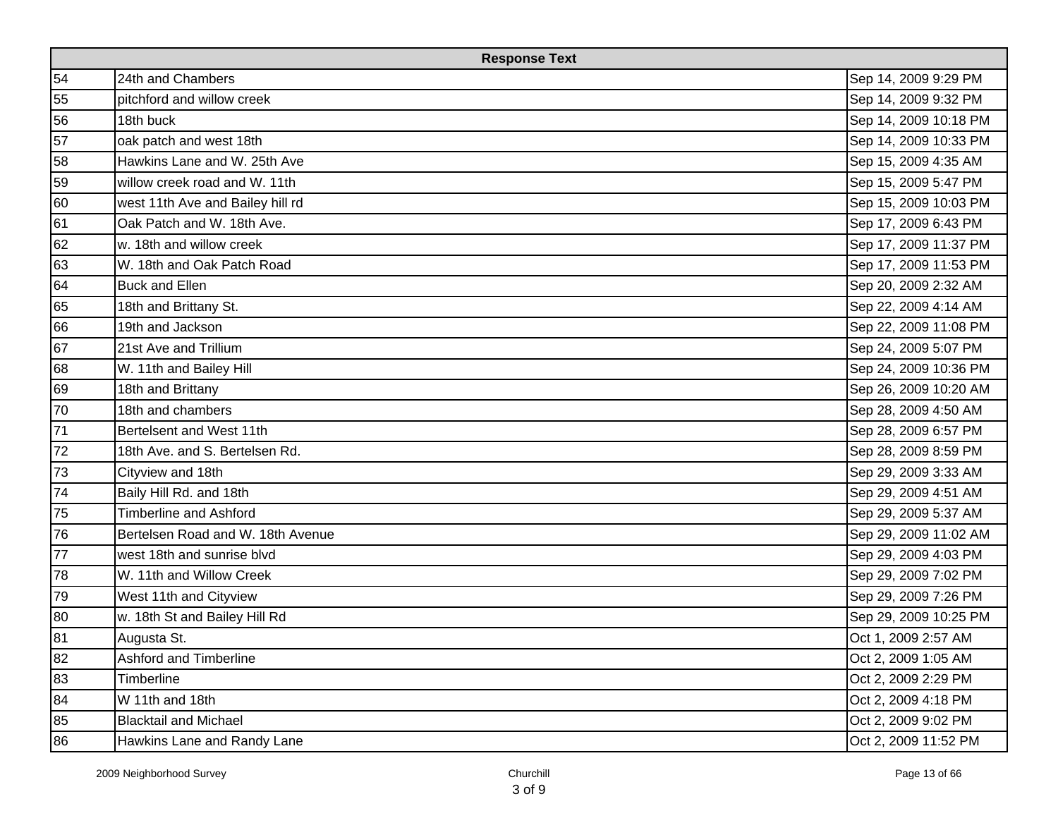| Response Text | | |
|---|---|---|
| 54 | 24th and Chambers | Sep 14, 2009 9:29 PM |
| 55 | pitchford and willow creek | Sep 14, 2009 9:32 PM |
| 56 | 18th buck | Sep 14, 2009 10:18 PM |
| 57 | oak patch and west 18th | Sep 14, 2009 10:33 PM |
| 58 | Hawkins Lane and W. 25th Ave | Sep 15, 2009 4:35 AM |
| 59 | willow creek road and W. 11th | Sep 15, 2009 5:47 PM |
| 60 | west 11th Ave and Bailey hill rd | Sep 15, 2009 10:03 PM |
| 61 | Oak Patch and W. 18th Ave. | Sep 17, 2009 6:43 PM |
| 62 | w. 18th and willow creek | Sep 17, 2009 11:37 PM |
| 63 | W. 18th and Oak Patch Road | Sep 17, 2009 11:53 PM |
| 64 | Buck and Ellen | Sep 20, 2009 2:32 AM |
| 65 | 18th and Brittany St. | Sep 22, 2009 4:14 AM |
| 66 | 19th and Jackson | Sep 22, 2009 11:08 PM |
| 67 | 21st Ave and Trillium | Sep 24, 2009 5:07 PM |
| 68 | W. 11th and Bailey Hill | Sep 24, 2009 10:36 PM |
| 69 | 18th and Brittany | Sep 26, 2009 10:20 AM |
| 70 | 18th and chambers | Sep 28, 2009 4:50 AM |
| 71 | Bertelsent and West 11th | Sep 28, 2009 6:57 PM |
| 72 | 18th Ave. and S. Bertelsen Rd. | Sep 28, 2009 8:59 PM |
| 73 | Cityview and 18th | Sep 29, 2009 3:33 AM |
| 74 | Baily Hill Rd. and 18th | Sep 29, 2009 4:51 AM |
| 75 | Timberline and Ashford | Sep 29, 2009 5:37 AM |
| 76 | Bertelsen Road and W. 18th Avenue | Sep 29, 2009 11:02 AM |
| 77 | west 18th and sunrise blvd | Sep 29, 2009 4:03 PM |
| 78 | W. 11th and Willow Creek | Sep 29, 2009 7:02 PM |
| 79 | West 11th and Cityview | Sep 29, 2009 7:26 PM |
| 80 | w. 18th St and Bailey Hill Rd | Sep 29, 2009 10:25 PM |
| 81 | Augusta St. | Oct 1, 2009 2:57 AM |
| 82 | Ashford and Timberline | Oct 2, 2009 1:05 AM |
| 83 | Timberline | Oct 2, 2009 2:29 PM |
| 84 | W 11th and 18th | Oct 2, 2009 4:18 PM |
| 85 | Blacktail and Michael | Oct 2, 2009 9:02 PM |
| 86 | Hawkins Lane and Randy Lane | Oct 2, 2009 11:52 PM |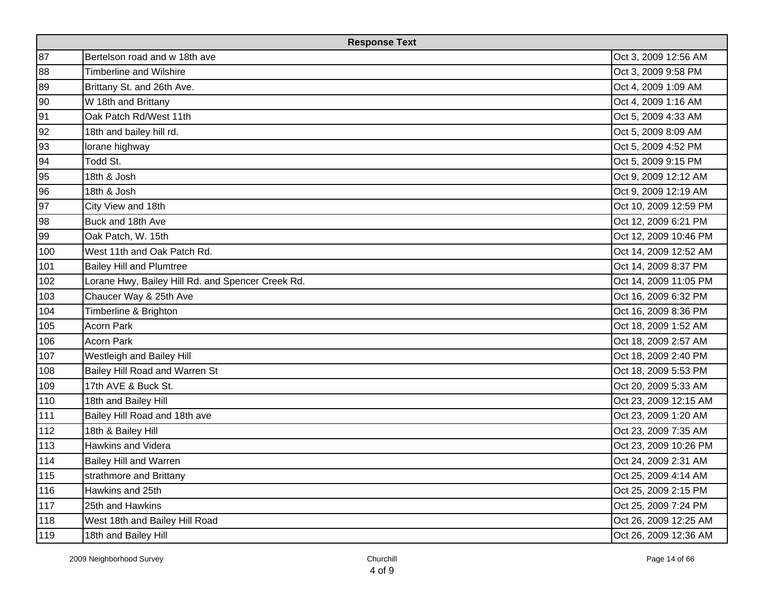| Response Text | | |
|---|---|---|
| 87 | Bertelson road and w 18th ave | Oct 3, 2009 12:56 AM |
| 88 | Timberline and Wilshire | Oct 3, 2009 9:58 PM |
| 89 | Brittany St. and 26th Ave. | Oct 4, 2009 1:09 AM |
| 90 | W 18th and Brittany | Oct 4, 2009 1:16 AM |
| 91 | Oak Patch Rd/West 11th | Oct 5, 2009 4:33 AM |
| 92 | 18th and bailey hill rd. | Oct 5, 2009 8:09 AM |
| 93 | lorane highway | Oct 5, 2009 4:52 PM |
| 94 | Todd St. | Oct 5, 2009 9:15 PM |
| 95 | 18th & Josh | Oct 9, 2009 12:12 AM |
| 96 | 18th & Josh | Oct 9, 2009 12:19 AM |
| 97 | City View and 18th | Oct 10, 2009 12:59 PM |
| 98 | Buck and 18th Ave | Oct 12, 2009 6:21 PM |
| 99 | Oak Patch, W. 15th | Oct 12, 2009 10:46 PM |
| 100 | West 11th and Oak Patch Rd. | Oct 14, 2009 12:52 AM |
| 101 | Bailey Hill and Plumtree | Oct 14, 2009 8:37 PM |
| 102 | Lorane Hwy, Bailey Hill Rd. and Spencer Creek Rd. | Oct 14, 2009 11:05 PM |
| 103 | Chaucer Way & 25th Ave | Oct 16, 2009 6:32 PM |
| 104 | Timberline & Brighton | Oct 16, 2009 8:36 PM |
| 105 | Acorn Park | Oct 18, 2009 1:52 AM |
| 106 | Acorn Park | Oct 18, 2009 2:57 AM |
| 107 | Westleigh and Bailey Hill | Oct 18, 2009 2:40 PM |
| 108 | Bailey Hill Road and Warren St | Oct 18, 2009 5:53 PM |
| 109 | 17th AVE & Buck St. | Oct 20, 2009 5:33 AM |
| 110 | 18th and Bailey Hill | Oct 23, 2009 12:15 AM |
| 111 | Bailey Hill Road and 18th ave | Oct 23, 2009 1:20 AM |
| 112 | 18th & Bailey Hill | Oct 23, 2009 7:35 AM |
| 113 | Hawkins and Videra | Oct 23, 2009 10:26 PM |
| 114 | Bailey Hill and Warren | Oct 24, 2009 2:31 AM |
| 115 | strathmore and Brittany | Oct 25, 2009 4:14 AM |
| 116 | Hawkins and 25th | Oct 25, 2009 2:15 PM |
| 117 | 25th and Hawkins | Oct 25, 2009 7:24 PM |
| 118 | West 18th and Bailey Hill Road | Oct 26, 2009 12:25 AM |
| 119 | 18th and Bailey Hill | Oct 26, 2009 12:36 AM |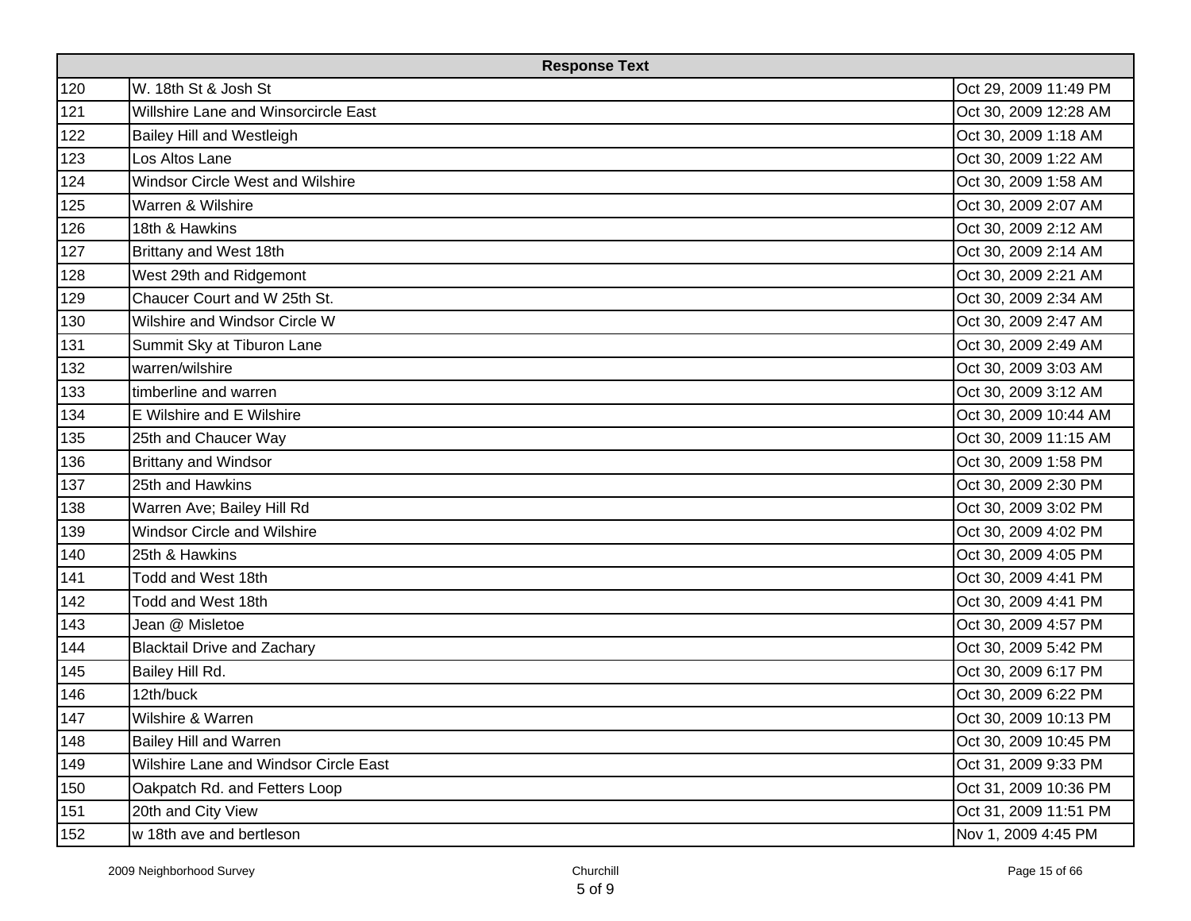| Response Text | | |
|---|---|---|
| 120 | W. 18th St & Josh St | Oct 29, 2009 11:49 PM |
| 121 | Willshire Lane and Winsorcircle East | Oct 30, 2009 12:28 AM |
| 122 | Bailey Hill and Westleigh | Oct 30, 2009 1:18 AM |
| 123 | Los Altos Lane | Oct 30, 2009 1:22 AM |
| 124 | Windsor Circle West and Wilshire | Oct 30, 2009 1:58 AM |
| 125 | Warren & Wilshire | Oct 30, 2009 2:07 AM |
| 126 | 18th & Hawkins | Oct 30, 2009 2:12 AM |
| 127 | Brittany and West 18th | Oct 30, 2009 2:14 AM |
| 128 | West 29th and Ridgemont | Oct 30, 2009 2:21 AM |
| 129 | Chaucer Court and W 25th St. | Oct 30, 2009 2:34 AM |
| 130 | Wilshire and Windsor Circle W | Oct 30, 2009 2:47 AM |
| 131 | Summit Sky at Tiburon Lane | Oct 30, 2009 2:49 AM |
| 132 | warren/wilshire | Oct 30, 2009 3:03 AM |
| 133 | timberline and warren | Oct 30, 2009 3:12 AM |
| 134 | E Wilshire and E Wilshire | Oct 30, 2009 10:44 AM |
| 135 | 25th and Chaucer Way | Oct 30, 2009 11:15 AM |
| 136 | Brittany and Windsor | Oct 30, 2009 1:58 PM |
| 137 | 25th and Hawkins | Oct 30, 2009 2:30 PM |
| 138 | Warren Ave; Bailey Hill Rd | Oct 30, 2009 3:02 PM |
| 139 | Windsor Circle and Wilshire | Oct 30, 2009 4:02 PM |
| 140 | 25th & Hawkins | Oct 30, 2009 4:05 PM |
| 141 | Todd and West 18th | Oct 30, 2009 4:41 PM |
| 142 | Todd and West 18th | Oct 30, 2009 4:41 PM |
| 143 | Jean @ Misletoe | Oct 30, 2009 4:57 PM |
| 144 | Blacktail Drive and Zachary | Oct 30, 2009 5:42 PM |
| 145 | Bailey Hill Rd. | Oct 30, 2009 6:17 PM |
| 146 | 12th/buck | Oct 30, 2009 6:22 PM |
| 147 | Wilshire & Warren | Oct 30, 2009 10:13 PM |
| 148 | Bailey Hill and Warren | Oct 30, 2009 10:45 PM |
| 149 | Wilshire Lane and Windsor Circle East | Oct 31, 2009 9:33 PM |
| 150 | Oakpatch Rd. and Fetters Loop | Oct 31, 2009 10:36 PM |
| 151 | 20th and City View | Oct 31, 2009 11:51 PM |
| 152 | w 18th ave and bertleson | Nov 1, 2009 4:45 PM |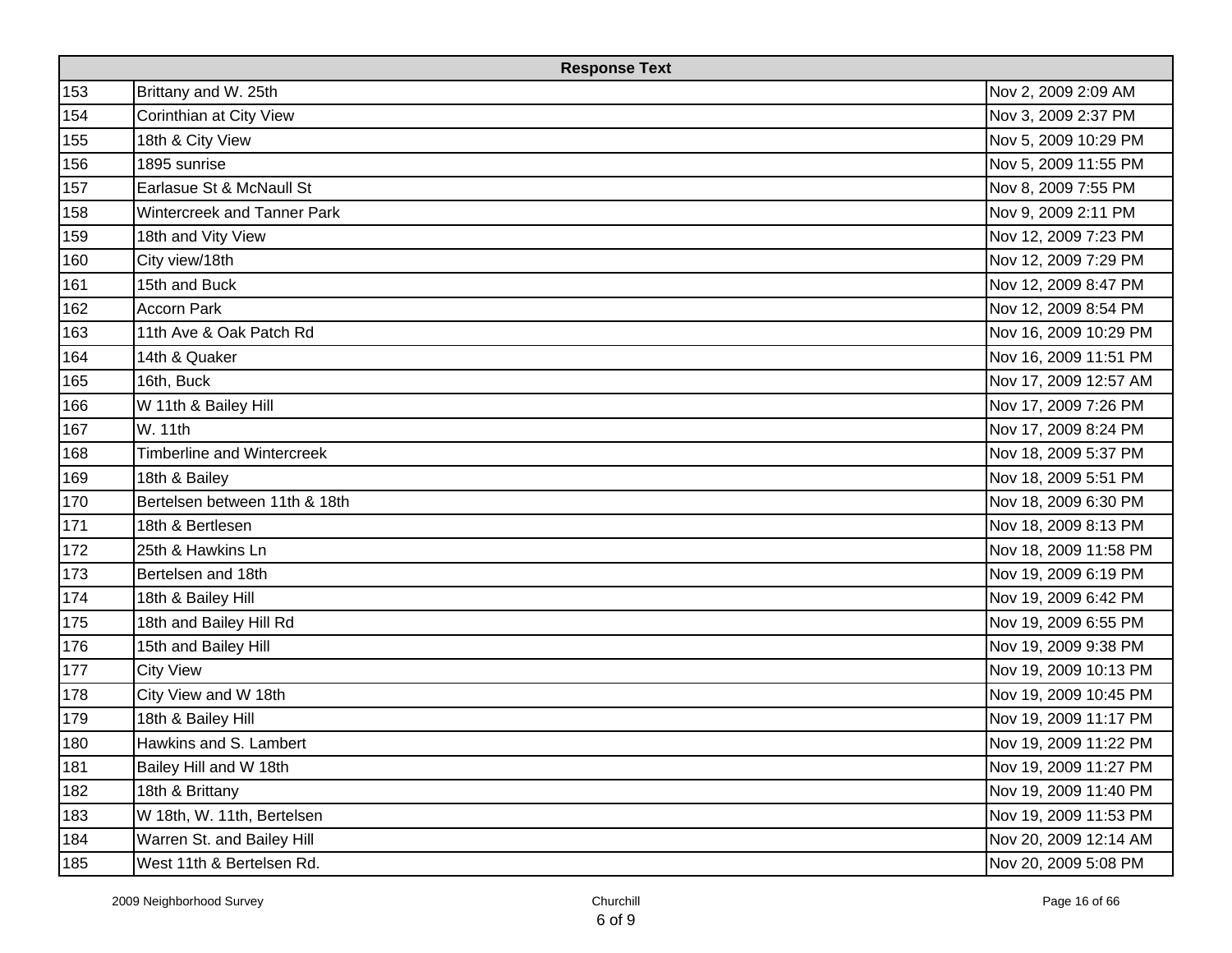| Response Text | | |
|---|---|---|
| 153 | Brittany and W. 25th | Nov 2, 2009 2:09 AM |
| 154 | Corinthian at City View | Nov 3, 2009 2:37 PM |
| 155 | 18th & City View | Nov 5, 2009 10:29 PM |
| 156 | 1895 sunrise | Nov 5, 2009 11:55 PM |
| 157 | Earlasue St & McNaull St | Nov 8, 2009 7:55 PM |
| 158 | Wintercreek and Tanner Park | Nov 9, 2009 2:11 PM |
| 159 | 18th and Vity View | Nov 12, 2009 7:23 PM |
| 160 | City view/18th | Nov 12, 2009 7:29 PM |
| 161 | 15th and Buck | Nov 12, 2009 8:47 PM |
| 162 | Accorn Park | Nov 12, 2009 8:54 PM |
| 163 | 11th Ave & Oak Patch Rd | Nov 16, 2009 10:29 PM |
| 164 | 14th & Quaker | Nov 16, 2009 11:51 PM |
| 165 | 16th, Buck | Nov 17, 2009 12:57 AM |
| 166 | W 11th & Bailey Hill | Nov 17, 2009 7:26 PM |
| 167 | W. 11th | Nov 17, 2009 8:24 PM |
| 168 | Timberline and Wintercreek | Nov 18, 2009 5:37 PM |
| 169 | 18th & Bailey | Nov 18, 2009 5:51 PM |
| 170 | Bertelsen between 11th & 18th | Nov 18, 2009 6:30 PM |
| 171 | 18th & Bertlesen | Nov 18, 2009 8:13 PM |
| 172 | 25th & Hawkins Ln | Nov 18, 2009 11:58 PM |
| 173 | Bertelsen and 18th | Nov 19, 2009 6:19 PM |
| 174 | 18th & Bailey Hill | Nov 19, 2009 6:42 PM |
| 175 | 18th and Bailey Hill Rd | Nov 19, 2009 6:55 PM |
| 176 | 15th and Bailey Hill | Nov 19, 2009 9:38 PM |
| 177 | City View | Nov 19, 2009 10:13 PM |
| 178 | City View and W 18th | Nov 19, 2009 10:45 PM |
| 179 | 18th & Bailey Hill | Nov 19, 2009 11:17 PM |
| 180 | Hawkins and S. Lambert | Nov 19, 2009 11:22 PM |
| 181 | Bailey Hill and W 18th | Nov 19, 2009 11:27 PM |
| 182 | 18th & Brittany | Nov 19, 2009 11:40 PM |
| 183 | W 18th, W. 11th, Bertelsen | Nov 19, 2009 11:53 PM |
| 184 | Warren St. and Bailey Hill | Nov 20, 2009 12:14 AM |
| 185 | West 11th & Bertelsen Rd. | Nov 20, 2009 5:08 PM |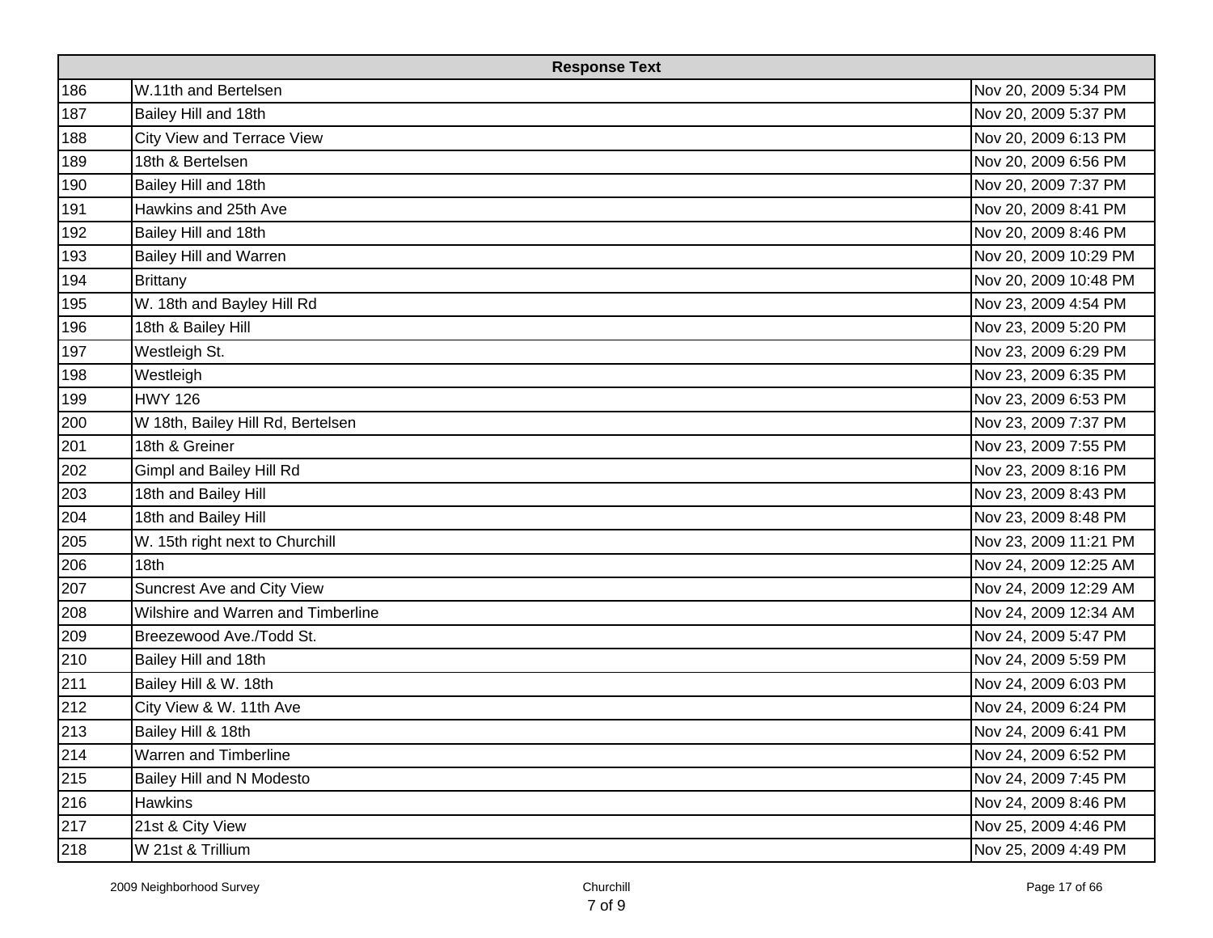| Response Text | | |
|---|---|---|
| 186 | W.11th and Bertelsen | Nov 20, 2009 5:34 PM |
| 187 | Bailey Hill and 18th | Nov 20, 2009 5:37 PM |
| 188 | City View and Terrace View | Nov 20, 2009 6:13 PM |
| 189 | 18th & Bertelsen | Nov 20, 2009 6:56 PM |
| 190 | Bailey Hill and 18th | Nov 20, 2009 7:37 PM |
| 191 | Hawkins and 25th Ave | Nov 20, 2009 8:41 PM |
| 192 | Bailey Hill and 18th | Nov 20, 2009 8:46 PM |
| 193 | Bailey Hill and Warren | Nov 20, 2009 10:29 PM |
| 194 | Brittany | Nov 20, 2009 10:48 PM |
| 195 | W. 18th and Bayley Hill Rd | Nov 23, 2009 4:54 PM |
| 196 | 18th & Bailey Hill | Nov 23, 2009 5:20 PM |
| 197 | Westleigh St. | Nov 23, 2009 6:29 PM |
| 198 | Westleigh | Nov 23, 2009 6:35 PM |
| 199 | HWY 126 | Nov 23, 2009 6:53 PM |
| 200 | W 18th, Bailey Hill Rd, Bertelsen | Nov 23, 2009 7:37 PM |
| 201 | 18th & Greiner | Nov 23, 2009 7:55 PM |
| 202 | Gimpl and Bailey Hill Rd | Nov 23, 2009 8:16 PM |
| 203 | 18th and Bailey Hill | Nov 23, 2009 8:43 PM |
| 204 | 18th and Bailey Hill | Nov 23, 2009 8:48 PM |
| 205 | W. 15th right next to Churchill | Nov 23, 2009 11:21 PM |
| 206 | 18th | Nov 24, 2009 12:25 AM |
| 207 | Suncrest Ave and City View | Nov 24, 2009 12:29 AM |
| 208 | Wilshire and Warren and Timberline | Nov 24, 2009 12:34 AM |
| 209 | Breezewood Ave./Todd St. | Nov 24, 2009 5:47 PM |
| 210 | Bailey Hill and 18th | Nov 24, 2009 5:59 PM |
| 211 | Bailey Hill & W. 18th | Nov 24, 2009 6:03 PM |
| 212 | City View & W. 11th Ave | Nov 24, 2009 6:24 PM |
| 213 | Bailey Hill & 18th | Nov 24, 2009 6:41 PM |
| 214 | Warren and Timberline | Nov 24, 2009 6:52 PM |
| 215 | Bailey Hill and N Modesto | Nov 24, 2009 7:45 PM |
| 216 | Hawkins | Nov 24, 2009 8:46 PM |
| 217 | 21st & City View | Nov 25, 2009 4:46 PM |
| 218 | W 21st & Trillium | Nov 25, 2009 4:49 PM |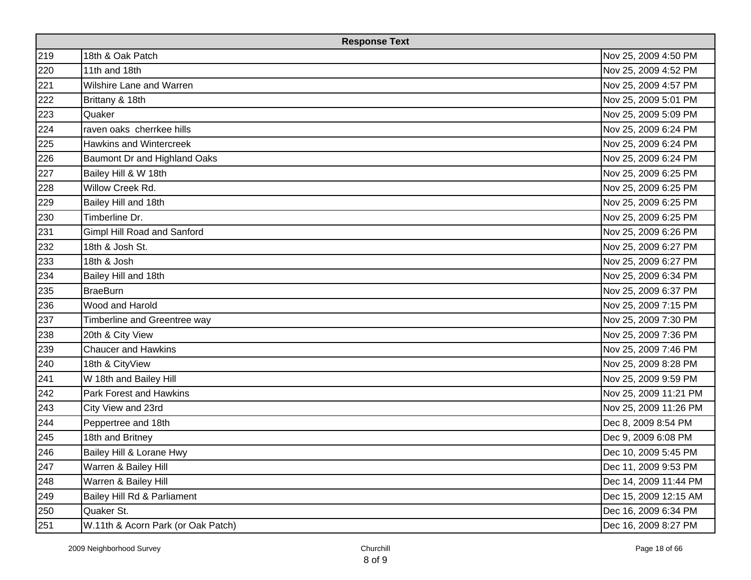| Response Text | | |
|---|---|---|
| 219 | 18th & Oak Patch | Nov 25, 2009 4:50 PM |
| 220 | 11th and 18th | Nov 25, 2009 4:52 PM |
| 221 | Wilshire Lane and Warren | Nov 25, 2009 4:57 PM |
| 222 | Brittany & 18th | Nov 25, 2009 5:01 PM |
| 223 | Quaker | Nov 25, 2009 5:09 PM |
| 224 | raven oaks cherrkee hills | Nov 25, 2009 6:24 PM |
| 225 | Hawkins and Wintercreek | Nov 25, 2009 6:24 PM |
| 226 | Baumont Dr and Highland Oaks | Nov 25, 2009 6:24 PM |
| 227 | Bailey Hill & W 18th | Nov 25, 2009 6:25 PM |
| 228 | Willow Creek Rd. | Nov 25, 2009 6:25 PM |
| 229 | Bailey Hill and 18th | Nov 25, 2009 6:25 PM |
| 230 | Timberline Dr. | Nov 25, 2009 6:25 PM |
| 231 | Gimpl Hill Road and Sanford | Nov 25, 2009 6:26 PM |
| 232 | 18th & Josh St. | Nov 25, 2009 6:27 PM |
| 233 | 18th & Josh | Nov 25, 2009 6:27 PM |
| 234 | Bailey Hill and 18th | Nov 25, 2009 6:34 PM |
| 235 | BraeBurn | Nov 25, 2009 6:37 PM |
| 236 | Wood and Harold | Nov 25, 2009 7:15 PM |
| 237 | Timberline and Greentree way | Nov 25, 2009 7:30 PM |
| 238 | 20th & City View | Nov 25, 2009 7:36 PM |
| 239 | Chaucer and Hawkins | Nov 25, 2009 7:46 PM |
| 240 | 18th & CityView | Nov 25, 2009 8:28 PM |
| 241 | W 18th and Bailey Hill | Nov 25, 2009 9:59 PM |
| 242 | Park Forest and Hawkins | Nov 25, 2009 11:21 PM |
| 243 | City View and 23rd | Nov 25, 2009 11:26 PM |
| 244 | Peppertree and 18th | Dec 8, 2009 8:54 PM |
| 245 | 18th and Britney | Dec 9, 2009 6:08 PM |
| 246 | Bailey Hill & Lorane Hwy | Dec 10, 2009 5:45 PM |
| 247 | Warren & Bailey Hill | Dec 11, 2009 9:53 PM |
| 248 | Warren & Bailey Hill | Dec 14, 2009 11:44 PM |
| 249 | Bailey Hill Rd & Parliament | Dec 15, 2009 12:15 AM |
| 250 | Quaker St. | Dec 16, 2009 6:34 PM |
| 251 | W.11th & Acorn Park (or Oak Patch) | Dec 16, 2009 8:27 PM |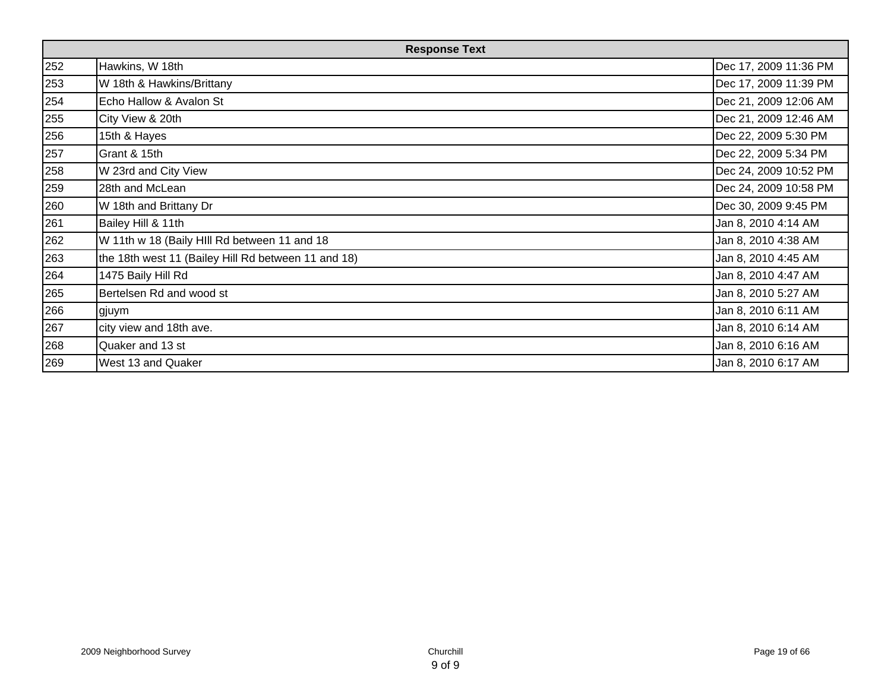| Response Text | | |
|---|---|---|
| 252 | Hawkins, W 18th | Dec 17, 2009 11:36 PM |
| 253 | W 18th & Hawkins/Brittany | Dec 17, 2009 11:39 PM |
| 254 | Echo Hallow & Avalon St | Dec 21, 2009 12:06 AM |
| 255 | City View & 20th | Dec 21, 2009 12:46 AM |
| 256 | 15th & Hayes | Dec 22, 2009 5:30 PM |
| 257 | Grant & 15th | Dec 22, 2009 5:34 PM |
| 258 | W 23rd and City View | Dec 24, 2009 10:52 PM |
| 259 | 28th and McLean | Dec 24, 2009 10:58 PM |
| 260 | W 18th and Brittany Dr | Dec 30, 2009 9:45 PM |
| 261 | Bailey Hill & 11th | Jan 8, 2010 4:14 AM |
| 262 | W 11th w 18 (Baily HIll Rd between 11 and 18 | Jan 8, 2010 4:38 AM |
| 263 | the 18th west 11 (Bailey Hill Rd between 11 and 18) | Jan 8, 2010 4:45 AM |
| 264 | 1475 Baily Hill Rd | Jan 8, 2010 4:47 AM |
| 265 | Bertelsen Rd and wood st | Jan 8, 2010 5:27 AM |
| 266 | gjuym | Jan 8, 2010 6:11 AM |
| 267 | city view and 18th ave. | Jan 8, 2010 6:14 AM |
| 268 | Quaker and 13 st | Jan 8, 2010 6:16 AM |
| 269 | West 13 and Quaker | Jan 8, 2010 6:17 AM |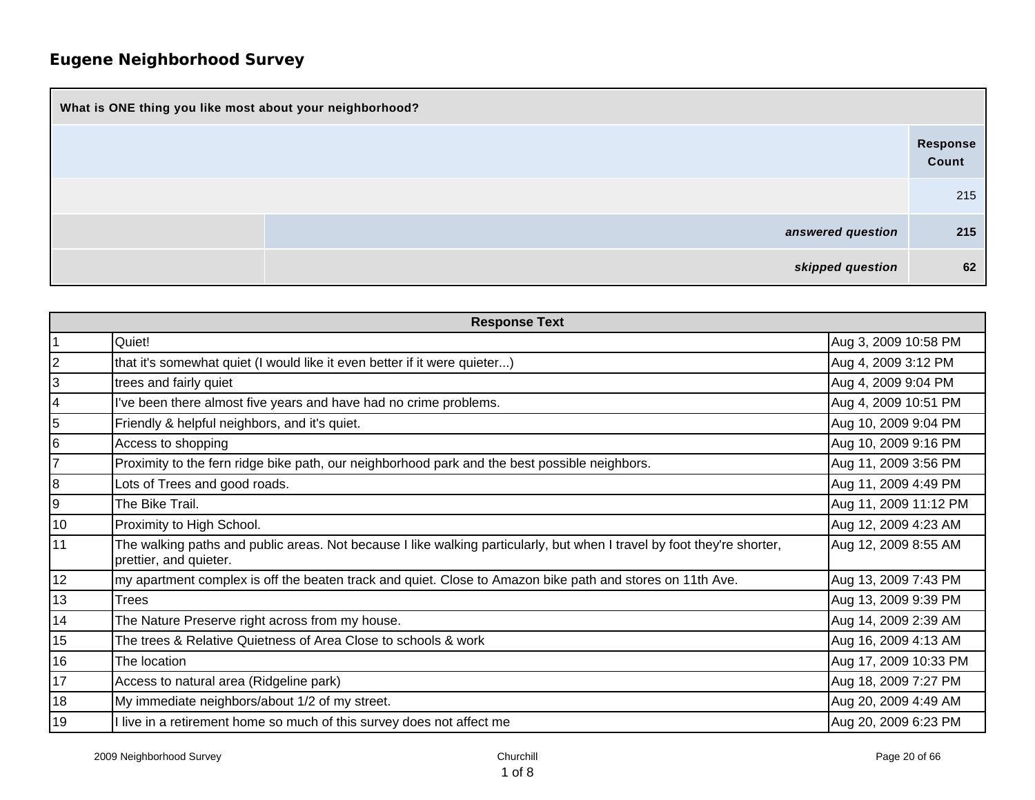## Eugene Neighborhood Survey

| What is ONE thing you like most about your neighborhood? | | |
|---|---|---|
| | | Response Count |
| | | 215 |
| | *answered question* | **215** |
| | *skipped question* | **62** |

| Response Text | | |
|---|---|---|
| 1 | Quiet! | Aug 3, 2009 10:58 PM |
| 2 | that it's somewhat quiet (I would like it even better if it were quieter...) | Aug 4, 2009 3:12 PM |
| 3 | trees and fairly quiet | Aug 4, 2009 9:04 PM |
| 4 | I've been there almost five years and have had no crime problems. | Aug 4, 2009 10:51 PM |
| 5 | Friendly & helpful neighbors, and it's quiet. | Aug 10, 2009 9:04 PM |
| 6 | Access to shopping | Aug 10, 2009 9:16 PM |
| 7 | Proximity to the fern ridge bike path, our neighborhood park and the best possible neighbors. | Aug 11, 2009 3:56 PM |
| 8 | Lots of Trees and good roads. | Aug 11, 2009 4:49 PM |
| 9 | The Bike Trail. | Aug 11, 2009 11:12 PM |
| 10 | Proximity to High School. | Aug 12, 2009 4:23 AM |
| 11 | The walking paths and public areas. Not because I like walking particularly, but when I travel by foot they're shorter, prettier, and quieter. | Aug 12, 2009 8:55 AM |
| 12 | my apartment complex is off the beaten track and quiet. Close to Amazon bike path and stores on 11th Ave. | Aug 13, 2009 7:43 PM |
| 13 | Trees | Aug 13, 2009 9:39 PM |
| 14 | The Nature Preserve right across from my house. | Aug 14, 2009 2:39 AM |
| 15 | The trees & Relative Quietness of Area Close to schools & work | Aug 16, 2009 4:13 AM |
| 16 | The location | Aug 17, 2009 10:33 PM |
| 17 | Access to natural area (Ridgeline park) | Aug 18, 2009 7:27 PM |
| 18 | My immediate neighbors/about 1/2 of my street. | Aug 20, 2009 4:49 AM |
| 19 | I live in a retirement home so much of this survey does not affect me | Aug 20, 2009 6:23 PM |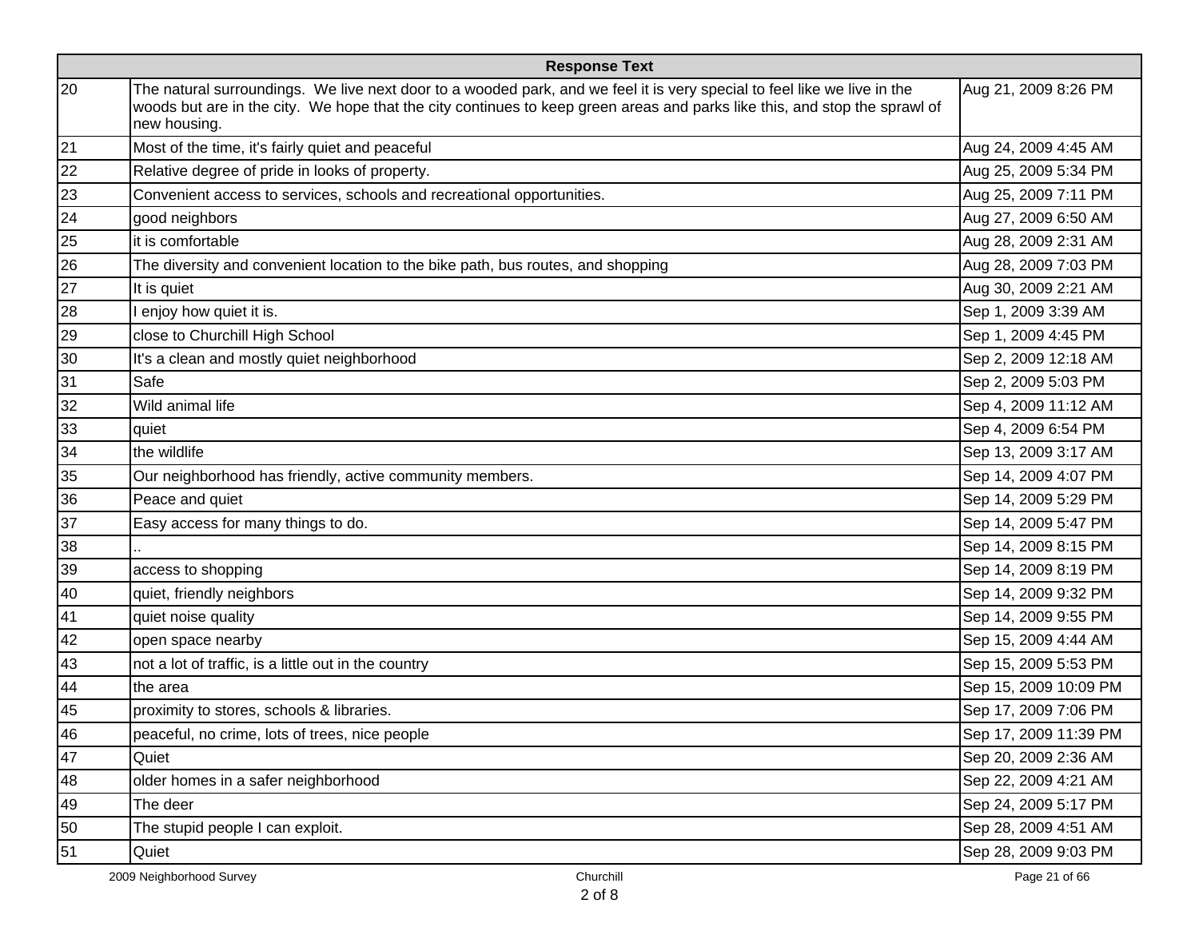| | Response Text | |
|---|---|---|
| 20 | The natural surroundings. We live next door to a wooded park, and we feel it is very special to feel like we live in the woods but are in the city. We hope that the city continues to keep green areas and parks like this, and stop the sprawl of new housing. | Aug 21, 2009 8:26 PM |
| 21 | Most of the time, it's fairly quiet and peaceful | Aug 24, 2009 4:45 AM |
| 22 | Relative degree of pride in looks of property. | Aug 25, 2009 5:34 PM |
| 23 | Convenient access to services, schools and recreational opportunities. | Aug 25, 2009 7:11 PM |
| 24 | good neighbors | Aug 27, 2009 6:50 AM |
| 25 | it is comfortable | Aug 28, 2009 2:31 AM |
| 26 | The diversity and convenient location to the bike path, bus routes, and shopping | Aug 28, 2009 7:03 PM |
| 27 | It is quiet | Aug 30, 2009 2:21 AM |
| 28 | I enjoy how quiet it is. | Sep 1, 2009 3:39 AM |
| 29 | close to Churchill High School | Sep 1, 2009 4:45 PM |
| 30 | It's a clean and mostly quiet neighborhood | Sep 2, 2009 12:18 AM |
| 31 | Safe | Sep 2, 2009 5:03 PM |
| 32 | Wild animal life | Sep 4, 2009 11:12 AM |
| 33 | quiet | Sep 4, 2009 6:54 PM |
| 34 | the wildlife | Sep 13, 2009 3:17 AM |
| 35 | Our neighborhood has friendly, active community members. | Sep 14, 2009 4:07 PM |
| 36 | Peace and quiet | Sep 14, 2009 5:29 PM |
| 37 | Easy access for many things to do. | Sep 14, 2009 5:47 PM |
| 38 | .. | Sep 14, 2009 8:15 PM |
| 39 | access to shopping | Sep 14, 2009 8:19 PM |
| 40 | quiet, friendly neighbors | Sep 14, 2009 9:32 PM |
| 41 | quiet noise quality | Sep 14, 2009 9:55 PM |
| 42 | open space nearby | Sep 15, 2009 4:44 AM |
| 43 | not a lot of traffic, is a little out in the country | Sep 15, 2009 5:53 PM |
| 44 | the area | Sep 15, 2009 10:09 PM |
| 45 | proximity to stores, schools & libraries. | Sep 17, 2009 7:06 PM |
| 46 | peaceful, no crime, lots of trees, nice people | Sep 17, 2009 11:39 PM |
| 47 | Quiet | Sep 20, 2009 2:36 AM |
| 48 | older homes in a safer neighborhood | Sep 22, 2009 4:21 AM |
| 49 | The deer | Sep 24, 2009 5:17 PM |
| 50 | The stupid people I can exploit. | Sep 28, 2009 4:51 AM |
| 51 | Quiet | Sep 28, 2009 9:03 PM |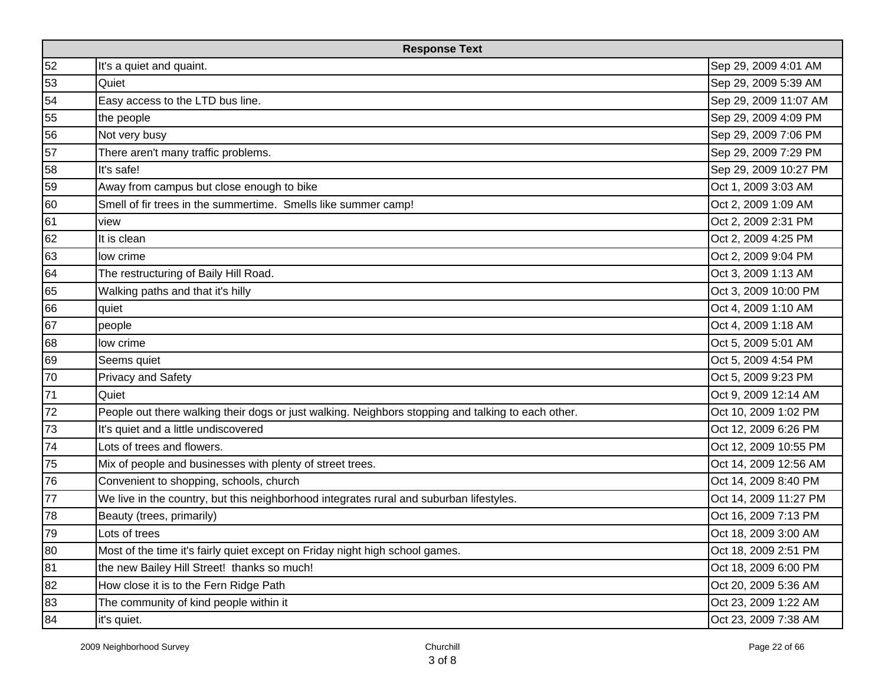| | Response Text | |
|---|---|---|
| 52 | It's a quiet and quaint. | Sep 29, 2009 4:01 AM |
| 53 | Quiet | Sep 29, 2009 5:39 AM |
| 54 | Easy access to the LTD bus line. | Sep 29, 2009 11:07 AM |
| 55 | the people | Sep 29, 2009 4:09 PM |
| 56 | Not very busy | Sep 29, 2009 7:06 PM |
| 57 | There aren't many traffic problems. | Sep 29, 2009 7:29 PM |
| 58 | It's safe! | Sep 29, 2009 10:27 PM |
| 59 | Away from campus but close enough to bike | Oct 1, 2009 3:03 AM |
| 60 | Smell of fir trees in the summertime. Smells like summer camp! | Oct 2, 2009 1:09 AM |
| 61 | view | Oct 2, 2009 2:31 PM |
| 62 | It is clean | Oct 2, 2009 4:25 PM |
| 63 | low crime | Oct 2, 2009 9:04 PM |
| 64 | The restructuring of Baily Hill Road. | Oct 3, 2009 1:13 AM |
| 65 | Walking paths and that it's hilly | Oct 3, 2009 10:00 PM |
| 66 | quiet | Oct 4, 2009 1:10 AM |
| 67 | people | Oct 4, 2009 1:18 AM |
| 68 | low crime | Oct 5, 2009 5:01 AM |
| 69 | Seems quiet | Oct 5, 2009 4:54 PM |
| 70 | Privacy and Safety | Oct 5, 2009 9:23 PM |
| 71 | Quiet | Oct 9, 2009 12:14 AM |
| 72 | People out there walking their dogs or just walking. Neighbors stopping and talking to each other. | Oct 10, 2009 1:02 PM |
| 73 | It's quiet and a little undiscovered | Oct 12, 2009 6:26 PM |
| 74 | Lots of trees and flowers. | Oct 12, 2009 10:55 PM |
| 75 | Mix of people and businesses with plenty of street trees. | Oct 14, 2009 12:56 AM |
| 76 | Convenient to shopping, schools, church | Oct 14, 2009 8:40 PM |
| 77 | We live in the country, but this neighborhood integrates rural and suburban lifestyles. | Oct 14, 2009 11:27 PM |
| 78 | Beauty (trees, primarily) | Oct 16, 2009 7:13 PM |
| 79 | Lots of trees | Oct 18, 2009 3:00 AM |
| 80 | Most of the time it's fairly quiet except on Friday night high school games. | Oct 18, 2009 2:51 PM |
| 81 | the new Bailey Hill Street! thanks so much! | Oct 18, 2009 6:00 PM |
| 82 | How close it is to the Fern Ridge Path | Oct 20, 2009 5:36 AM |
| 83 | The community of kind people within it | Oct 23, 2009 1:22 AM |
| 84 | it's quiet. | Oct 23, 2009 7:38 AM |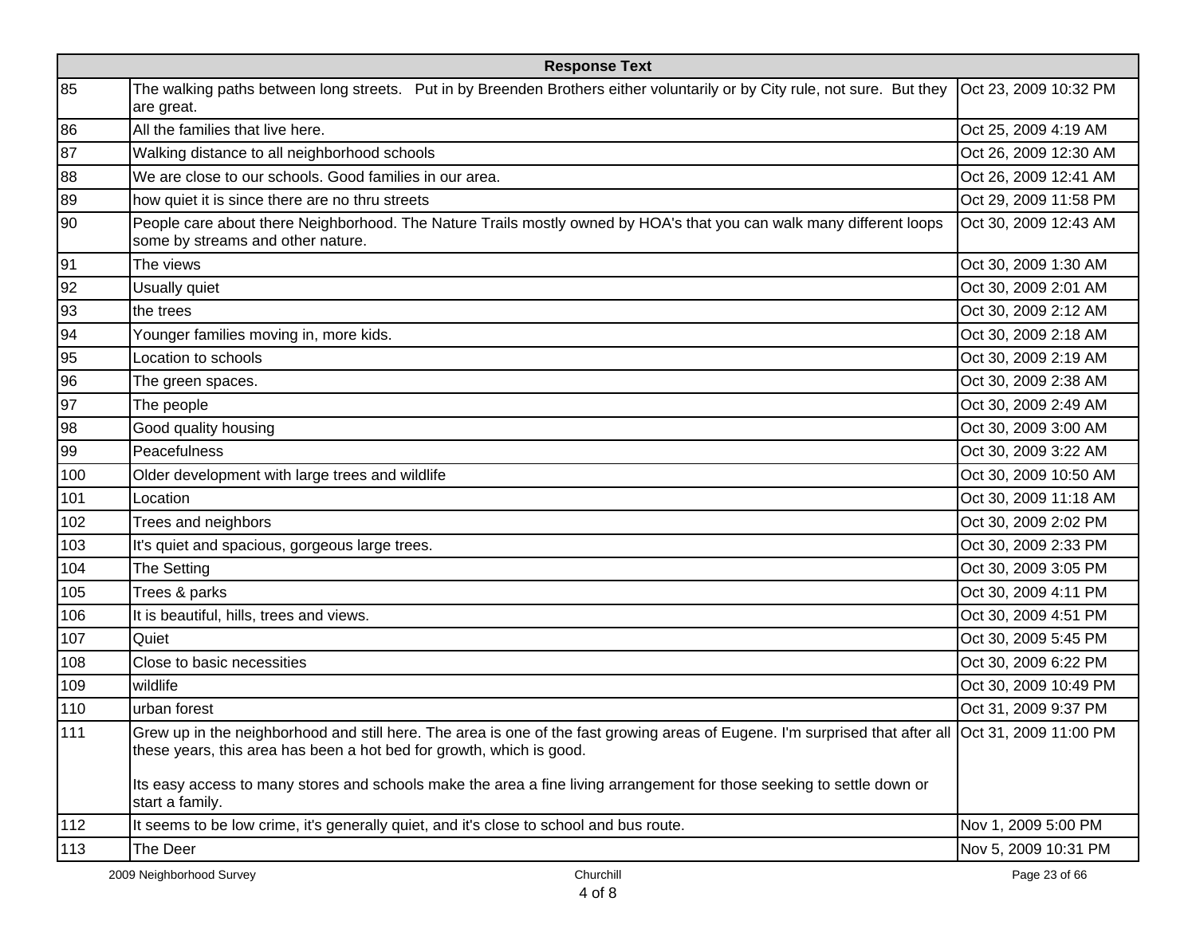| | Response Text | |
|---|---|---|
| 85 | The walking paths between long streets. Put in by Breenden Brothers either voluntarily or by City rule, not sure. But they are great. | Oct 23, 2009 10:32 PM |
| 86 | All the families that live here. | Oct 25, 2009 4:19 AM |
| 87 | Walking distance to all neighborhood schools | Oct 26, 2009 12:30 AM |
| 88 | We are close to our schools. Good families in our area. | Oct 26, 2009 12:41 AM |
| 89 | how quiet it is since there are no thru streets | Oct 29, 2009 11:58 PM |
| 90 | People care about there Neighborhood. The Nature Trails mostly owned by HOA's that you can walk many different loops some by streams and other nature. | Oct 30, 2009 12:43 AM |
| 91 | The views | Oct 30, 2009 1:30 AM |
| 92 | Usually quiet | Oct 30, 2009 2:01 AM |
| 93 | the trees | Oct 30, 2009 2:12 AM |
| 94 | Younger families moving in, more kids. | Oct 30, 2009 2:18 AM |
| 95 | Location to schools | Oct 30, 2009 2:19 AM |
| 96 | The green spaces. | Oct 30, 2009 2:38 AM |
| 97 | The people | Oct 30, 2009 2:49 AM |
| 98 | Good quality housing | Oct 30, 2009 3:00 AM |
| 99 | Peacefulness | Oct 30, 2009 3:22 AM |
| 100 | Older development with large trees and wildlife | Oct 30, 2009 10:50 AM |
| 101 | Location | Oct 30, 2009 11:18 AM |
| 102 | Trees and neighbors | Oct 30, 2009 2:02 PM |
| 103 | It's quiet and spacious, gorgeous large trees. | Oct 30, 2009 2:33 PM |
| 104 | The Setting | Oct 30, 2009 3:05 PM |
| 105 | Trees & parks | Oct 30, 2009 4:11 PM |
| 106 | It is beautiful, hills, trees and views. | Oct 30, 2009 4:51 PM |
| 107 | Quiet | Oct 30, 2009 5:45 PM |
| 108 | Close to basic necessities | Oct 30, 2009 6:22 PM |
| 109 | wildlife | Oct 30, 2009 10:49 PM |
| 110 | urban forest | Oct 31, 2009 9:37 PM |
| 111 | Grew up in the neighborhood and still here. The area is one of the fast growing areas of Eugene. I'm surprised that after all these years, this area has been a hot bed for growth, which is good.<br><br>Its easy access to many stores and schools make the area a fine living arrangement for those seeking to settle down or start a family. | Oct 31, 2009 11:00 PM |
| 112 | It seems to be low crime, it's generally quiet, and it's close to school and bus route. | Nov 1, 2009 5:00 PM |
| 113 | The Deer | Nov 5, 2009 10:31 PM |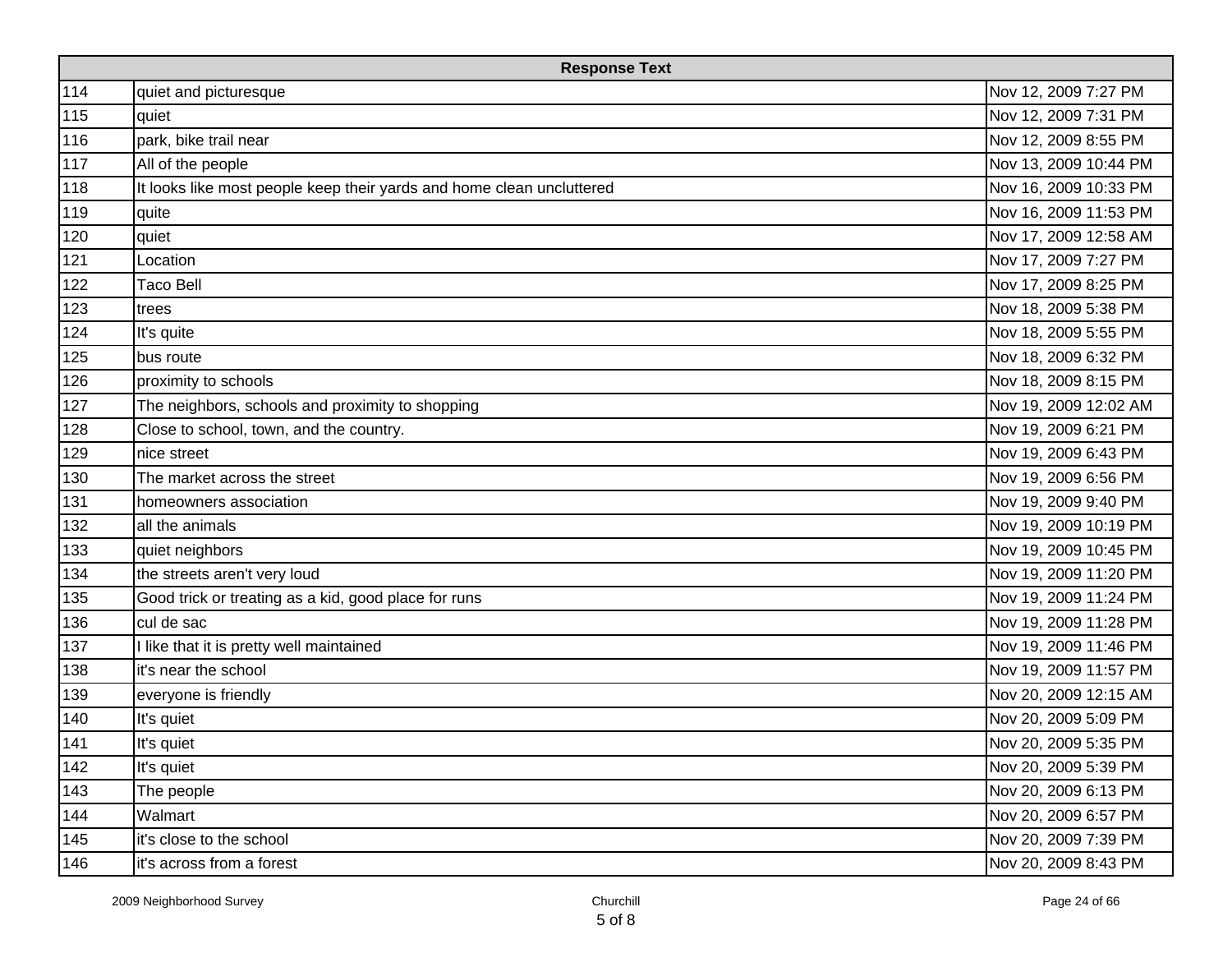| Response Text | | |
|---|---|---|
| 114 | quiet and picturesque | Nov 12, 2009 7:27 PM |
| 115 | quiet | Nov 12, 2009 7:31 PM |
| 116 | park, bike trail near | Nov 12, 2009 8:55 PM |
| 117 | All of the people | Nov 13, 2009 10:44 PM |
| 118 | It looks like most people keep their yards and home clean uncluttered | Nov 16, 2009 10:33 PM |
| 119 | quite | Nov 16, 2009 11:53 PM |
| 120 | quiet | Nov 17, 2009 12:58 AM |
| 121 | Location | Nov 17, 2009 7:27 PM |
| 122 | Taco Bell | Nov 17, 2009 8:25 PM |
| 123 | trees | Nov 18, 2009 5:38 PM |
| 124 | It's quite | Nov 18, 2009 5:55 PM |
| 125 | bus route | Nov 18, 2009 6:32 PM |
| 126 | proximity to schools | Nov 18, 2009 8:15 PM |
| 127 | The neighbors, schools and proximity to shopping | Nov 19, 2009 12:02 AM |
| 128 | Close to school, town, and the country. | Nov 19, 2009 6:21 PM |
| 129 | nice street | Nov 19, 2009 6:43 PM |
| 130 | The market across the street | Nov 19, 2009 6:56 PM |
| 131 | homeowners association | Nov 19, 2009 9:40 PM |
| 132 | all the animals | Nov 19, 2009 10:19 PM |
| 133 | quiet neighbors | Nov 19, 2009 10:45 PM |
| 134 | the streets aren't very loud | Nov 19, 2009 11:20 PM |
| 135 | Good trick or treating as a kid, good place for runs | Nov 19, 2009 11:24 PM |
| 136 | cul de sac | Nov 19, 2009 11:28 PM |
| 137 | I like that it is pretty well maintained | Nov 19, 2009 11:46 PM |
| 138 | it's near the school | Nov 19, 2009 11:57 PM |
| 139 | everyone is friendly | Nov 20, 2009 12:15 AM |
| 140 | It's quiet | Nov 20, 2009 5:09 PM |
| 141 | It's quiet | Nov 20, 2009 5:35 PM |
| 142 | It's quiet | Nov 20, 2009 5:39 PM |
| 143 | The people | Nov 20, 2009 6:13 PM |
| 144 | Walmart | Nov 20, 2009 6:57 PM |
| 145 | it's close to the school | Nov 20, 2009 7:39 PM |
| 146 | it's across from a forest | Nov 20, 2009 8:43 PM |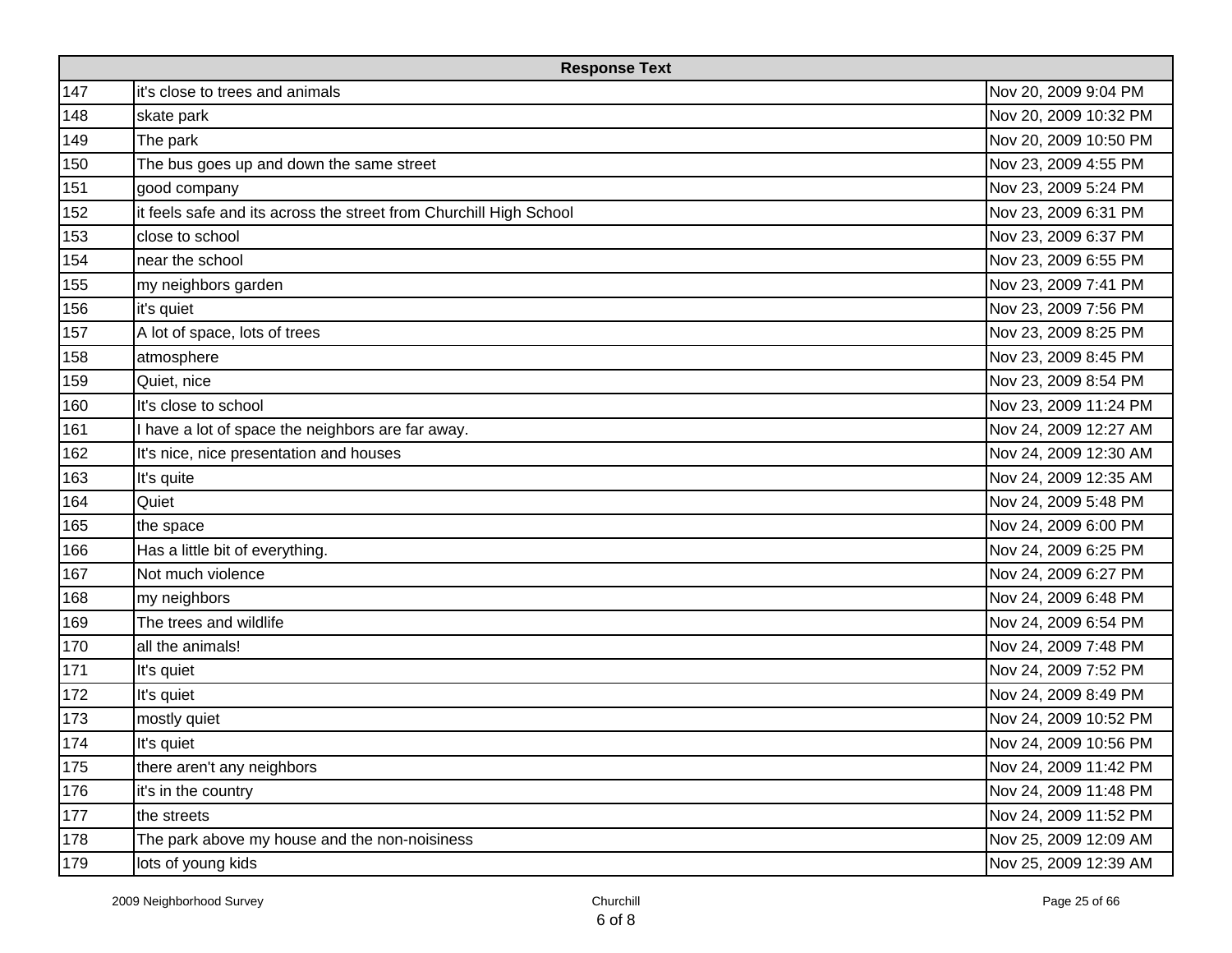| Response Text | | |
|---|---|---|
| 147 | it's close to trees and animals | Nov 20, 2009 9:04 PM |
| 148 | skate park | Nov 20, 2009 10:32 PM |
| 149 | The park | Nov 20, 2009 10:50 PM |
| 150 | The bus goes up and down the same street | Nov 23, 2009 4:55 PM |
| 151 | good company | Nov 23, 2009 5:24 PM |
| 152 | it feels safe and its across the street from Churchill High School | Nov 23, 2009 6:31 PM |
| 153 | close to school | Nov 23, 2009 6:37 PM |
| 154 | near the school | Nov 23, 2009 6:55 PM |
| 155 | my neighbors garden | Nov 23, 2009 7:41 PM |
| 156 | it's quiet | Nov 23, 2009 7:56 PM |
| 157 | A lot of space, lots of trees | Nov 23, 2009 8:25 PM |
| 158 | atmosphere | Nov 23, 2009 8:45 PM |
| 159 | Quiet, nice | Nov 23, 2009 8:54 PM |
| 160 | It's close to school | Nov 23, 2009 11:24 PM |
| 161 | I have a lot of space the neighbors are far away. | Nov 24, 2009 12:27 AM |
| 162 | It's nice, nice presentation and houses | Nov 24, 2009 12:30 AM |
| 163 | It's quite | Nov 24, 2009 12:35 AM |
| 164 | Quiet | Nov 24, 2009 5:48 PM |
| 165 | the space | Nov 24, 2009 6:00 PM |
| 166 | Has a little bit of everything. | Nov 24, 2009 6:25 PM |
| 167 | Not much violence | Nov 24, 2009 6:27 PM |
| 168 | my neighbors | Nov 24, 2009 6:48 PM |
| 169 | The trees and wildlife | Nov 24, 2009 6:54 PM |
| 170 | all the animals! | Nov 24, 2009 7:48 PM |
| 171 | It's quiet | Nov 24, 2009 7:52 PM |
| 172 | It's quiet | Nov 24, 2009 8:49 PM |
| 173 | mostly quiet | Nov 24, 2009 10:52 PM |
| 174 | It's quiet | Nov 24, 2009 10:56 PM |
| 175 | there aren't any neighbors | Nov 24, 2009 11:42 PM |
| 176 | it's in the country | Nov 24, 2009 11:48 PM |
| 177 | the streets | Nov 24, 2009 11:52 PM |
| 178 | The park above my house and the non-noisiness | Nov 25, 2009 12:09 AM |
| 179 | lots of young kids | Nov 25, 2009 12:39 AM |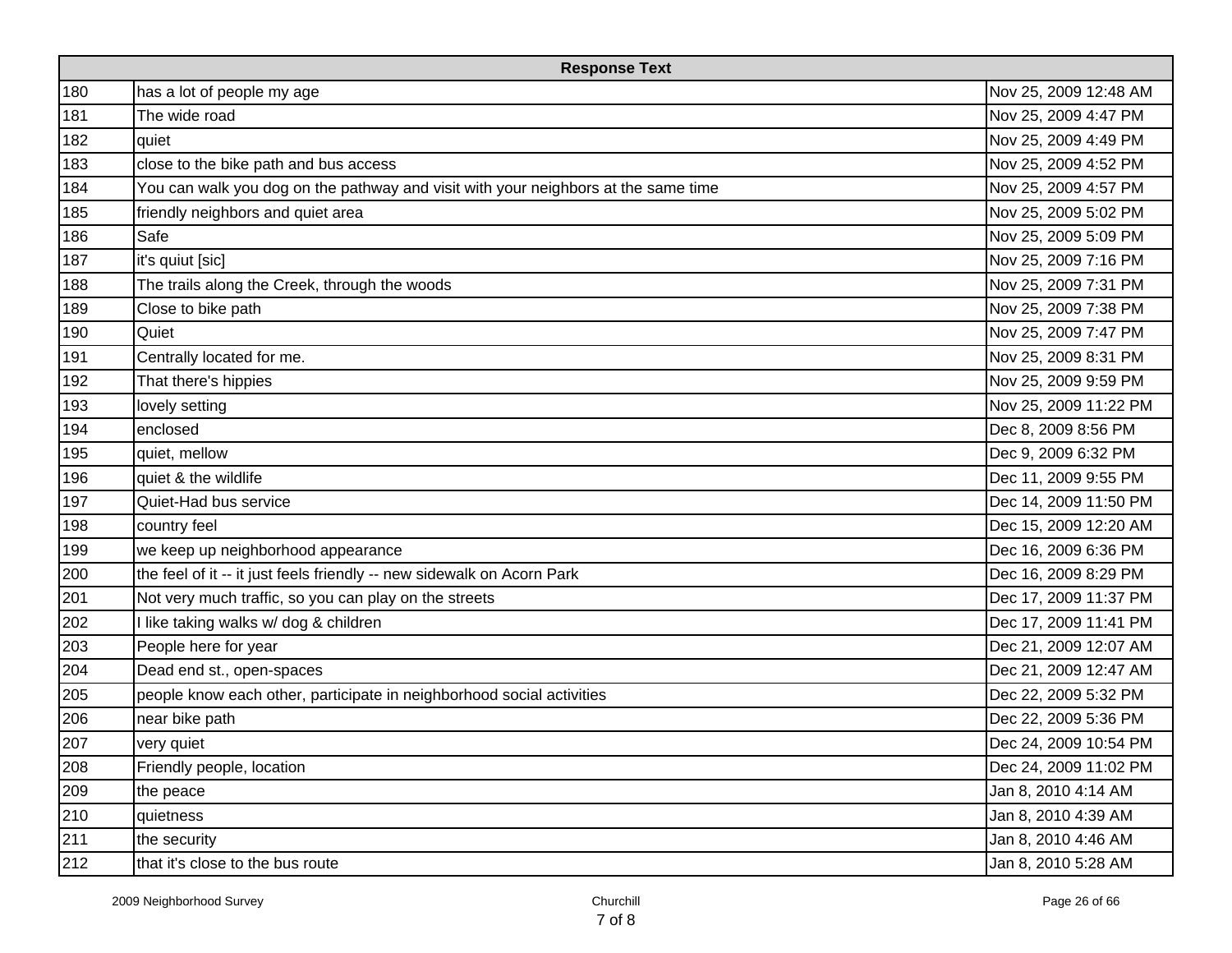| Response Text | | |
|---|---|---|
| 180 | has a lot of people my age | Nov 25, 2009 12:48 AM |
| 181 | The wide road | Nov 25, 2009 4:47 PM |
| 182 | quiet | Nov 25, 2009 4:49 PM |
| 183 | close to the bike path and bus access | Nov 25, 2009 4:52 PM |
| 184 | You can walk you dog on the pathway and visit with your neighbors at the same time | Nov 25, 2009 4:57 PM |
| 185 | friendly neighbors and quiet area | Nov 25, 2009 5:02 PM |
| 186 | Safe | Nov 25, 2009 5:09 PM |
| 187 | it's quiut [sic] | Nov 25, 2009 7:16 PM |
| 188 | The trails along the Creek, through the woods | Nov 25, 2009 7:31 PM |
| 189 | Close to bike path | Nov 25, 2009 7:38 PM |
| 190 | Quiet | Nov 25, 2009 7:47 PM |
| 191 | Centrally located for me. | Nov 25, 2009 8:31 PM |
| 192 | That there's hippies | Nov 25, 2009 9:59 PM |
| 193 | lovely setting | Nov 25, 2009 11:22 PM |
| 194 | enclosed | Dec 8, 2009 8:56 PM |
| 195 | quiet, mellow | Dec 9, 2009 6:32 PM |
| 196 | quiet & the wildlife | Dec 11, 2009 9:55 PM |
| 197 | Quiet-Had bus service | Dec 14, 2009 11:50 PM |
| 198 | country feel | Dec 15, 2009 12:20 AM |
| 199 | we keep up neighborhood appearance | Dec 16, 2009 6:36 PM |
| 200 | the feel of it -- it just feels friendly -- new sidewalk on Acorn Park | Dec 16, 2009 8:29 PM |
| 201 | Not very much traffic, so you can play on the streets | Dec 17, 2009 11:37 PM |
| 202 | I like taking walks w/ dog & children | Dec 17, 2009 11:41 PM |
| 203 | People here for year | Dec 21, 2009 12:07 AM |
| 204 | Dead end st., open-spaces | Dec 21, 2009 12:47 AM |
| 205 | people know each other, participate in neighborhood social activities | Dec 22, 2009 5:32 PM |
| 206 | near bike path | Dec 22, 2009 5:36 PM |
| 207 | very quiet | Dec 24, 2009 10:54 PM |
| 208 | Friendly people, location | Dec 24, 2009 11:02 PM |
| 209 | the peace | Jan 8, 2010 4:14 AM |
| 210 | quietness | Jan 8, 2010 4:39 AM |
| 211 | the security | Jan 8, 2010 4:46 AM |
| 212 | that it's close to the bus route | Jan 8, 2010 5:28 AM |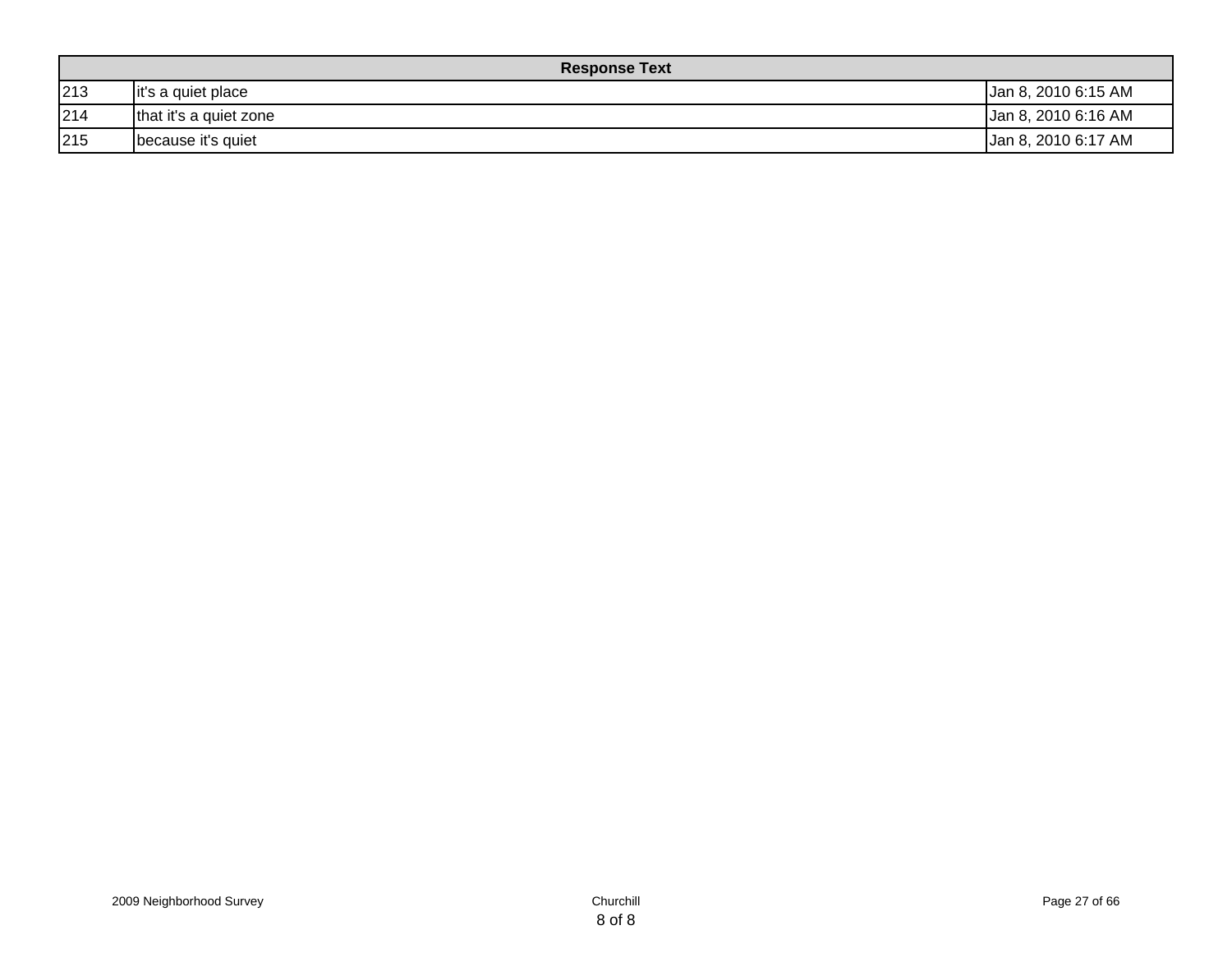| Response Text | | |
|---|---|---|
| 213 | it's a quiet place | Jan 8, 2010 6:15 AM |
| 214 | that it's a quiet zone | Jan 8, 2010 6:16 AM |
| 215 | because it's quiet | Jan 8, 2010 6:17 AM |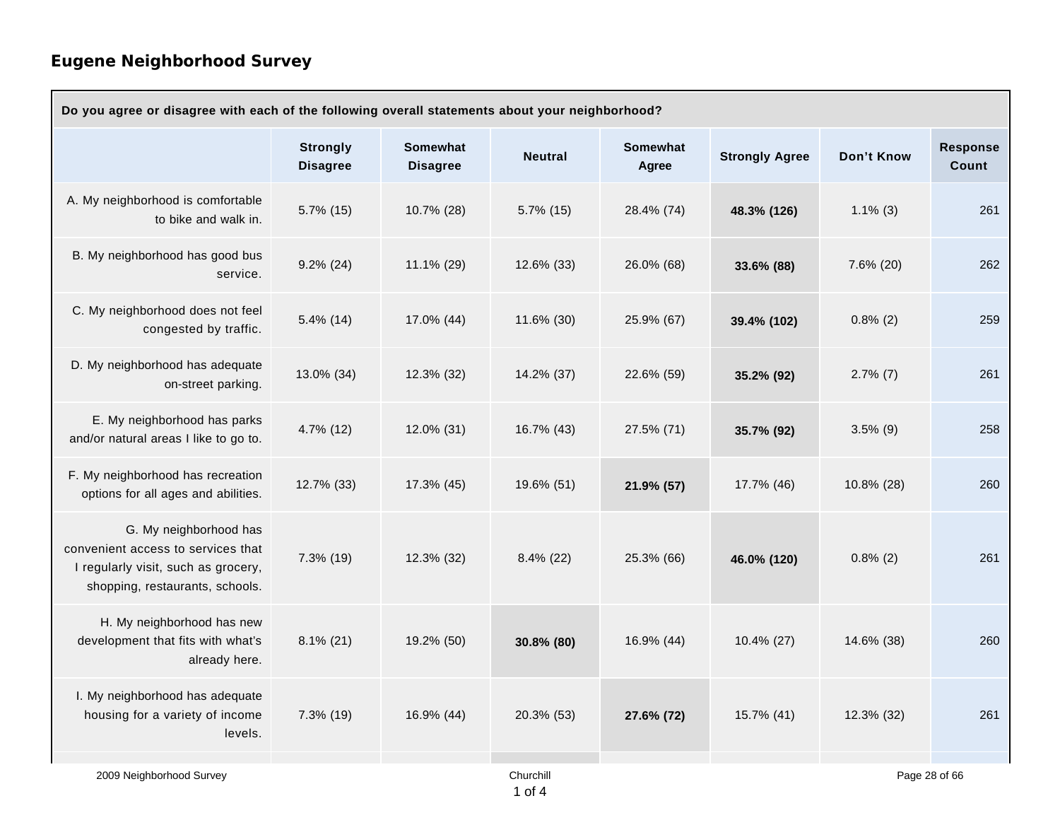## Eugene Neighborhood Survey

| Do you agree or disagree with each of the following overall statements about your neighborhood? | | | | | | | |
|---|---|---|---|---|---|---|---|
| | Strongly Disagree | Somewhat Disagree | Neutral | Somewhat Agree | Strongly Agree | Don't Know | Response Count |
| A. My neighborhood is comfortable to bike and walk in. | 5.7% (15) | 10.7% (28) | 5.7% (15) | 28.4% (74) | **48.3% (126)** | 1.1% (3) | 261 |
| B. My neighborhood has good bus service. | 9.2% (24) | 11.1% (29) | 12.6% (33) | 26.0% (68) | **33.6% (88)** | 7.6% (20) | 262 |
| C. My neighborhood does not feel congested by traffic. | 5.4% (14) | 17.0% (44) | 11.6% (30) | 25.9% (67) | **39.4% (102)** | 0.8% (2) | 259 |
| D. My neighborhood has adequate on-street parking. | 13.0% (34) | 12.3% (32) | 14.2% (37) | 22.6% (59) | **35.2% (92)** | 2.7% (7) | 261 |
| E. My neighborhood has parks and/or natural areas I like to go to. | 4.7% (12) | 12.0% (31) | 16.7% (43) | 27.5% (71) | **35.7% (92)** | 3.5% (9) | 258 |
| F. My neighborhood has recreation options for all ages and abilities. | 12.7% (33) | 17.3% (45) | 19.6% (51) | **21.9% (57)** | 17.7% (46) | 10.8% (28) | 260 |
| G. My neighborhood has convenient access to services that I regularly visit, such as grocery, shopping, restaurants, schools. | 7.3% (19) | 12.3% (32) | 8.4% (22) | 25.3% (66) | **46.0% (120)** | 0.8% (2) | 261 |
| H. My neighborhood has new development that fits with what's already here. | 8.1% (21) | 19.2% (50) | **30.8% (80)** | 16.9% (44) | 10.4% (27) | 14.6% (38) | 260 |
| I. My neighborhood has adequate housing for a variety of income levels. | 7.3% (19) | 16.9% (44) | 20.3% (53) | **27.6% (72)** | 15.7% (41) | 12.3% (32) | 261 |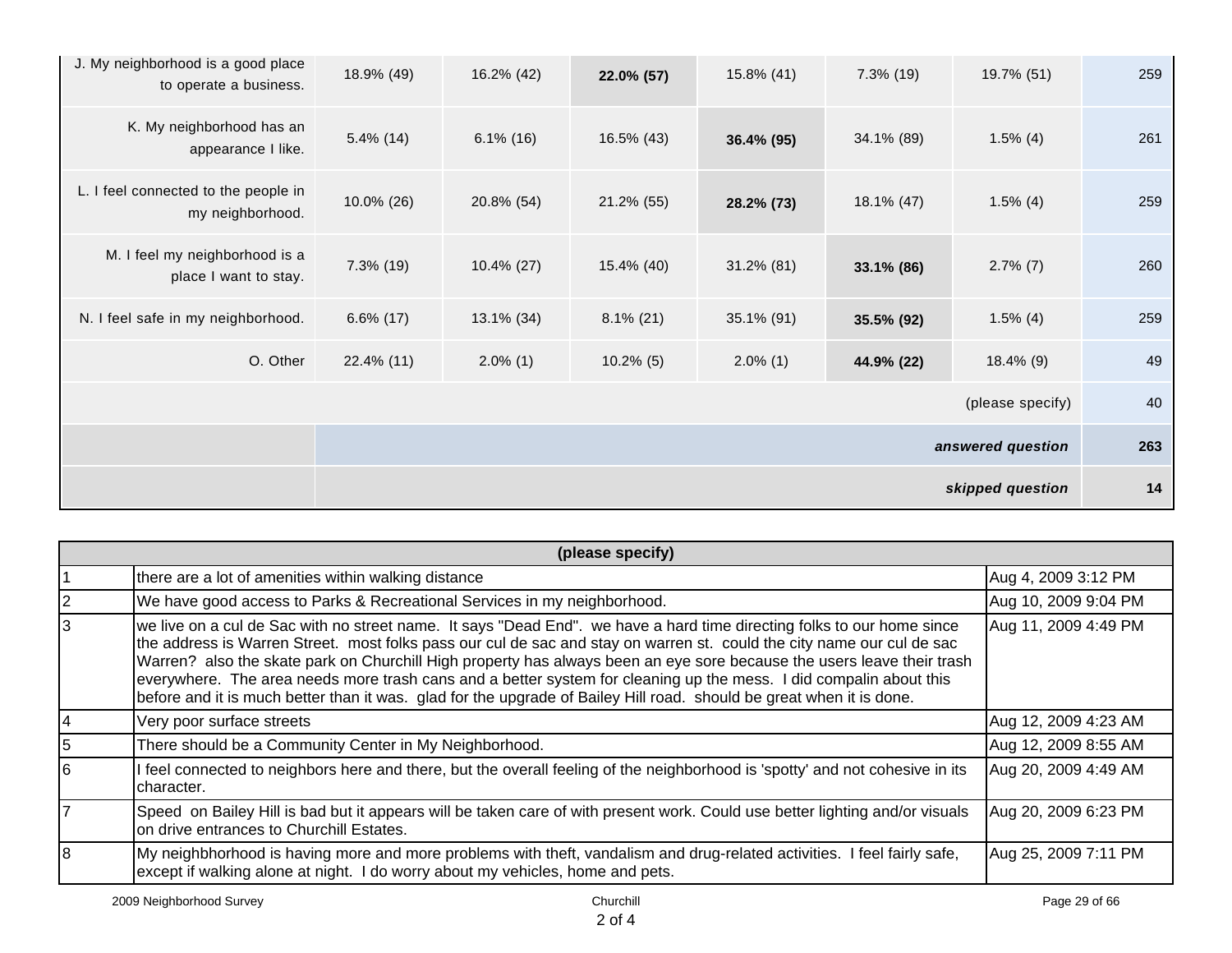| | | | | | | | |
|---|---|---|---|---|---|---|---|
| J. My neighborhood is a good place to operate a business. | 18.9% (49) | 16.2% (42) | **22.0% (57)** | 15.8% (41) | 7.3% (19) | 19.7% (51) | 259 |
| K. My neighborhood has an appearance I like. | 5.4% (14) | 6.1% (16) | 16.5% (43) | **36.4% (95)** | 34.1% (89) | 1.5% (4) | 261 |
| L. I feel connected to the people in my neighborhood. | 10.0% (26) | 20.8% (54) | 21.2% (55) | **28.2% (73)** | 18.1% (47) | 1.5% (4) | 259 |
| M. I feel my neighborhood is a place I want to stay. | 7.3% (19) | 10.4% (27) | 15.4% (40) | 31.2% (81) | **33.1% (86)** | 2.7% (7) | 260 |
| N. I feel safe in my neighborhood. | 6.6% (17) | 13.1% (34) | 8.1% (21) | 35.1% (91) | **35.5% (92)** | 1.5% (4) | 259 |
| O. Other | 22.4% (11) | 2.0% (1) | 10.2% (5) | 2.0% (1) | **44.9% (22)** | 18.4% (9) | 49 |
| | | | | | | (please specify) | 40 |
| | | | | | | ***answered question*** | **263** |
| | | | | | | ***skipped question*** | **14** |

| | **(please specify)** | |
|---|---|---|
| 1 | there are a lot of amenities within walking distance | Aug 4, 2009 3:12 PM |
| 2 | We have good access to Parks & Recreational Services in my neighborhood. | Aug 10, 2009 9:04 PM |
| 3 | we live on a cul de Sac with no street name. It says "Dead End". we have a hard time directing folks to our home since the address is Warren Street. most folks pass our cul de sac and stay on warren st. could the city name our cul de sac Warren? also the skate park on Churchill High property has always been an eye sore because the users leave their trash everywhere. The area needs more trash cans and a better system for cleaning up the mess. I did compalin about this before and it is much better than it was. glad for the upgrade of Bailey Hill road. should be great when it is done. | Aug 11, 2009 4:49 PM |
| 4 | Very poor surface streets | Aug 12, 2009 4:23 AM |
| 5 | There should be a Community Center in My Neighborhood. | Aug 12, 2009 8:55 AM |
| 6 | I feel connected to neighbors here and there, but the overall feeling of the neighborhood is 'spotty' and not cohesive in its character. | Aug 20, 2009 4:49 AM |
| 7 | Speed on Bailey Hill is bad but it appears will be taken care of with present work. Could use better lighting and/or visuals on drive entrances to Churchill Estates. | Aug 20, 2009 6:23 PM |
| 8 | My neighbhorhood is having more and more problems with theft, vandalism and drug-related activities. I feel fairly safe, except if walking alone at night. I do worry about my vehicles, home and pets. | Aug 25, 2009 7:11 PM |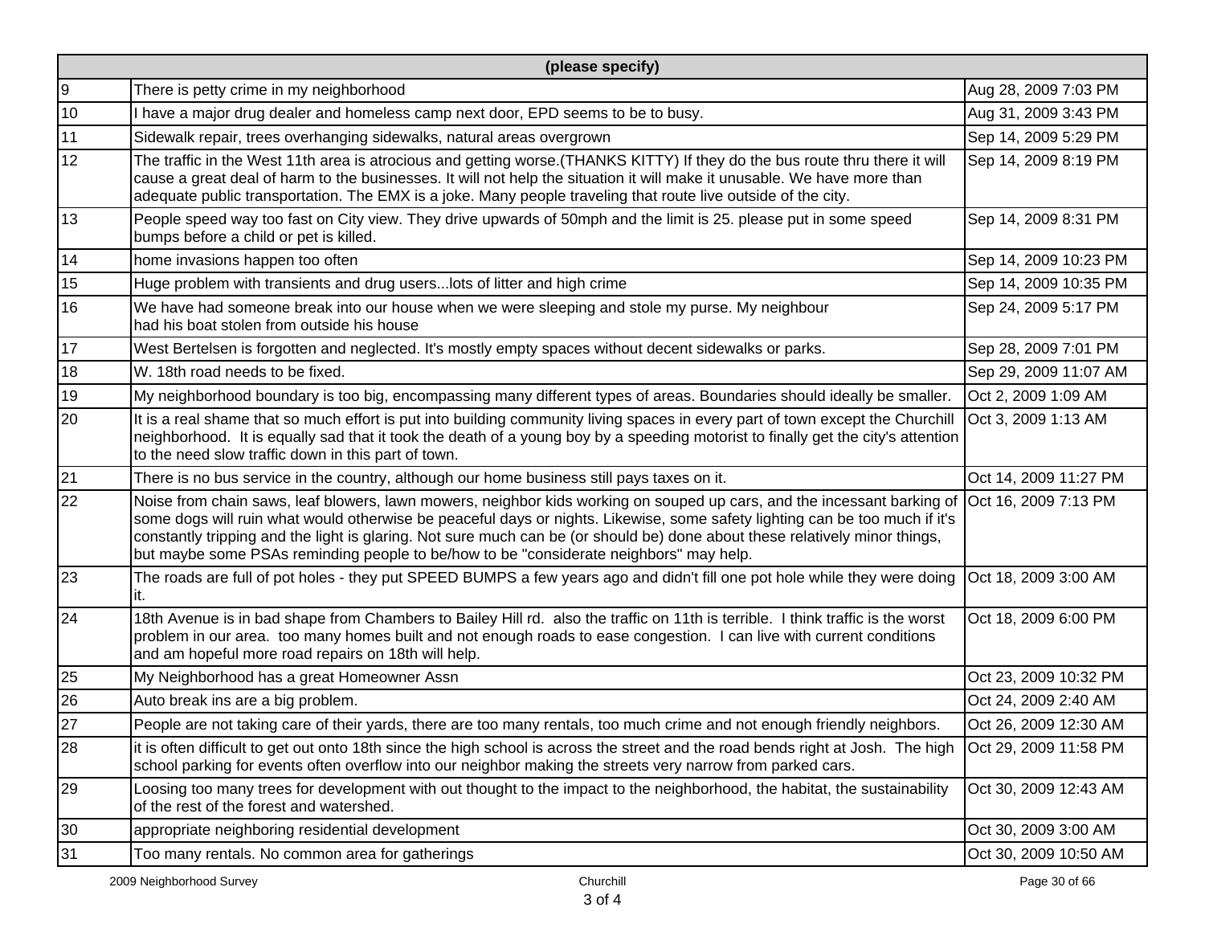| (please specify) | | |
|---|---|---|
| 9 | There is petty crime in my neighborhood | Aug 28, 2009 7:03 PM |
| 10 | I have a major drug dealer and homeless camp next door, EPD seems to be to busy. | Aug 31, 2009 3:43 PM |
| 11 | Sidewalk repair, trees overhanging sidewalks, natural areas overgrown | Sep 14, 2009 5:29 PM |
| 12 | The traffic in the West 11th area is atrocious and getting worse.(THANKS KITTY) If they do the bus route thru there it will cause a great deal of harm to the businesses. It will not help the situation it will make it unusable. We have more than adequate public transportation. The EMX is a joke. Many people traveling that route live outside of the city. | Sep 14, 2009 8:19 PM |
| 13 | People speed way too fast on City view. They drive upwards of 50mph and the limit is 25. please put in some speed bumps before a child or pet is killed. | Sep 14, 2009 8:31 PM |
| 14 | home invasions happen too often | Sep 14, 2009 10:23 PM |
| 15 | Huge problem with transients and drug users...lots of litter and high crime | Sep 14, 2009 10:35 PM |
| 16 | We have had someone break into our house when we were sleeping and stole my purse. My neighbour had his boat stolen from outside his house | Sep 24, 2009 5:17 PM |
| 17 | West Bertelsen is forgotten and neglected. It's mostly empty spaces without decent sidewalks or parks. | Sep 28, 2009 7:01 PM |
| 18 | W. 18th road needs to be fixed. | Sep 29, 2009 11:07 AM |
| 19 | My neighborhood boundary is too big, encompassing many different types of areas. Boundaries should ideally be smaller. | Oct 2, 2009 1:09 AM |
| 20 | It is a real shame that so much effort is put into building community living spaces in every part of town except the Churchill neighborhood. It is equally sad that it took the death of a young boy by a speeding motorist to finally get the city's attention to the need slow traffic down in this part of town. | Oct 3, 2009 1:13 AM |
| 21 | There is no bus service in the country, although our home business still pays taxes on it. | Oct 14, 2009 11:27 PM |
| 22 | Noise from chain saws, leaf blowers, lawn mowers, neighbor kids working on souped up cars, and the incessant barking of some dogs will ruin what would otherwise be peaceful days or nights. Likewise, some safety lighting can be too much if it's constantly tripping and the light is glaring. Not sure much can be (or should be) done about these relatively minor things, but maybe some PSAs reminding people to be/how to be "considerate neighbors" may help. | Oct 16, 2009 7:13 PM |
| 23 | The roads are full of pot holes - they put SPEED BUMPS a few years ago and didn't fill one pot hole while they were doing it. | Oct 18, 2009 3:00 AM |
| 24 | 18th Avenue is in bad shape from Chambers to Bailey Hill rd. also the traffic on 11th is terrible. I think traffic is the worst problem in our area. too many homes built and not enough roads to ease congestion. I can live with current conditions and am hopeful more road repairs on 18th will help. | Oct 18, 2009 6:00 PM |
| 25 | My Neighborhood has a great Homeowner Assn | Oct 23, 2009 10:32 PM |
| 26 | Auto break ins are a big problem. | Oct 24, 2009 2:40 AM |
| 27 | People are not taking care of their yards, there are too many rentals, too much crime and not enough friendly neighbors. | Oct 26, 2009 12:30 AM |
| 28 | it is often difficult to get out onto 18th since the high school is across the street and the road bends right at Josh. The high school parking for events often overflow into our neighbor making the streets very narrow from parked cars. | Oct 29, 2009 11:58 PM |
| 29 | Loosing too many trees for development with out thought to the impact to the neighborhood, the habitat, the sustainability of the rest of the forest and watershed. | Oct 30, 2009 12:43 AM |
| 30 | appropriate neighboring residential development | Oct 30, 2009 3:00 AM |
| 31 | Too many rentals. No common area for gatherings | Oct 30, 2009 10:50 AM |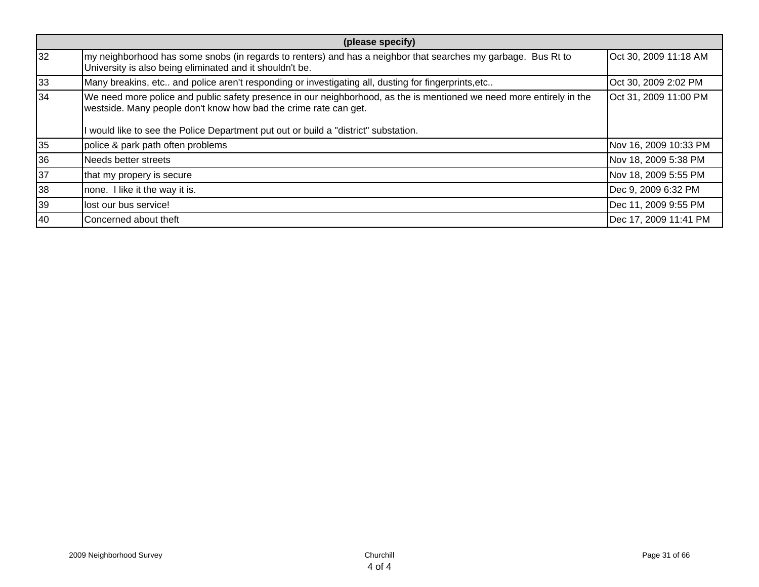| (please specify) | | |
|---|---|---|
| 32 | my neighborhood has some snobs (in regards to renters) and has a neighbor that searches my garbage. Bus Rt to University is also being eliminated and it shouldn't be. | Oct 30, 2009 11:18 AM |
| 33 | Many breakins, etc.. and police aren't responding or investigating all, dusting for fingerprints,etc.. | Oct 30, 2009 2:02 PM |
| 34 | We need more police and public safety presence in our neighborhood, as the is mentioned we need more entirely in the westside. Many people don't know how bad the crime rate can get.<br><br>I would like to see the Police Department put out or build a "district" substation. | Oct 31, 2009 11:00 PM |
| 35 | police & park path often problems | Nov 16, 2009 10:33 PM |
| 36 | Needs better streets | Nov 18, 2009 5:38 PM |
| 37 | that my propery is secure | Nov 18, 2009 5:55 PM |
| 38 | none. I like it the way it is. | Dec 9, 2009 6:32 PM |
| 39 | lost our bus service! | Dec 11, 2009 9:55 PM |
| 40 | Concerned about theft | Dec 17, 2009 11:41 PM |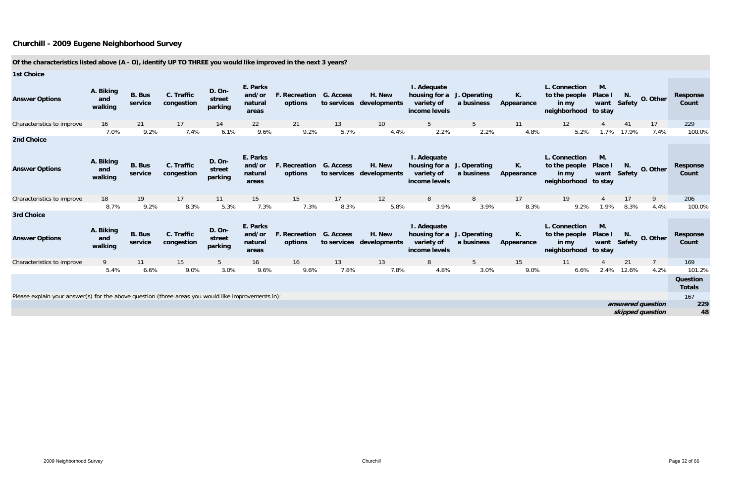## Churchill - 2009 Eugene Neighborhood Survey

**Of the characteristics listed above (A - O), identify UP TO THREE you would like improved in the next 3 years?**

**1st Choice**

| Answer Options | A. Biking and walking | B. Bus service | C. Traffic congestion | D. On-street parking | E. Parks and/or natural areas | F. Recreation options | G. Access to services | H. New developments | I. Adequate housing for a variety of income levels | J. Operating a business | K. Appearance | L. Connection to the people in my neighborhood | M. Place I want to stay | N. Safety | O. Other | Response Count |
|---|---|---|---|---|---|---|---|---|---|---|---|---|---|---|---|---|
| Characteristics to improve | 16 | 21 | 17 | 14 | 22 | 21 | 13 | 10 | 5 | 5 | 11 | 12 | 4 | 41 | 17 | 229 |
| | 7.0% | 9.2% | 7.4% | 6.1% | 9.6% | 9.2% | 5.7% | 4.4% | 2.2% | 2.2% | 4.8% | 5.2% | 1.7% | 17.9% | 7.4% | 100.0% |

**2nd Choice**

| Answer Options | A. Biking and walking | B. Bus service | C. Traffic congestion | D. On-street parking | E. Parks and/or natural areas | F. Recreation options | G. Access to services | H. New developments | I. Adequate housing for a variety of income levels | J. Operating a business | K. Appearance | L. Connection to the people in my neighborhood | M. Place I want to stay | N. Safety | O. Other | Response Count |
|---|---|---|---|---|---|---|---|---|---|---|---|---|---|---|---|---|
| Characteristics to improve | 18 | 19 | 17 | 11 | 15 | 15 | 17 | 12 | 8 | 8 | 17 | 19 | 4 | 17 | 9 | 206 |
| | 8.7% | 9.2% | 8.3% | 5.3% | 7.3% | 7.3% | 8.3% | 5.8% | 3.9% | 3.9% | 8.3% | 9.2% | 1.9% | 8.3% | 4.4% | 100.0% |

**3rd Choice**

| Answer Options | A. Biking and walking | B. Bus service | C. Traffic congestion | D. On-street parking | E. Parks and/or natural areas | F. Recreation options | G. Access to services | H. New developments | I. Adequate housing for a variety of income levels | J. Operating a business | K. Appearance | L. Connection to the people in my neighborhood | M. Place I want to stay | N. Safety | O. Other | Response Count |
|---|---|---|---|---|---|---|---|---|---|---|---|---|---|---|---|---|
| Characteristics to improve | 9 | 11 | 15 | 5 | 16 | 16 | 13 | 13 | 8 | 5 | 15 | 11 | 4 | 21 | 7 | 169 |
| | 5.4% | 6.6% | 9.0% | 3.0% | 9.6% | 9.6% | 7.8% | 7.8% | 4.8% | 3.0% | 9.0% | 6.6% | 2.4% | 12.6% | 4.2% | 101.2% |

| | Question Totals |
|---|---|
| Please explain your answer(s) for the above question (three areas you would like improvements in): | 167 |
| *answered question* | **229** |
| *skipped question* | **48** |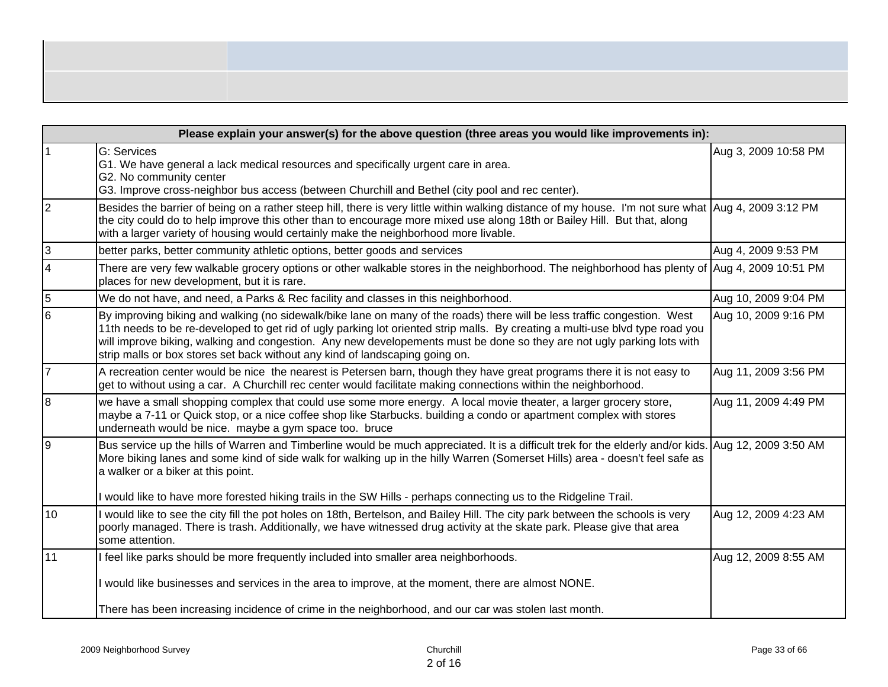| | Please explain your answer(s) for the above question (three areas you would like improvements in): | |
|---|---|---|
| 1 | G: Services<br>G1. We have general a lack medical resources and specifically urgent care in area.<br>G2. No community center<br>G3. Improve cross-neighbor bus access (between Churchill and Bethel (city pool and rec center). | Aug 3, 2009 10:58 PM |
| 2 | Besides the barrier of being on a rather steep hill, there is very little within walking distance of my house. I'm not sure what the city could do to help improve this other than to encourage more mixed use along 18th or Bailey Hill. But that, along with a larger variety of housing would certainly make the neighborhood more livable. | Aug 4, 2009 3:12 PM |
| 3 | better parks, better community athletic options, better goods and services | Aug 4, 2009 9:53 PM |
| 4 | There are very few walkable grocery options or other walkable stores in the neighborhood. The neighborhood has plenty of places for new development, but it is rare. | Aug 4, 2009 10:51 PM |
| 5 | We do not have, and need, a Parks & Rec facility and classes in this neighborhood. | Aug 10, 2009 9:04 PM |
| 6 | By improving biking and walking (no sidewalk/bike lane on many of the roads) there will be less traffic congestion. West 11th needs to be re-developed to get rid of ugly parking lot oriented strip malls. By creating a multi-use blvd type road you will improve biking, walking and congestion. Any new developements must be done so they are not ugly parking lots with strip malls or box stores set back without any kind of landscaping going on. | Aug 10, 2009 9:16 PM |
| 7 | A recreation center would be nice the nearest is Petersen barn, though they have great programs there it is not easy to get to without using a car. A Churchill rec center would facilitate making connections within the neighborhood. | Aug 11, 2009 3:56 PM |
| 8 | we have a small shopping complex that could use some more energy. A local movie theater, a larger grocery store, maybe a 7-11 or Quick stop, or a nice coffee shop like Starbucks. building a condo or apartment complex with stores underneath would be nice. maybe a gym space too. bruce | Aug 11, 2009 4:49 PM |
| 9 | Bus service up the hills of Warren and Timberline would be much appreciated. It is a difficult trek for the elderly and/or kids. More biking lanes and some kind of side walk for walking up in the hilly Warren (Somerset Hills) area - doesn't feel safe as a walker or a biker at this point.<br><br>I would like to have more forested hiking trails in the SW Hills - perhaps connecting us to the Ridgeline Trail. | Aug 12, 2009 3:50 AM |
| 10 | I would like to see the city fill the pot holes on 18th, Bertelson, and Bailey Hill. The city park between the schools is very poorly managed. There is trash. Additionally, we have witnessed drug activity at the skate park. Please give that area some attention. | Aug 12, 2009 4:23 AM |
| 11 | I feel like parks should be more frequently included into smaller area neighborhoods.<br><br>I would like businesses and services in the area to improve, at the moment, there are almost NONE.<br><br>There has been increasing incidence of crime in the neighborhood, and our car was stolen last month. | Aug 12, 2009 8:55 AM |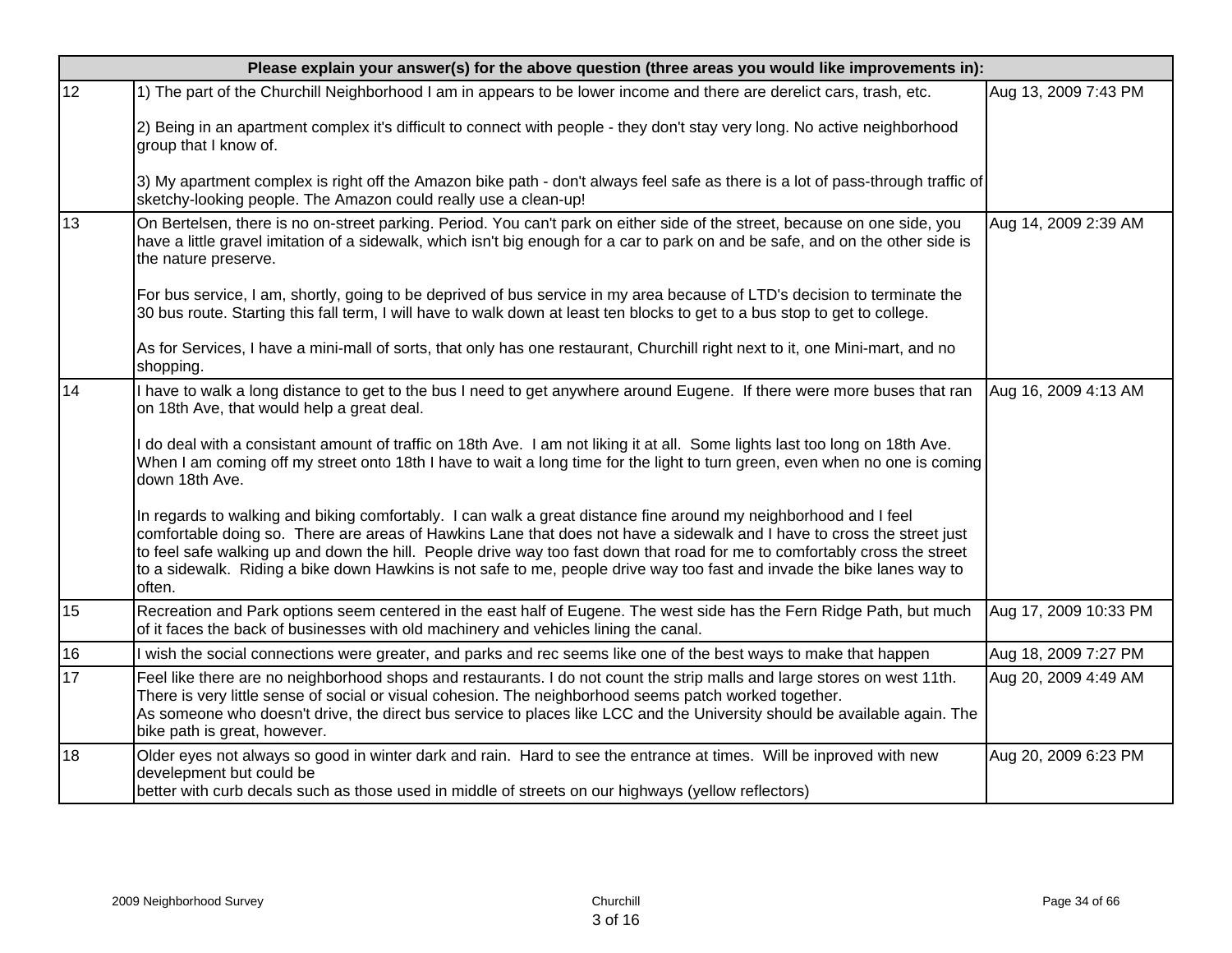| Please explain your answer(s) for the above question (three areas you would like improvements in): | | |
|---|---|---|
| 12 | 1) The part of the Churchill Neighborhood I am in appears to be lower income and there are derelict cars, trash, etc.<br><br>2) Being in an apartment complex it's difficult to connect with people - they don't stay very long. No active neighborhood group that I know of.<br><br>3) My apartment complex is right off the Amazon bike path - don't always feel safe as there is a lot of pass-through traffic of sketchy-looking people. The Amazon could really use a clean-up! | Aug 13, 2009 7:43 PM |
| 13 | On Bertelsen, there is no on-street parking. Period. You can't park on either side of the street, because on one side, you have a little gravel imitation of a sidewalk, which isn't big enough for a car to park on and be safe, and on the other side is the nature preserve.<br><br>For bus service, I am, shortly, going to be deprived of bus service in my area because of LTD's decision to terminate the 30 bus route. Starting this fall term, I will have to walk down at least ten blocks to get to a bus stop to get to college.<br><br>As for Services, I have a mini-mall of sorts, that only has one restaurant, Churchill right next to it, one Mini-mart, and no shopping. | Aug 14, 2009 2:39 AM |
| 14 | I have to walk a long distance to get to the bus I need to get anywhere around Eugene. If there were more buses that ran on 18th Ave, that would help a great deal.<br><br>I do deal with a consistant amount of traffic on 18th Ave. I am not liking it at all. Some lights last too long on 18th Ave. When I am coming off my street onto 18th I have to wait a long time for the light to turn green, even when no one is coming down 18th Ave.<br><br>In regards to walking and biking comfortably. I can walk a great distance fine around my neighborhood and I feel comfortable doing so. There are areas of Hawkins Lane that does not have a sidewalk and I have to cross the street just to feel safe walking up and down the hill. People drive way too fast down that road for me to comfortably cross the street to a sidewalk. Riding a bike down Hawkins is not safe to me, people drive way too fast and invade the bike lanes way to often. | Aug 16, 2009 4:13 AM |
| 15 | Recreation and Park options seem centered in the east half of Eugene. The west side has the Fern Ridge Path, but much of it faces the back of businesses with old machinery and vehicles lining the canal. | Aug 17, 2009 10:33 PM |
| 16 | I wish the social connections were greater, and parks and rec seems like one of the best ways to make that happen | Aug 18, 2009 7:27 PM |
| 17 | Feel like there are no neighborhood shops and restaurants. I do not count the strip malls and large stores on west 11th. There is very little sense of social or visual cohesion. The neighborhood seems patch worked together.<br>As someone who doesn't drive, the direct bus service to places like LCC and the University should be available again. The bike path is great, however. | Aug 20, 2009 4:49 AM |
| 18 | Older eyes not always so good in winter dark and rain. Hard to see the entrance at times. Will be inproved with new develepment but could be<br>better with curb decals such as those used in middle of streets on our highways (yellow reflectors) | Aug 20, 2009 6:23 PM |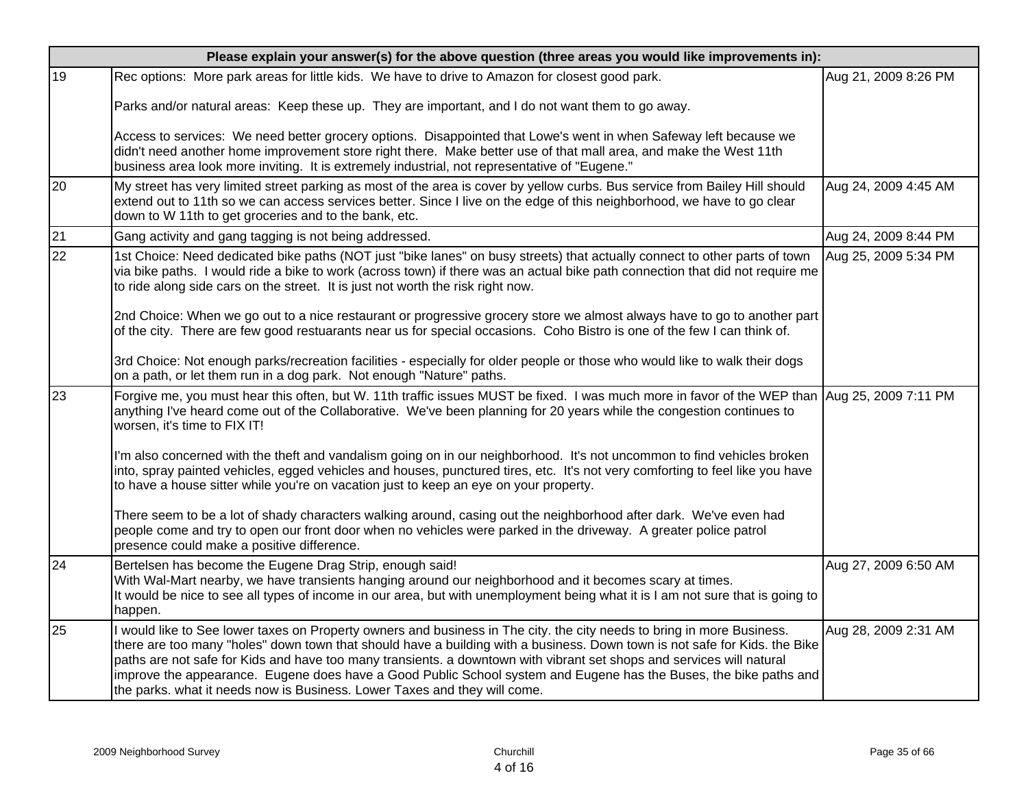| Please explain your answer(s) for the above question (three areas you would like improvements in): | | |
|---|---|---|
| 19 | Rec options: More park areas for little kids. We have to drive to Amazon for closest good park.<br><br>Parks and/or natural areas: Keep these up. They are important, and I do not want them to go away.<br><br>Access to services: We need better grocery options. Disappointed that Lowe's went in when Safeway left because we didn't need another home improvement store right there. Make better use of that mall area, and make the West 11th business area look more inviting. It is extremely industrial, not representative of "Eugene." | Aug 21, 2009 8:26 PM |
| 20 | My street has very limited street parking as most of the area is cover by yellow curbs. Bus service from Bailey Hill should extend out to 11th so we can access services better. Since I live on the edge of this neighborhood, we have to go clear down to W 11th to get groceries and to the bank, etc. | Aug 24, 2009 4:45 AM |
| 21 | Gang activity and gang tagging is not being addressed. | Aug 24, 2009 8:44 PM |
| 22 | 1st Choice: Need dedicated bike paths (NOT just "bike lanes" on busy streets) that actually connect to other parts of town via bike paths. I would ride a bike to work (across town) if there was an actual bike path connection that did not require me to ride along side cars on the street. It is just not worth the risk right now.<br><br>2nd Choice: When we go out to a nice restaurant or progressive grocery store we almost always have to go to another part of the city. There are few good restuarants near us for special occasions. Coho Bistro is one of the few I can think of.<br><br>3rd Choice: Not enough parks/recreation facilities - especially for older people or those who would like to walk their dogs on a path, or let them run in a dog park. Not enough "Nature" paths. | Aug 25, 2009 5:34 PM |
| 23 | Forgive me, you must hear this often, but W. 11th traffic issues MUST be fixed. I was much more in favor of the WEP than anything I've heard come out of the Collaborative. We've been planning for 20 years while the congestion continues to worsen, it's time to FIX IT!<br><br>I'm also concerned with the theft and vandalism going on in our neighborhood. It's not uncommon to find vehicles broken into, spray painted vehicles, egged vehicles and houses, punctured tires, etc. It's not very comforting to feel like you have to have a house sitter while you're on vacation just to keep an eye on your property.<br><br>There seem to be a lot of shady characters walking around, casing out the neighborhood after dark. We've even had people come and try to open our front door when no vehicles were parked in the driveway. A greater police patrol presence could make a positive difference. | Aug 25, 2009 7:11 PM |
| 24 | Bertelsen has become the Eugene Drag Strip, enough said!<br>With Wal-Mart nearby, we have transients hanging around our neighborhood and it becomes scary at times.<br>It would be nice to see all types of income in our area, but with unemployment being what it is I am not sure that is going to happen. | Aug 27, 2009 6:50 AM |
| 25 | I would like to See lower taxes on Property owners and business in The city. the city needs to bring in more Business. there are too many "holes" down town that should have a building with a business. Down town is not safe for Kids. the Bike paths are not safe for Kids and have too many transients. a downtown with vibrant set shops and services will natural improve the appearance. Eugene does have a Good Public School system and Eugene has the Buses, the bike paths and the parks. what it needs now is Business. Lower Taxes and they will come. | Aug 28, 2009 2:31 AM |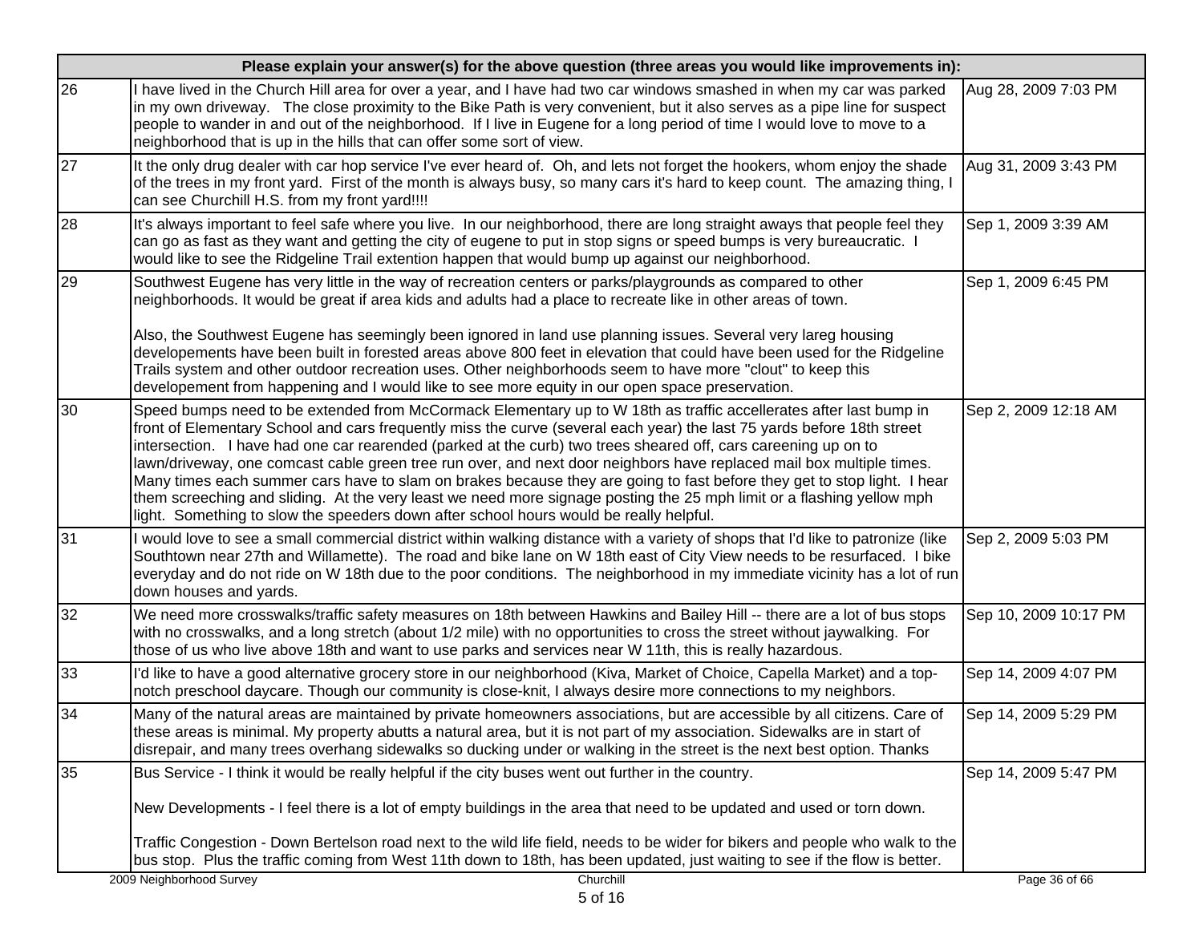| Please explain your answer(s) for the above question (three areas you would like improvements in): | | |
|---|---|---|
| 26 | I have lived in the Church Hill area for over a year, and I have had two car windows smashed in when my car was parked in my own driveway. The close proximity to the Bike Path is very convenient, but it also serves as a pipe line for suspect people to wander in and out of the neighborhood. If I live in Eugene for a long period of time I would love to move to a neighborhood that is up in the hills that can offer some sort of view. | Aug 28, 2009 7:03 PM |
| 27 | It the only drug dealer with car hop service I've ever heard of. Oh, and lets not forget the hookers, whom enjoy the shade of the trees in my front yard. First of the month is always busy, so many cars it's hard to keep count. The amazing thing, I can see Churchill H.S. from my front yard!!!! | Aug 31, 2009 3:43 PM |
| 28 | It's always important to feel safe where you live. In our neighborhood, there are long straight aways that people feel they can go as fast as they want and getting the city of eugene to put in stop signs or speed bumps is very bureaucratic. I would like to see the Ridgeline Trail extention happen that would bump up against our neighborhood. | Sep 1, 2009 3:39 AM |
| 29 | Southwest Eugene has very little in the way of recreation centers or parks/playgrounds as compared to other neighborhoods. It would be great if area kids and adults had a place to recreate like in other areas of town.<br><br>Also, the Southwest Eugene has seemingly been ignored in land use planning issues. Several very lareg housing developements have been built in forested areas above 800 feet in elevation that could have been used for the Ridgeline Trails system and other outdoor recreation uses. Other neighborhoods seem to have more "clout" to keep this developement from happening and I would like to see more equity in our open space preservation. | Sep 1, 2009 6:45 PM |
| 30 | Speed bumps need to be extended from McCormack Elementary up to W 18th as traffic accellerates after last bump in front of Elementary School and cars frequently miss the curve (several each year) the last 75 yards before 18th street intersection. I have had one car rearended (parked at the curb) two trees sheared off, cars careening up on to lawn/driveway, one comcast cable green tree run over, and next door neighbors have replaced mail box multiple times. Many times each summer cars have to slam on brakes because they are going to fast before they get to stop light. I hear them screeching and sliding. At the very least we need more signage posting the 25 mph limit or a flashing yellow mph light. Something to slow the speeders down after school hours would be really helpful. | Sep 2, 2009 12:18 AM |
| 31 | I would love to see a small commercial district within walking distance with a variety of shops that I'd like to patronize (like Southtown near 27th and Willamette). The road and bike lane on W 18th east of City View needs to be resurfaced. I bike everyday and do not ride on W 18th due to the poor conditions. The neighborhood in my immediate vicinity has a lot of run down houses and yards. | Sep 2, 2009 5:03 PM |
| 32 | We need more crosswalks/traffic safety measures on 18th between Hawkins and Bailey Hill -- there are a lot of bus stops with no crosswalks, and a long stretch (about 1/2 mile) with no opportunities to cross the street without jaywalking. For those of us who live above 18th and want to use parks and services near W 11th, this is really hazardous. | Sep 10, 2009 10:17 PM |
| 33 | I'd like to have a good alternative grocery store in our neighborhood (Kiva, Market of Choice, Capella Market) and a top-notch preschool daycare. Though our community is close-knit, I always desire more connections to my neighbors. | Sep 14, 2009 4:07 PM |
| 34 | Many of the natural areas are maintained by private homeowners associations, but are accessible by all citizens. Care of these areas is minimal. My property abutts a natural area, but it is not part of my association. Sidewalks are in start of disrepair, and many trees overhang sidewalks so ducking under or walking in the street is the next best option. Thanks | Sep 14, 2009 5:29 PM |
| 35 | Bus Service - I think it would be really helpful if the city buses went out further in the country.<br><br>New Developments - I feel there is a lot of empty buildings in the area that need to be updated and used or torn down.<br><br>Traffic Congestion - Down Bertelson road next to the wild life field, needs to be wider for bikers and people who walk to the bus stop. Plus the traffic coming from West 11th down to 18th, has been updated, just waiting to see if the flow is better. | Sep 14, 2009 5:47 PM |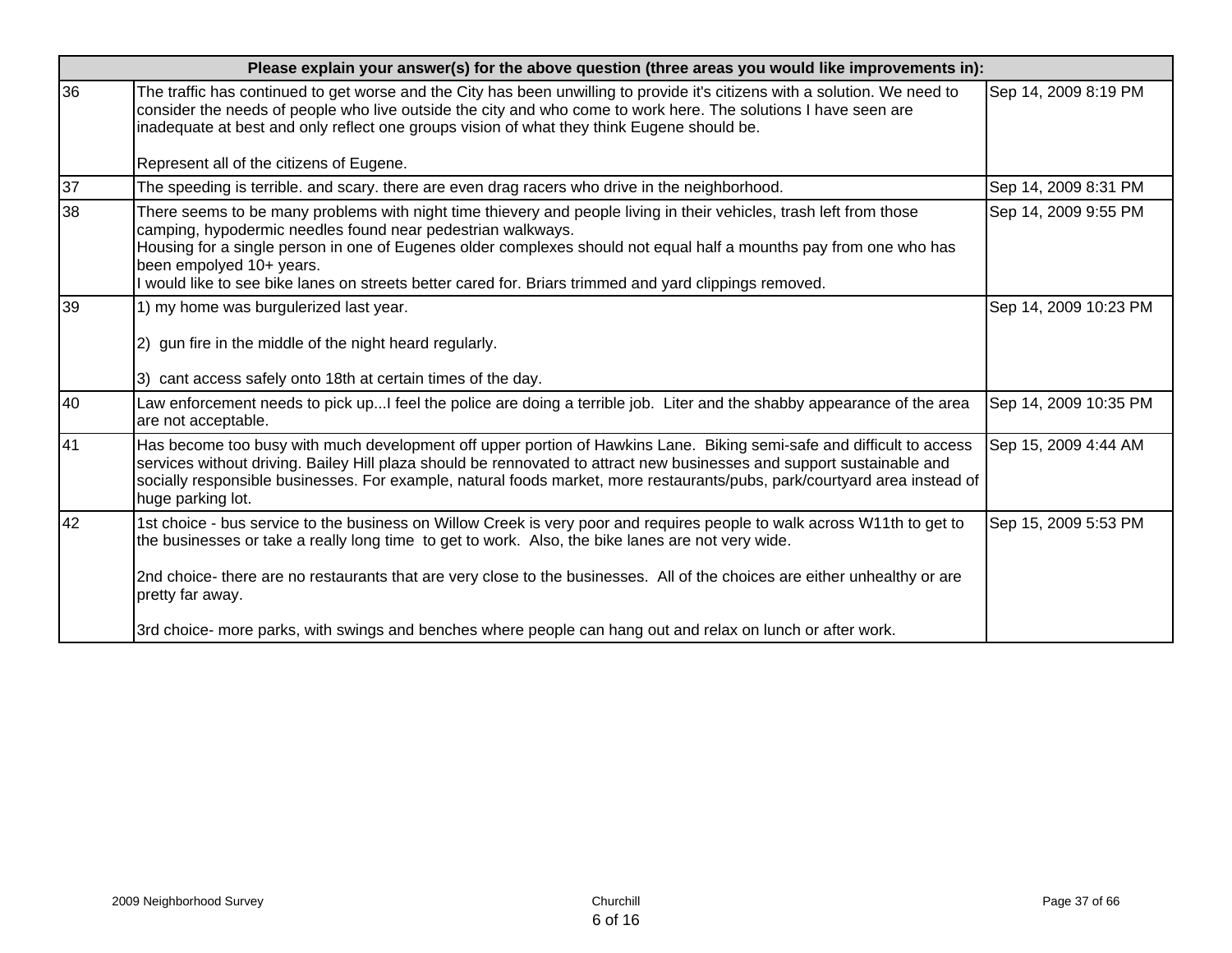| Please explain your answer(s) for the above question (three areas you would like improvements in): | | |
|---|---|---|
| 36 | The traffic has continued to get worse and the City has been unwilling to provide it's citizens with a solution. We need to consider the needs of people who live outside the city and who come to work here. The solutions I have seen are inadequate at best and only reflect one groups vision of what they think Eugene should be.<br><br>Represent all of the citizens of Eugene. | Sep 14, 2009 8:19 PM |
| 37 | The speeding is terrible. and scary. there are even drag racers who drive in the neighborhood. | Sep 14, 2009 8:31 PM |
| 38 | There seems to be many problems with night time thievery and people living in their vehicles, trash left from those camping, hypodermic needles found near pedestrian walkways.<br>Housing for a single person in one of Eugenes older complexes should not equal half a mounths pay from one who has been empolyed 10+ years.<br>I would like to see bike lanes on streets better cared for. Briars trimmed and yard clippings removed. | Sep 14, 2009 9:55 PM |
| 39 | 1) my home was burgulerized last year.<br><br>2) gun fire in the middle of the night heard regularly.<br><br>3) cant access safely onto 18th at certain times of the day. | Sep 14, 2009 10:23 PM |
| 40 | Law enforcement needs to pick up...I feel the police are doing a terrible job. Liter and the shabby appearance of the area are not acceptable. | Sep 14, 2009 10:35 PM |
| 41 | Has become too busy with much development off upper portion of Hawkins Lane. Biking semi-safe and difficult to access services without driving. Bailey Hill plaza should be rennovated to attract new businesses and support sustainable and socially responsible businesses. For example, natural foods market, more restaurants/pubs, park/courtyard area instead of huge parking lot. | Sep 15, 2009 4:44 AM |
| 42 | 1st choice - bus service to the business on Willow Creek is very poor and requires people to walk across W11th to get to the businesses or take a really long time to get to work. Also, the bike lanes are not very wide.<br><br>2nd choice- there are no restaurants that are very close to the businesses. All of the choices are either unhealthy or are pretty far away.<br><br>3rd choice- more parks, with swings and benches where people can hang out and relax on lunch or after work. | Sep 15, 2009 5:53 PM |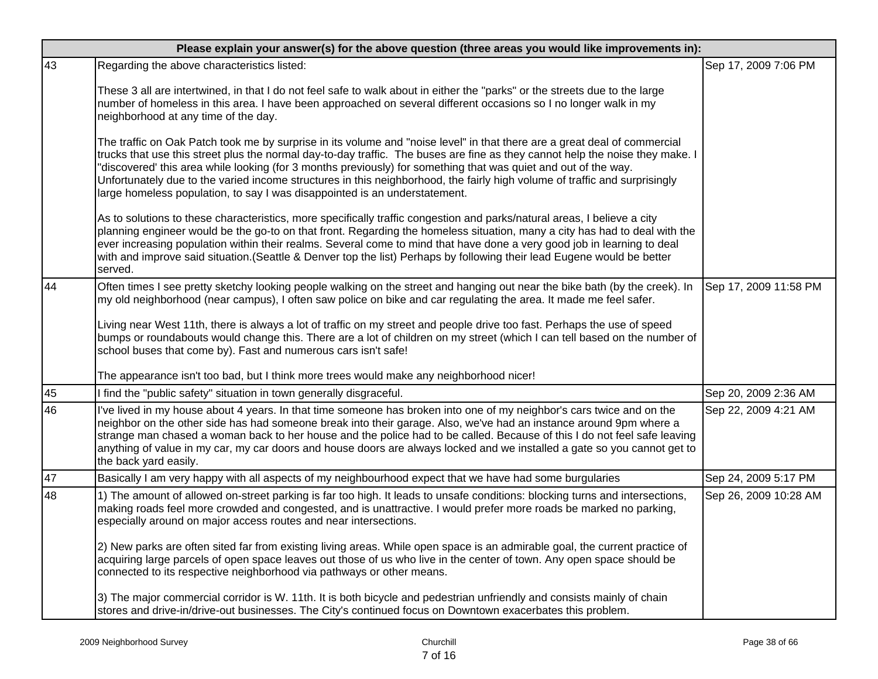| Please explain your answer(s) for the above question (three areas you would like improvements in): | | |
|---|---|---|
| 43 | Regarding the above characteristics listed:<br><br>These 3 all are intertwined, in that I do not feel safe to walk about in either the "parks" or the streets due to the large number of homeless in this area. I have been approached on several different occasions so I no longer walk in my neighborhood at any time of the day.<br><br>The traffic on Oak Patch took me by surprise in its volume and "noise level" in that there are a great deal of commercial trucks that use this street plus the normal day-to-day traffic.  The buses are fine as they cannot help the noise they make. I "discovered' this area while looking (for 3 months previously) for something that was quiet and out of the way. Unfortunately due to the varied income structures in this neighborhood, the fairly high volume of traffic and surprisingly large homeless population, to say I was disappointed is an understatement.<br><br>As to solutions to these characteristics, more specifically traffic congestion and parks/natural areas, I believe a city planning engineer would be the go-to on that front. Regarding the homeless situation, many a city has had to deal with the ever increasing population within their realms. Several come to mind that have done a very good job in learning to deal with and improve said situation.(Seattle & Denver top the list) Perhaps by following their lead Eugene would be better served. | Sep 17, 2009 7:06 PM |
| 44 | Often times I see pretty sketchy looking people walking on the street and hanging out near the bike bath (by the creek). In my old neighborhood (near campus), I often saw police on bike and car regulating the area. It made me feel safer.<br><br>Living near West 11th, there is always a lot of traffic on my street and people drive too fast. Perhaps the use of speed bumps or roundabouts would change this. There are a lot of children on my street (which I can tell based on the number of school buses that come by). Fast and numerous cars isn't safe!<br><br>The appearance isn't too bad, but I think more trees would make any neighborhood nicer! | Sep 17, 2009 11:58 PM |
| 45 | I find the "public safety" situation in town generally disgraceful. | Sep 20, 2009 2:36 AM |
| 46 | I've lived in my house about 4 years. In that time someone has broken into one of my neighbor's cars twice and on the neighbor on the other side has had someone break into their garage. Also, we've had an instance around 9pm where a strange man chased a woman back to her house and the police had to be called. Because of this I do not feel safe leaving anything of value in my car, my car doors and house doors are always locked and we installed a gate so you cannot get to the back yard easily. | Sep 22, 2009 4:21 AM |
| 47 | Basically I am very happy with all aspects of my neighbourhood expect that we have had some burgularies | Sep 24, 2009 5:17 PM |
| 48 | 1) The amount of allowed on-street parking is far too high. It leads to unsafe conditions: blocking turns and intersections, making roads feel more crowded and congested, and is unattractive. I would prefer more roads be marked no parking, especially around on major access routes and near intersections.<br><br>2) New parks are often sited far from existing living areas. While open space is an admirable goal, the current practice of acquiring large parcels of open space leaves out those of us who live in the center of town. Any open space should be connected to its respective neighborhood via pathways or other means.<br><br>3) The major commercial corridor is W. 11th. It is both bicycle and pedestrian unfriendly and consists mainly of chain stores and drive-in/drive-out businesses. The City's continued focus on Downtown exacerbates this problem. | Sep 26, 2009 10:28 AM |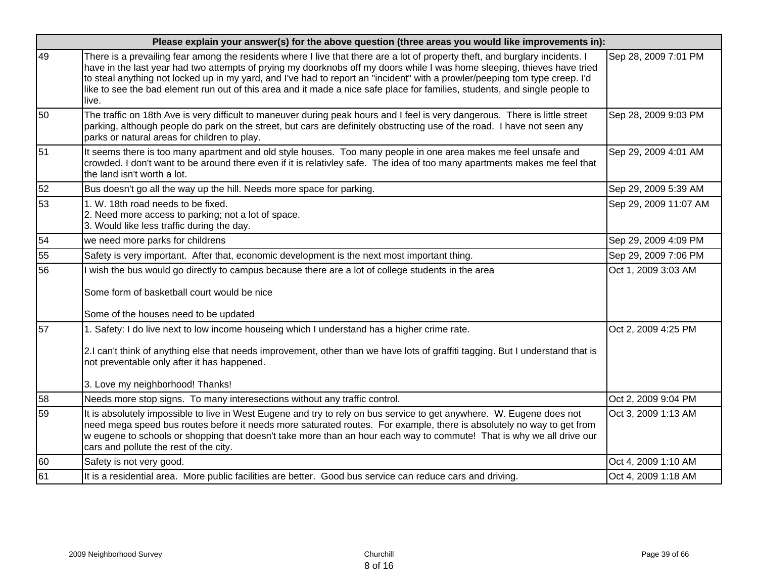| Please explain your answer(s) for the above question (three areas you would like improvements in): | | |
|---|---|---|
| 49 | There is a prevailing fear among the residents where I live that there are a lot of property theft, and burglary incidents. I have in the last year had two attempts of prying my doorknobs off my doors while I was home sleeping, thieves have tried to steal anything not locked up in my yard, and I've had to report an "incident" with a prowler/peeping tom type creep. I'd like to see the bad element run out of this area and it made a nice safe place for families, students, and single people to live. | Sep 28, 2009 7:01 PM |
| 50 | The traffic on 18th Ave is very difficult to maneuver during peak hours and I feel is very dangerous. There is little street parking, although people do park on the street, but cars are definitely obstructing use of the road. I have not seen any parks or natural areas for children to play. | Sep 28, 2009 9:03 PM |
| 51 | It seems there is too many apartment and old style houses. Too many people in one area makes me feel unsafe and crowded. I don't want to be around there even if it is relativley safe. The idea of too many apartments makes me feel that the land isn't worth a lot. | Sep 29, 2009 4:01 AM |
| 52 | Bus doesn't go all the way up the hill. Needs more space for parking. | Sep 29, 2009 5:39 AM |
| 53 | 1. W. 18th road needs to be fixed.<br>2. Need more access to parking; not a lot of space.<br>3. Would like less traffic during the day. | Sep 29, 2009 11:07 AM |
| 54 | we need more parks for childrens | Sep 29, 2009 4:09 PM |
| 55 | Safety is very important. After that, economic development is the next most important thing. | Sep 29, 2009 7:06 PM |
| 56 | I wish the bus would go directly to campus because there are a lot of college students in the area<br><br>Some form of basketball court would be nice<br><br>Some of the houses need to be updated | Oct 1, 2009 3:03 AM |
| 57 | 1. Safety: I do live next to low income houseing which I understand has a higher crime rate.<br><br>2.I can't think of anything else that needs improvement, other than we have lots of graffiti tagging. But I understand that is not preventable only after it has happened.<br><br>3. Love my neighborhood! Thanks! | Oct 2, 2009 4:25 PM |
| 58 | Needs more stop signs. To many interesections without any traffic control. | Oct 2, 2009 9:04 PM |
| 59 | It is absolutely impossible to live in West Eugene and try to rely on bus service to get anywhere. W. Eugene does not need mega speed bus routes before it needs more saturated routes. For example, there is absolutely no way to get from w eugene to schools or shopping that doesn't take more than an hour each way to commute! That is why we all drive our cars and pollute the rest of the city. | Oct 3, 2009 1:13 AM |
| 60 | Safety is not very good. | Oct 4, 2009 1:10 AM |
| 61 | It is a residential area. More public facilities are better. Good bus service can reduce cars and driving. | Oct 4, 2009 1:18 AM |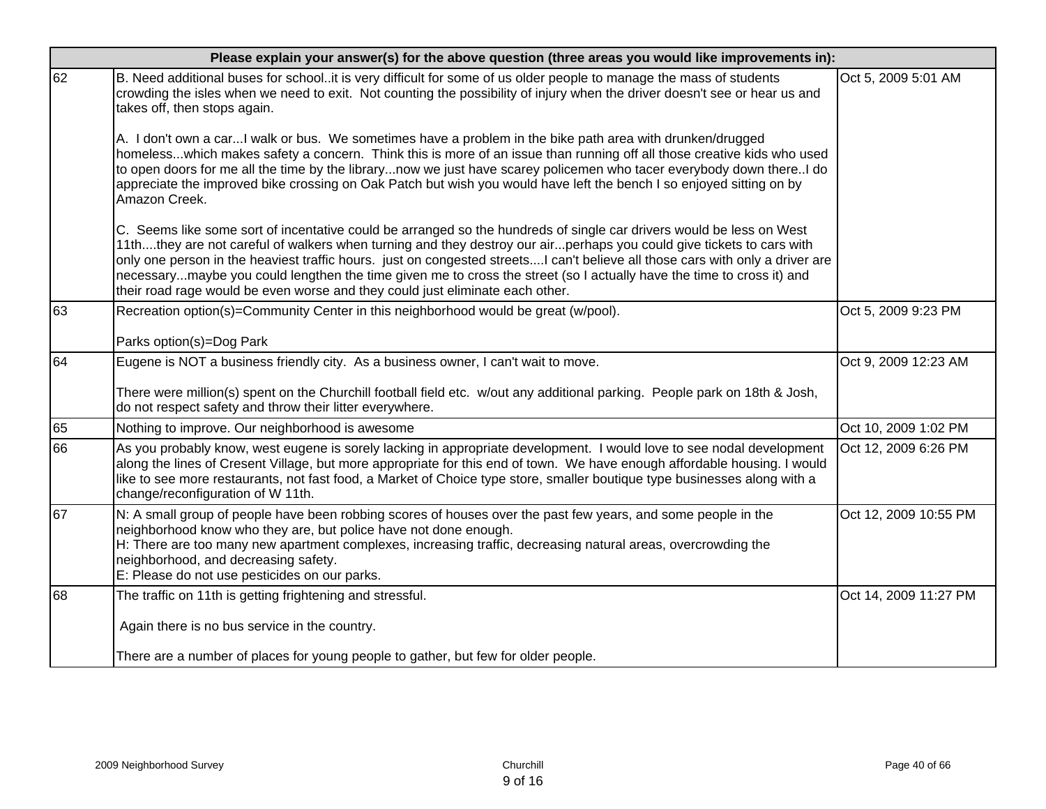| Please explain your answer(s) for the above question (three areas you would like improvements in): | | |
|---|---|---|
| 62 | B. Need additional buses for school..it is very difficult for some of us older people to manage the mass of students crowding the isles when we need to exit. Not counting the possibility of injury when the driver doesn't see or hear us and takes off, then stops again.<br><br>A. I don't own a car...I walk or bus. We sometimes have a problem in the bike path area with drunken/drugged homeless...which makes safety a concern. Think this is more of an issue than running off all those creative kids who used to open doors for me all the time by the library...now we just have scarey policemen who tacer everybody down there..I do appreciate the improved bike crossing on Oak Patch but wish you would have left the bench I so enjoyed sitting on by Amazon Creek.<br><br>C. Seems like some sort of incentative could be arranged so the hundreds of single car drivers would be less on West 11th....they are not careful of walkers when turning and they destroy our air...perhaps you could give tickets to cars with only one person in the heaviest traffic hours. just on congested streets....I can't believe all those cars with only a driver are necessary...maybe you could lengthen the time given me to cross the street (so I actually have the time to cross it) and their road rage would be even worse and they could just eliminate each other. | Oct 5, 2009 5:01 AM |
| 63 | Recreation option(s)=Community Center in this neighborhood would be great (w/pool).<br><br>Parks option(s)=Dog Park | Oct 5, 2009 9:23 PM |
| 64 | Eugene is NOT a business friendly city. As a business owner, I can't wait to move.<br><br>There were million(s) spent on the Churchill football field etc. w/out any additional parking. People park on 18th & Josh, do not respect safety and throw their litter everywhere. | Oct 9, 2009 12:23 AM |
| 65 | Nothing to improve. Our neighborhood is awesome | Oct 10, 2009 1:02 PM |
| 66 | As you probably know, west eugene is sorely lacking in appropriate development. I would love to see nodal development along the lines of Cresent Village, but more appropriate for this end of town. We have enough affordable housing. I would like to see more restaurants, not fast food, a Market of Choice type store, smaller boutique type businesses along with a change/reconfiguration of W 11th. | Oct 12, 2009 6:26 PM |
| 67 | N: A small group of people have been robbing scores of houses over the past few years, and some people in the neighborhood know who they are, but police have not done enough.<br>H: There are too many new apartment complexes, increasing traffic, decreasing natural areas, overcrowding the neighborhood, and decreasing safety.<br>E: Please do not use pesticides on our parks. | Oct 12, 2009 10:55 PM |
| 68 | The traffic on 11th is getting frightening and stressful.<br><br>Again there is no bus service in the country.<br><br>There are a number of places for young people to gather, but few for older people. | Oct 14, 2009 11:27 PM |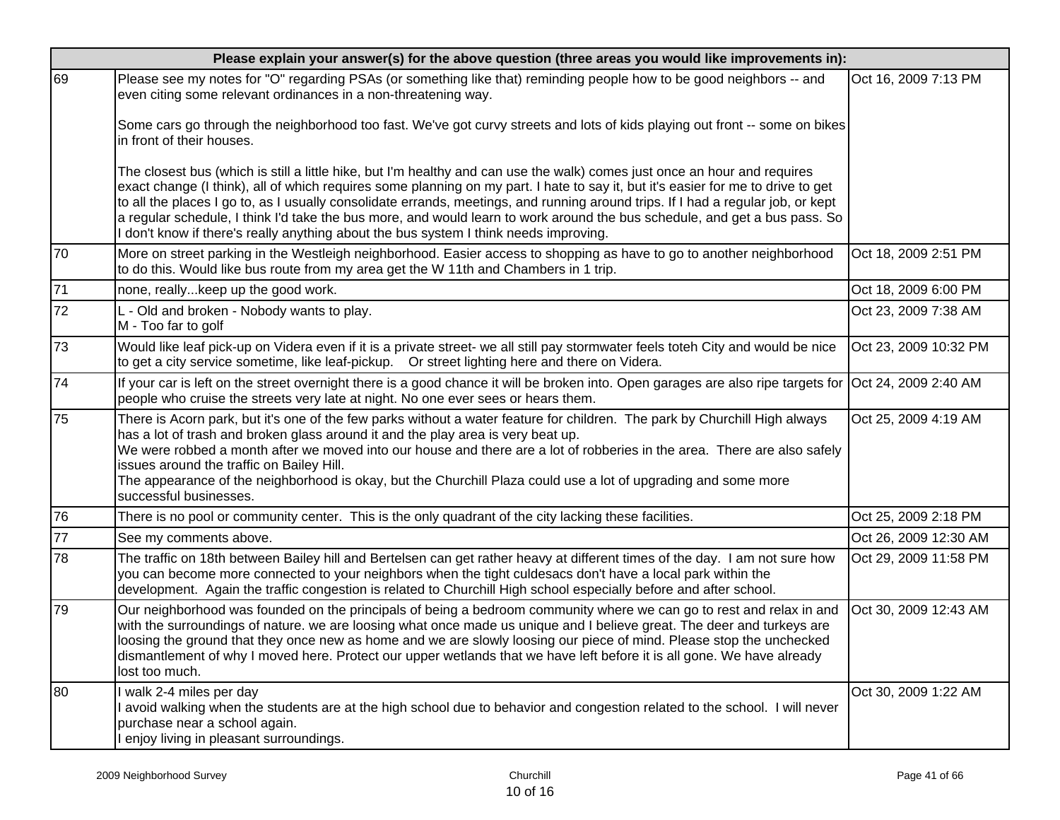| Please explain your answer(s) for the above question (three areas you would like improvements in): | | |
|---|---|---|
| 69 | Please see my notes for "O" regarding PSAs (or something like that) reminding people how to be good neighbors -- and even citing some relevant ordinances in a non-threatening way.<br><br>Some cars go through the neighborhood too fast. We've got curvy streets and lots of kids playing out front -- some on bikes in front of their houses.<br><br>The closest bus (which is still a little hike, but I'm healthy and can use the walk) comes just once an hour and requires exact change (I think), all of which requires some planning on my part. I hate to say it, but it's easier for me to drive to get to all the places I go to, as I usually consolidate errands, meetings, and running around trips. If I had a regular job, or kept a regular schedule, I think I'd take the bus more, and would learn to work around the bus schedule, and get a bus pass. So I don't know if there's really anything about the bus system I think needs improving. | Oct 16, 2009 7:13 PM |
| 70 | More on street parking in the Westleigh neighborhood. Easier access to shopping as have to go to another neighborhood to do this. Would like bus route from my area get the W 11th and Chambers in 1 trip. | Oct 18, 2009 2:51 PM |
| 71 | none, really...keep up the good work. | Oct 18, 2009 6:00 PM |
| 72 | L - Old and broken - Nobody wants to play.<br>M - Too far to golf | Oct 23, 2009 7:38 AM |
| 73 | Would like leaf pick-up on Videra even if it is a private street- we all still pay stormwater feels toteh City and would be nice to get a city service sometime, like leaf-pickup. Or street lighting here and there on Videra. | Oct 23, 2009 10:32 PM |
| 74 | If your car is left on the street overnight there is a good chance it will be broken into. Open garages are also ripe targets for people who cruise the streets very late at night. No one ever sees or hears them. | Oct 24, 2009 2:40 AM |
| 75 | There is Acorn park, but it's one of the few parks without a water feature for children. The park by Churchill High always has a lot of trash and broken glass around it and the play area is very beat up.<br>We were robbed a month after we moved into our house and there are a lot of robberies in the area. There are also safely issues around the traffic on Bailey Hill.<br>The appearance of the neighborhood is okay, but the Churchill Plaza could use a lot of upgrading and some more successful businesses. | Oct 25, 2009 4:19 AM |
| 76 | There is no pool or community center. This is the only quadrant of the city lacking these facilities. | Oct 25, 2009 2:18 PM |
| 77 | See my comments above. | Oct 26, 2009 12:30 AM |
| 78 | The traffic on 18th between Bailey hill and Bertelsen can get rather heavy at different times of the day. I am not sure how you can become more connected to your neighbors when the tight culdesacs don't have a local park within the development. Again the traffic congestion is related to Churchill High school especially before and after school. | Oct 29, 2009 11:58 PM |
| 79 | Our neighborhood was founded on the principals of being a bedroom community where we can go to rest and relax in and with the surroundings of nature. we are loosing what once made us unique and I believe great. The deer and turkeys are loosing the ground that they once new as home and we are slowly loosing our piece of mind. Please stop the unchecked dismantlement of why I moved here. Protect our upper wetlands that we have left before it is all gone. We have already lost too much. | Oct 30, 2009 12:43 AM |
| 80 | I walk 2-4 miles per day<br>I avoid walking when the students are at the high school due to behavior and congestion related to the school. I will never purchase near a school again.<br>I enjoy living in pleasant surroundings. | Oct 30, 2009 1:22 AM |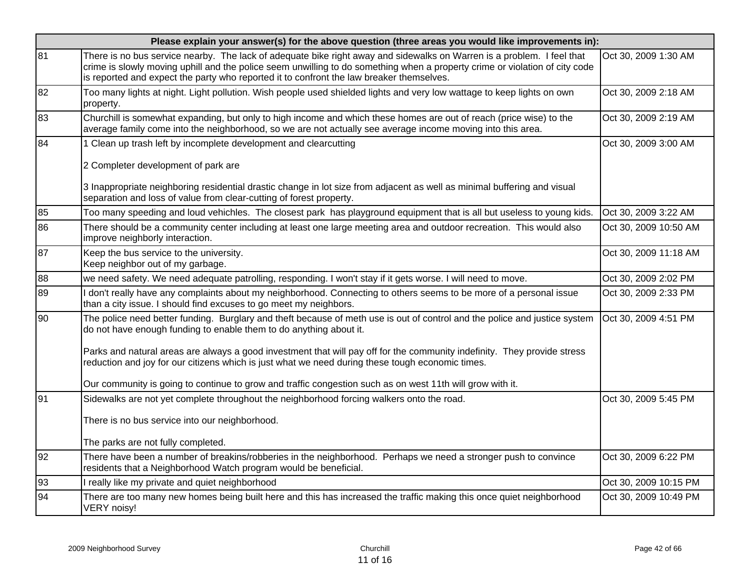| Please explain your answer(s) for the above question (three areas you would like improvements in): | | |
|---|---|---|
| 81 | There is no bus service nearby. The lack of adequate bike right away and sidewalks on Warren is a problem. I feel that crime is slowly moving uphill and the police seem unwilling to do something when a property crime or violation of city code is reported and expect the party who reported it to confront the law breaker themselves. | Oct 30, 2009 1:30 AM |
| 82 | Too many lights at night. Light pollution. Wish people used shielded lights and very low wattage to keep lights on own property. | Oct 30, 2009 2:18 AM |
| 83 | Churchill is somewhat expanding, but only to high income and which these homes are out of reach (price wise) to the average family come into the neighborhood, so we are not actually see average income moving into this area. | Oct 30, 2009 2:19 AM |
| 84 | 1 Clean up trash left by incomplete development and clearcutting<br><br>2 Completer development of park are<br><br>3 Inappropriate neighboring residential drastic change in lot size from adjacent as well as minimal buffering and visual separation and loss of value from clear-cutting of forest property. | Oct 30, 2009 3:00 AM |
| 85 | Too many speeding and loud vehichles. The closest park has playground equipment that is all but useless to young kids. | Oct 30, 2009 3:22 AM |
| 86 | There should be a community center including at least one large meeting area and outdoor recreation. This would also improve neighborly interaction. | Oct 30, 2009 10:50 AM |
| 87 | Keep the bus service to the university.<br>Keep neighbor out of my garbage. | Oct 30, 2009 11:18 AM |
| 88 | we need safety. We need adequate patrolling, responding. I won't stay if it gets worse. I will need to move. | Oct 30, 2009 2:02 PM |
| 89 | I don't really have any complaints about my neighborhood. Connecting to others seems to be more of a personal issue than a city issue. I should find excuses to go meet my neighbors. | Oct 30, 2009 2:33 PM |
| 90 | The police need better funding. Burglary and theft because of meth use is out of control and the police and justice system do not have enough funding to enable them to do anything about it.<br><br>Parks and natural areas are always a good investment that will pay off for the community indefinity. They provide stress reduction and joy for our citizens which is just what we need during these tough economic times.<br><br>Our community is going to continue to grow and traffic congestion such as on west 11th will grow with it. | Oct 30, 2009 4:51 PM |
| 91 | Sidewalks are not yet complete throughout the neighborhood forcing walkers onto the road.<br><br>There is no bus service into our neighborhood.<br><br>The parks are not fully completed. | Oct 30, 2009 5:45 PM |
| 92 | There have been a number of breakins/robberies in the neighborhood. Perhaps we need a stronger push to convince residents that a Neighborhood Watch program would be beneficial. | Oct 30, 2009 6:22 PM |
| 93 | I really like my private and quiet neighborhood | Oct 30, 2009 10:15 PM |
| 94 | There are too many new homes being built here and this has increased the traffic making this once quiet neighborhood VERY noisy! | Oct 30, 2009 10:49 PM |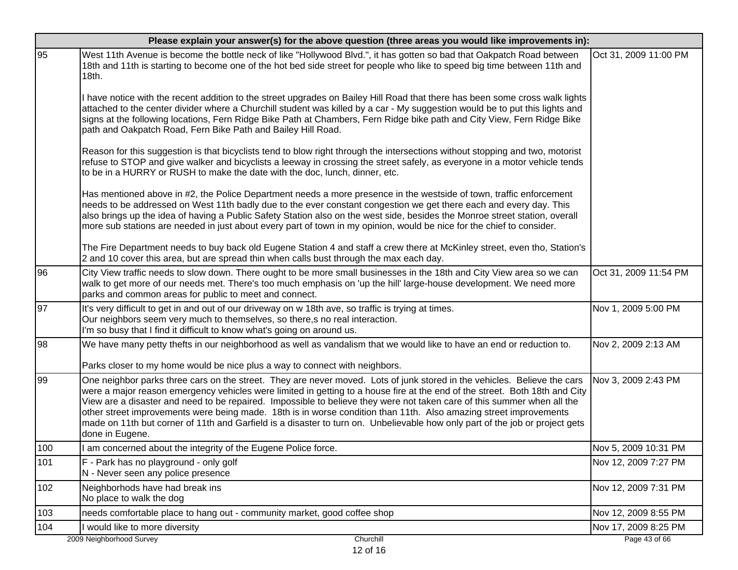| Please explain your answer(s) for the above question (three areas you would like improvements in): | | |
|---|---|---|
| 95 | West 11th Avenue is become the bottle neck of like "Hollywood Blvd.", it has gotten so bad that Oakpatch Road between 18th and 11th is starting to become one of the hot bed side street for people who like to speed big time between 11th and 18th.<br><br>I have notice with the recent addition to the street upgrades on Bailey Hill Road that there has been some cross walk lights attached to the center divider where a Churchill student was killed by a car - My suggestion would be to put this lights and signs at the following locations, Fern Ridge Bike Path at Chambers, Fern Ridge bike path and City View, Fern Ridge Bike path and Oakpatch Road, Fern Bike Path and Bailey Hill Road.<br><br>Reason for this suggestion is that bicyclists tend to blow right through the intersections without stopping and two, motorist refuse to STOP and give walker and bicyclists a leeway in crossing the street safely, as everyone in a motor vehicle tends to be in a HURRY or RUSH to make the date with the doc, lunch, dinner, etc.<br><br>Has mentioned above in #2, the Police Department needs a more presence in the westside of town, traffic enforcement needs to be addressed on West 11th badly due to the ever constant congestion we get there each and every day. This also brings up the idea of having a Public Safety Station also on the west side, besides the Monroe street station, overall more sub stations are needed in just about every part of town in my opinion, would be nice for the chief to consider.<br><br>The Fire Department needs to buy back old Eugene Station 4 and staff a crew there at McKinley street, even tho, Station's 2 and 10 cover this area, but are spread thin when calls bust through the max each day. | Oct 31, 2009 11:00 PM |
| 96 | City View traffic needs to slow down. There ought to be more small businesses in the 18th and City View area so we can walk to get more of our needs met. There's too much emphasis on 'up the hill' large-house development. We need more parks and common areas for public to meet and connect. | Oct 31, 2009 11:54 PM |
| 97 | It's very difficult to get in and out of our driveway on w 18th ave, so traffic is trying at times.<br>Our neighbors seem very much to themselves, so there,s no real interaction.<br>I'm so busy that I find it difficult to know what's going on around us. | Nov 1, 2009 5:00 PM |
| 98 | We have many petty thefts in our neighborhood as well as vandalism that we would like to have an end or reduction to.<br><br>Parks closer to my home would be nice plus a way to connect with neighbors. | Nov 2, 2009 2:13 AM |
| 99 | One neighbor parks three cars on the street. They are never moved. Lots of junk stored in the vehicles. Believe the cars were a major reason emergency vehicles were limited in getting to a house fire at the end of the street. Both 18th and City View are a disaster and need to be repaired. Impossible to believe they were not taken care of this summer when all the other street improvements were being made. 18th is in worse condition than 11th. Also amazing street improvements made on 11th but corner of 11th and Garfield is a disaster to turn on. Unbelievable how only part of the job or project gets done in Eugene. | Nov 3, 2009 2:43 PM |
| 100 | I am concerned about the integrity of the Eugene Police force. | Nov 5, 2009 10:31 PM |
| 101 | F - Park has no playground - only golf<br>N - Never seen any police presence | Nov 12, 2009 7:27 PM |
| 102 | Neighborhods have had break ins<br>No place to walk the dog | Nov 12, 2009 7:31 PM |
| 103 | needs comfortable place to hang out - community market, good coffee shop | Nov 12, 2009 8:55 PM |
| 104 | I would like to more diversity | Nov 17, 2009 8:25 PM |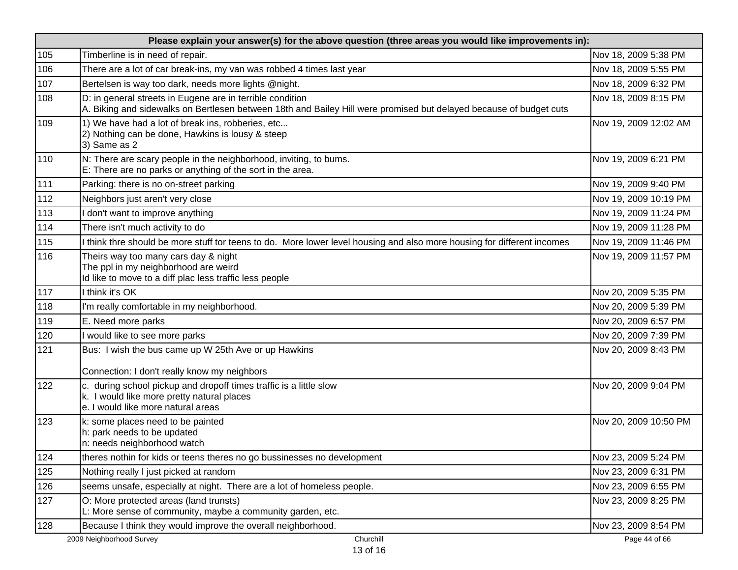| Please explain your answer(s) for the above question (three areas you would like improvements in): | | |
|---|---|---|
| 105 | Timberline is in need of repair. | Nov 18, 2009 5:38 PM |
| 106 | There are a lot of car break-ins, my van was robbed 4 times last year | Nov 18, 2009 5:55 PM |
| 107 | Bertelsen is way too dark, needs more lights @night. | Nov 18, 2009 6:32 PM |
| 108 | D: in general streets in Eugene are in terrible condition<br>A. Biking and sidewalks on Bertlesen between 18th and Bailey Hill were promised but delayed because of budget cuts | Nov 18, 2009 8:15 PM |
| 109 | 1) We have had a lot of break ins, robberies, etc...<br>2) Nothing can be done, Hawkins is lousy & steep<br>3) Same as 2 | Nov 19, 2009 12:02 AM |
| 110 | N: There are scary people in the neighborhood, inviting, to bums.<br>E: There are no parks or anything of the sort in the area. | Nov 19, 2009 6:21 PM |
| 111 | Parking: there is no on-street parking | Nov 19, 2009 9:40 PM |
| 112 | Neighbors just aren't very close | Nov 19, 2009 10:19 PM |
| 113 | I don't want to improve anything | Nov 19, 2009 11:24 PM |
| 114 | There isn't much activity to do | Nov 19, 2009 11:28 PM |
| 115 | I think thre should be more stuff tor teens to do. More lower level housing and also more housing for different incomes | Nov 19, 2009 11:46 PM |
| 116 | Theirs way too many cars day & night<br>The ppl in my neighborhood are weird<br>Id like to move to a diff plac less traffic less people | Nov 19, 2009 11:57 PM |
| 117 | I think it's OK | Nov 20, 2009 5:35 PM |
| 118 | I'm really comfortable in my neighborhood. | Nov 20, 2009 5:39 PM |
| 119 | E. Need more parks | Nov 20, 2009 6:57 PM |
| 120 | I would like to see more parks | Nov 20, 2009 7:39 PM |
| 121 | Bus: I wish the bus came up W 25th Ave or up Hawkins<br><br>Connection: I don't really know my neighbors | Nov 20, 2009 8:43 PM |
| 122 | c. during school pickup and dropoff times traffic is a little slow<br>k. I would like more pretty natural places<br>e. I would like more natural areas | Nov 20, 2009 9:04 PM |
| 123 | k: some places need to be painted<br>h: park needs to be updated<br>n: needs neighborhood watch | Nov 20, 2009 10:50 PM |
| 124 | theres nothin for kids or teens theres no go bussinesses no development | Nov 23, 2009 5:24 PM |
| 125 | Nothing really I just picked at random | Nov 23, 2009 6:31 PM |
| 126 | seems unsafe, especially at night. There are a lot of homeless people. | Nov 23, 2009 6:55 PM |
| 127 | O: More protected areas (land trunsts)<br>L: More sense of community, maybe a community garden, etc. | Nov 23, 2009 8:25 PM |
| 128 | Because I think they would improve the overall neighborhood. | Nov 23, 2009 8:54 PM |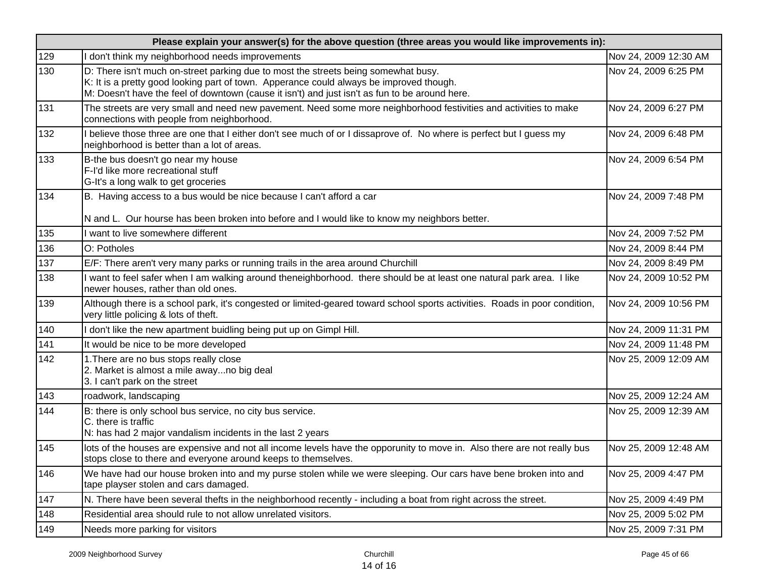| Please explain your answer(s) for the above question (three areas you would like improvements in): | | |
|---|---|---|
| 129 | I don't think my neighborhood needs improvements | Nov 24, 2009 12:30 AM |
| 130 | D: There isn't much on-street parking due to most the streets being somewhat busy.<br>K: It is a pretty good looking part of town.  Apperance could always be improved though.<br>M: Doesn't have the feel of downtown (cause it isn't) and just isn't as fun to be around here. | Nov 24, 2009 6:25 PM |
| 131 | The streets are very small and need new pavement. Need some more neighborhood festivities and activities to make connections with people from neighborhood. | Nov 24, 2009 6:27 PM |
| 132 | I believe those three are one that I either don't see much of or I dissaprove of.  No where is perfect but I guess my neighborhood is better than a lot of areas. | Nov 24, 2009 6:48 PM |
| 133 | B-the bus doesn't go near my house<br>F-I'd like more recreational stuff<br>G-It's a long walk to get groceries | Nov 24, 2009 6:54 PM |
| 134 | B.  Having access to a bus would be nice because I can't afford a car<br><br>N and L.  Our hourse has been broken into before and I would like to know my neighbors better. | Nov 24, 2009 7:48 PM |
| 135 | I want to live somewhere different | Nov 24, 2009 7:52 PM |
| 136 | O: Potholes | Nov 24, 2009 8:44 PM |
| 137 | E/F: There aren't very many parks or running trails in the area around Churchill | Nov 24, 2009 8:49 PM |
| 138 | I want to feel safer when I am walking around theneighborhood.  there should be at least one natural park area.  I like newer houses, rather than old ones. | Nov 24, 2009 10:52 PM |
| 139 | Although there is a school park, it's congested or limited-geared toward school sports activities.  Roads in poor condition, very little policing & lots of theft. | Nov 24, 2009 10:56 PM |
| 140 | I don't like the new apartment buidling being put up on Gimpl Hill. | Nov 24, 2009 11:31 PM |
| 141 | It would be nice to be more developed | Nov 24, 2009 11:48 PM |
| 142 | 1.There are no bus stops really close<br>2. Market is almost a mile away...no big deal<br>3. I can't park on the street | Nov 25, 2009 12:09 AM |
| 143 | roadwork, landscaping | Nov 25, 2009 12:24 AM |
| 144 | B: there is only school bus service, no city bus service.<br>C. there is traffic<br>N: has had 2 major vandalism incidents in the last 2 years | Nov 25, 2009 12:39 AM |
| 145 | lots of the houses are expensive and not all income levels have the opporunity to move in.  Also there are not really bus stops close to there and everyone around keeps to themselves. | Nov 25, 2009 12:48 AM |
| 146 | We have had our house broken into and my purse stolen while we were sleeping. Our cars have bene broken into and tape playser stolen and cars damaged. | Nov 25, 2009 4:47 PM |
| 147 | N. There have been several thefts in the neighborhood recently - including a boat from right across the street. | Nov 25, 2009 4:49 PM |
| 148 | Residential area should rule to not allow unrelated visitors. | Nov 25, 2009 5:02 PM |
| 149 | Needs more parking for visitors | Nov 25, 2009 7:31 PM |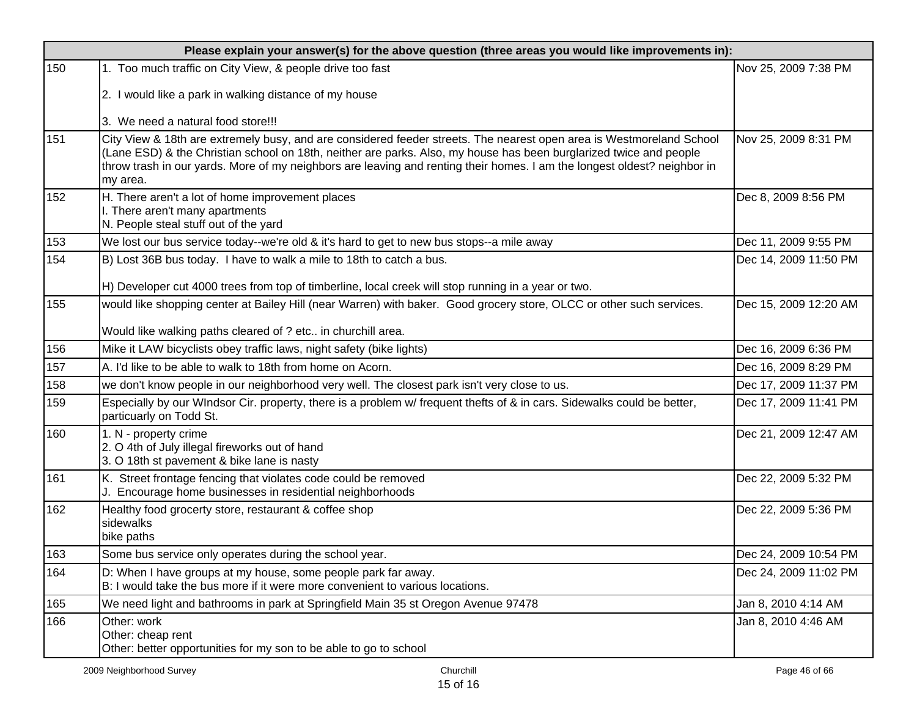| | Please explain your answer(s) for the above question (three areas you would like improvements in): | |
|---|---|---|
| 150 | 1. Too much traffic on City View, & people drive too fast<br><br>2. I would like a park in walking distance of my house<br><br>3. We need a natural food store!!! | Nov 25, 2009 7:38 PM |
| 151 | City View & 18th are extremely busy, and are considered feeder streets. The nearest open area is Westmoreland School (Lane ESD) & the Christian school on 18th, neither are parks. Also, my house has been burglarized twice and people throw trash in our yards. More of my neighbors are leaving and renting their homes. I am the longest oldest? neighbor in my area. | Nov 25, 2009 8:31 PM |
| 152 | H. There aren't a lot of home improvement places<br>I. There aren't many apartments<br>N. People steal stuff out of the yard | Dec 8, 2009 8:56 PM |
| 153 | We lost our bus service today--we're old & it's hard to get to new bus stops--a mile away | Dec 11, 2009 9:55 PM |
| 154 | B) Lost 36B bus today. I have to walk a mile to 18th to catch a bus.<br><br>H) Developer cut 4000 trees from top of timberline, local creek will stop running in a year or two. | Dec 14, 2009 11:50 PM |
| 155 | would like shopping center at Bailey Hill (near Warren) with baker. Good grocery store, OLCC or other such services.<br><br>Would like walking paths cleared of ? etc.. in churchill area. | Dec 15, 2009 12:20 AM |
| 156 | Mike it LAW bicyclists obey traffic laws, night safety (bike lights) | Dec 16, 2009 6:36 PM |
| 157 | A. I'd like to be able to walk to 18th from home on Acorn. | Dec 16, 2009 8:29 PM |
| 158 | we don't know people in our neighborhood very well. The closest park isn't very close to us. | Dec 17, 2009 11:37 PM |
| 159 | Especially by our WIndsor Cir. property, there is a problem w/ frequent thefts of & in cars. Sidewalks could be better, particuarly on Todd St. | Dec 17, 2009 11:41 PM |
| 160 | 1. N - property crime<br>2. O 4th of July illegal fireworks out of hand<br>3. O 18th st pavement & bike lane is nasty | Dec 21, 2009 12:47 AM |
| 161 | K. Street frontage fencing that violates code could be removed<br>J. Encourage home businesses in residential neighborhoods | Dec 22, 2009 5:32 PM |
| 162 | Healthy food grocerty store, restaurant & coffee shop<br>sidewalks<br>bike paths | Dec 22, 2009 5:36 PM |
| 163 | Some bus service only operates during the school year. | Dec 24, 2009 10:54 PM |
| 164 | D: When I have groups at my house, some people park far away.<br>B: I would take the bus more if it were more convenient to various locations. | Dec 24, 2009 11:02 PM |
| 165 | We need light and bathrooms in park at Springfield Main 35 st Oregon Avenue 97478 | Jan 8, 2010 4:14 AM |
| 166 | Other: work<br>Other: cheap rent<br>Other: better opportunities for my son to be able to go to school | Jan 8, 2010 4:46 AM |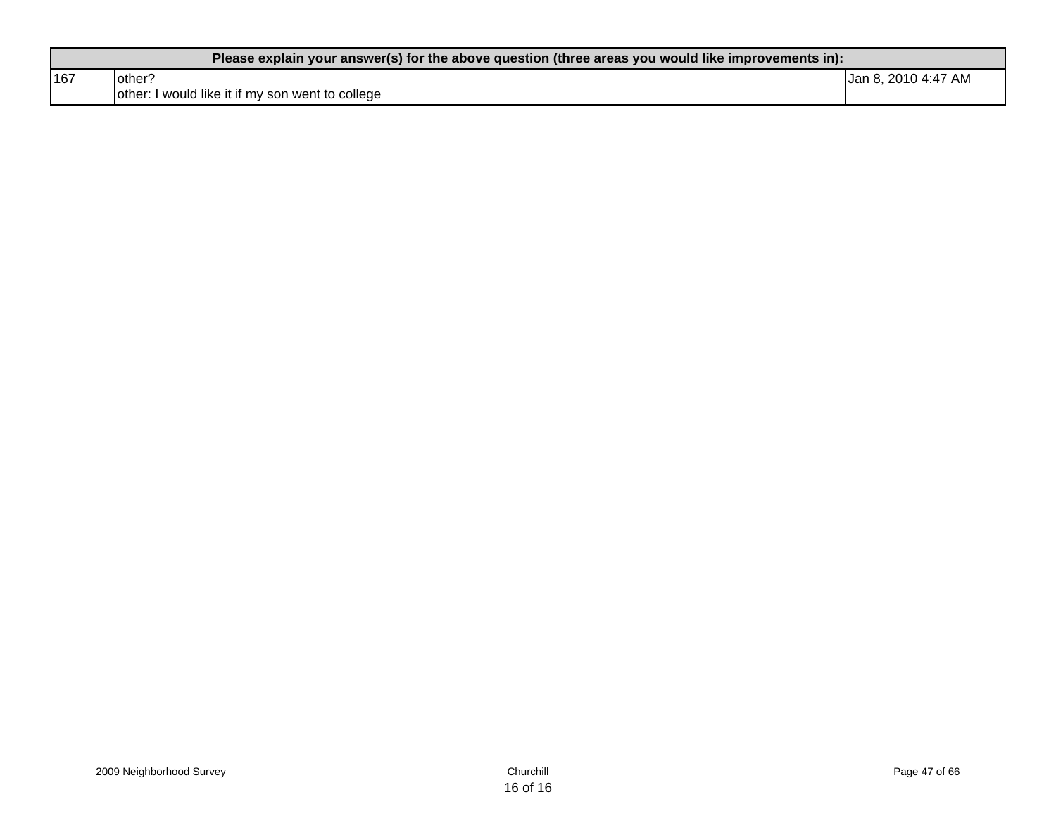| Please explain your answer(s) for the above question (three areas you would like improvements in): | | |
|---|---|---|
| 167 | other?<br>other: I would like it if my son went to college | Jan 8, 2010 4:47 AM |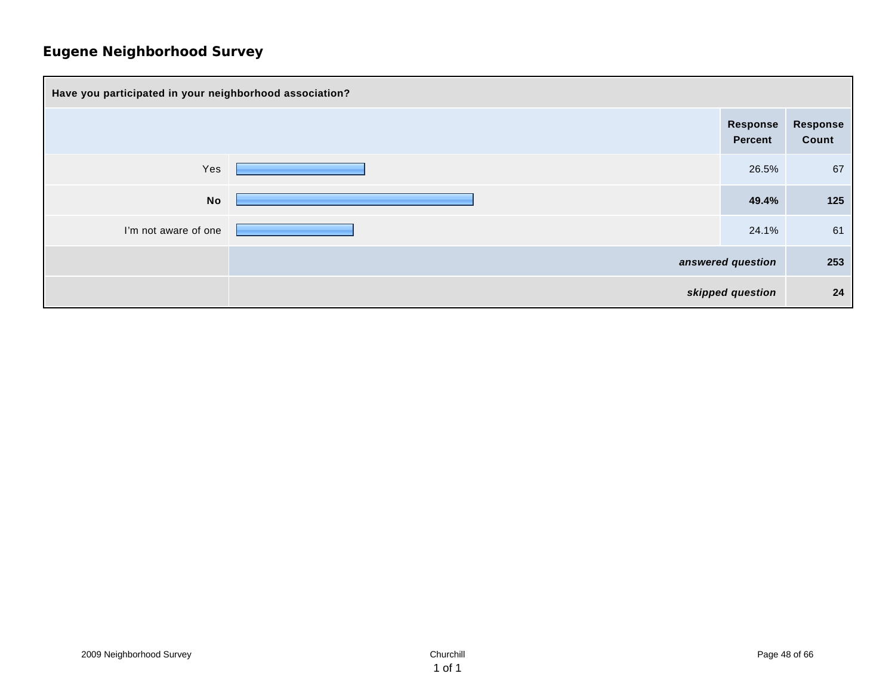# Eugene Neighborhood Survey

| Have you participated in your neighborhood association? | Response Percent | Response Count |
|---|---|---|
| Yes | 26.5% | 67 |
| **No** | **49.4%** | **125** |
| I'm not aware of one | 24.1% | 61 |
| | ***answered question*** | **253** |
| | ***skipped question*** | **24** |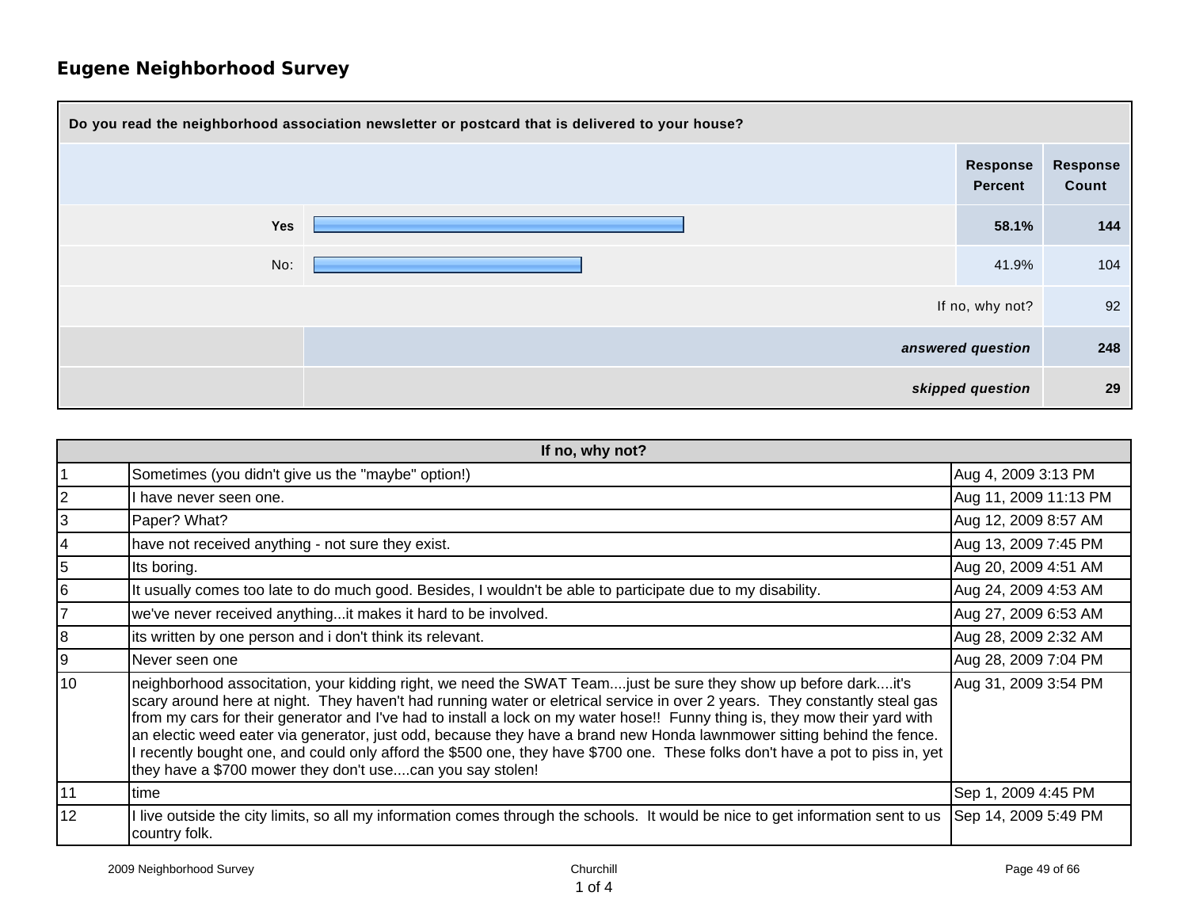## Eugene Neighborhood Survey

| Do you read the neighborhood association newsletter or postcard that is delivered to your house? | Response Percent | Response Count |
|---|---|---|
| Yes | **58.1%** | **144** |
| No: | 41.9% | 104 |
| If no, why not? | | 92 |
| *answered question* | | **248** |
| *skipped question* | | **29** |

| If no, why not? | | |
|---|---|---|
| 1 | Sometimes (you didn't give us the "maybe" option!) | Aug 4, 2009 3:13 PM |
| 2 | I have never seen one. | Aug 11, 2009 11:13 PM |
| 3 | Paper? What? | Aug 12, 2009 8:57 AM |
| 4 | have not received anything - not sure they exist. | Aug 13, 2009 7:45 PM |
| 5 | Its boring. | Aug 20, 2009 4:51 AM |
| 6 | It usually comes too late to do much good. Besides, I wouldn't be able to participate due to my disability. | Aug 24, 2009 4:53 AM |
| 7 | we've never received anything...it makes it hard to be involved. | Aug 27, 2009 6:53 AM |
| 8 | its written by one person and i don't think its relevant. | Aug 28, 2009 2:32 AM |
| 9 | Never seen one | Aug 28, 2009 7:04 PM |
| 10 | neighborhood associtation, your kidding right, we need the SWAT Team....just be sure they show up before dark....it's scary around here at night. They haven't had running water or eletrical service in over 2 years. They constantly steal gas from my cars for their generator and I've had to install a lock on my water hose!! Funny thing is, they mow their yard with an electic weed eater via generator, just odd, because they have a brand new Honda lawnmower sitting behind the fence. I recently bought one, and could only afford the $500 one, they have $700 one. These folks don't have a pot to piss in, yet they have a $700 mower they don't use....can you say stolen! | Aug 31, 2009 3:54 PM |
| 11 | time | Sep 1, 2009 4:45 PM |
| 12 | I live outside the city limits, so all my information comes through the schools. It would be nice to get information sent to us country folk. | Sep 14, 2009 5:49 PM |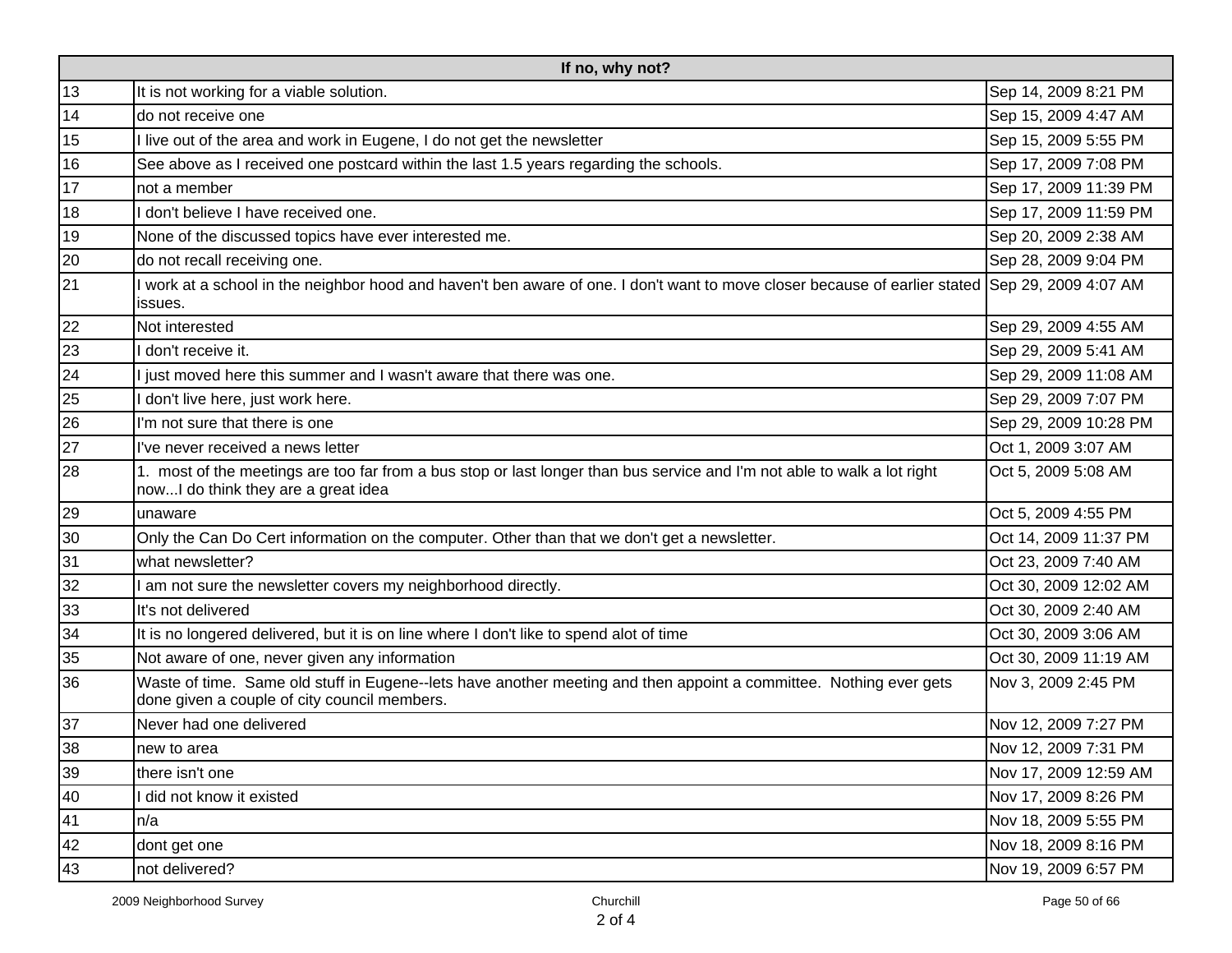| If no, why not? | | |
|---|---|---|
| 13 | It is not working for a viable solution. | Sep 14, 2009 8:21 PM |
| 14 | do not receive one | Sep 15, 2009 4:47 AM |
| 15 | I live out of the area and work in Eugene, I do not get the newsletter | Sep 15, 2009 5:55 PM |
| 16 | See above as I received one postcard within the last 1.5 years regarding the schools. | Sep 17, 2009 7:08 PM |
| 17 | not a member | Sep 17, 2009 11:39 PM |
| 18 | I don't believe I have received one. | Sep 17, 2009 11:59 PM |
| 19 | None of the discussed topics have ever interested me. | Sep 20, 2009 2:38 AM |
| 20 | do not recall receiving one. | Sep 28, 2009 9:04 PM |
| 21 | I work at a school in the neighbor hood and haven't ben aware of one. I don't want to move closer because of earlier stated issues. | Sep 29, 2009 4:07 AM |
| 22 | Not interested | Sep 29, 2009 4:55 AM |
| 23 | I don't receive it. | Sep 29, 2009 5:41 AM |
| 24 | I just moved here this summer and I wasn't aware that there was one. | Sep 29, 2009 11:08 AM |
| 25 | I don't live here, just work here. | Sep 29, 2009 7:07 PM |
| 26 | I'm not sure that there is one | Sep 29, 2009 10:28 PM |
| 27 | I've never received a news letter | Oct 1, 2009 3:07 AM |
| 28 | 1. most of the meetings are too far from a bus stop or last longer than bus service and I'm not able to walk a lot right now...I do think they are a great idea | Oct 5, 2009 5:08 AM |
| 29 | unaware | Oct 5, 2009 4:55 PM |
| 30 | Only the Can Do Cert information on the computer. Other than that we don't get a newsletter. | Oct 14, 2009 11:37 PM |
| 31 | what newsletter? | Oct 23, 2009 7:40 AM |
| 32 | I am not sure the newsletter covers my neighborhood directly. | Oct 30, 2009 12:02 AM |
| 33 | It's not delivered | Oct 30, 2009 2:40 AM |
| 34 | It is no longered delivered, but it is on line where I don't like to spend alot of time | Oct 30, 2009 3:06 AM |
| 35 | Not aware of one, never given any information | Oct 30, 2009 11:19 AM |
| 36 | Waste of time. Same old stuff in Eugene--lets have another meeting and then appoint a committee. Nothing ever gets done given a couple of city council members. | Nov 3, 2009 2:45 PM |
| 37 | Never had one delivered | Nov 12, 2009 7:27 PM |
| 38 | new to area | Nov 12, 2009 7:31 PM |
| 39 | there isn't one | Nov 17, 2009 12:59 AM |
| 40 | I did not know it existed | Nov 17, 2009 8:26 PM |
| 41 | n/a | Nov 18, 2009 5:55 PM |
| 42 | dont get one | Nov 18, 2009 8:16 PM |
| 43 | not delivered? | Nov 19, 2009 6:57 PM |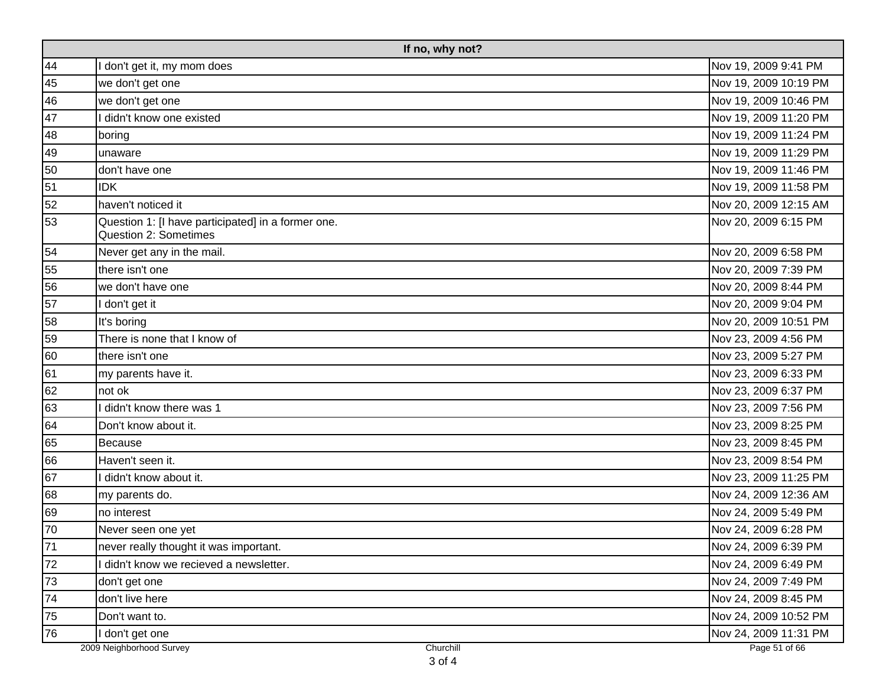| If no, why not? | | |
|---|---|---|
| 44 | I don't get it, my mom does | Nov 19, 2009 9:41 PM |
| 45 | we don't get one | Nov 19, 2009 10:19 PM |
| 46 | we don't get one | Nov 19, 2009 10:46 PM |
| 47 | I didn't know one existed | Nov 19, 2009 11:20 PM |
| 48 | boring | Nov 19, 2009 11:24 PM |
| 49 | unaware | Nov 19, 2009 11:29 PM |
| 50 | don't have one | Nov 19, 2009 11:46 PM |
| 51 | IDK | Nov 19, 2009 11:58 PM |
| 52 | haven't noticed it | Nov 20, 2009 12:15 AM |
| 53 | Question 1: [I have participated] in a former one.<br>Question 2: Sometimes | Nov 20, 2009 6:15 PM |
| 54 | Never get any in the mail. | Nov 20, 2009 6:58 PM |
| 55 | there isn't one | Nov 20, 2009 7:39 PM |
| 56 | we don't have one | Nov 20, 2009 8:44 PM |
| 57 | I don't get it | Nov 20, 2009 9:04 PM |
| 58 | It's boring | Nov 20, 2009 10:51 PM |
| 59 | There is none that I know of | Nov 23, 2009 4:56 PM |
| 60 | there isn't one | Nov 23, 2009 5:27 PM |
| 61 | my parents have it. | Nov 23, 2009 6:33 PM |
| 62 | not ok | Nov 23, 2009 6:37 PM |
| 63 | I didn't know there was 1 | Nov 23, 2009 7:56 PM |
| 64 | Don't know about it. | Nov 23, 2009 8:25 PM |
| 65 | Because | Nov 23, 2009 8:45 PM |
| 66 | Haven't seen it. | Nov 23, 2009 8:54 PM |
| 67 | I didn't know about it. | Nov 23, 2009 11:25 PM |
| 68 | my parents do. | Nov 24, 2009 12:36 AM |
| 69 | no interest | Nov 24, 2009 5:49 PM |
| 70 | Never seen one yet | Nov 24, 2009 6:28 PM |
| 71 | never really thought it was important. | Nov 24, 2009 6:39 PM |
| 72 | I didn't know we recieved a newsletter. | Nov 24, 2009 6:49 PM |
| 73 | don't get one | Nov 24, 2009 7:49 PM |
| 74 | don't live here | Nov 24, 2009 8:45 PM |
| 75 | Don't want to. | Nov 24, 2009 10:52 PM |
| 76 | I don't get one | Nov 24, 2009 11:31 PM |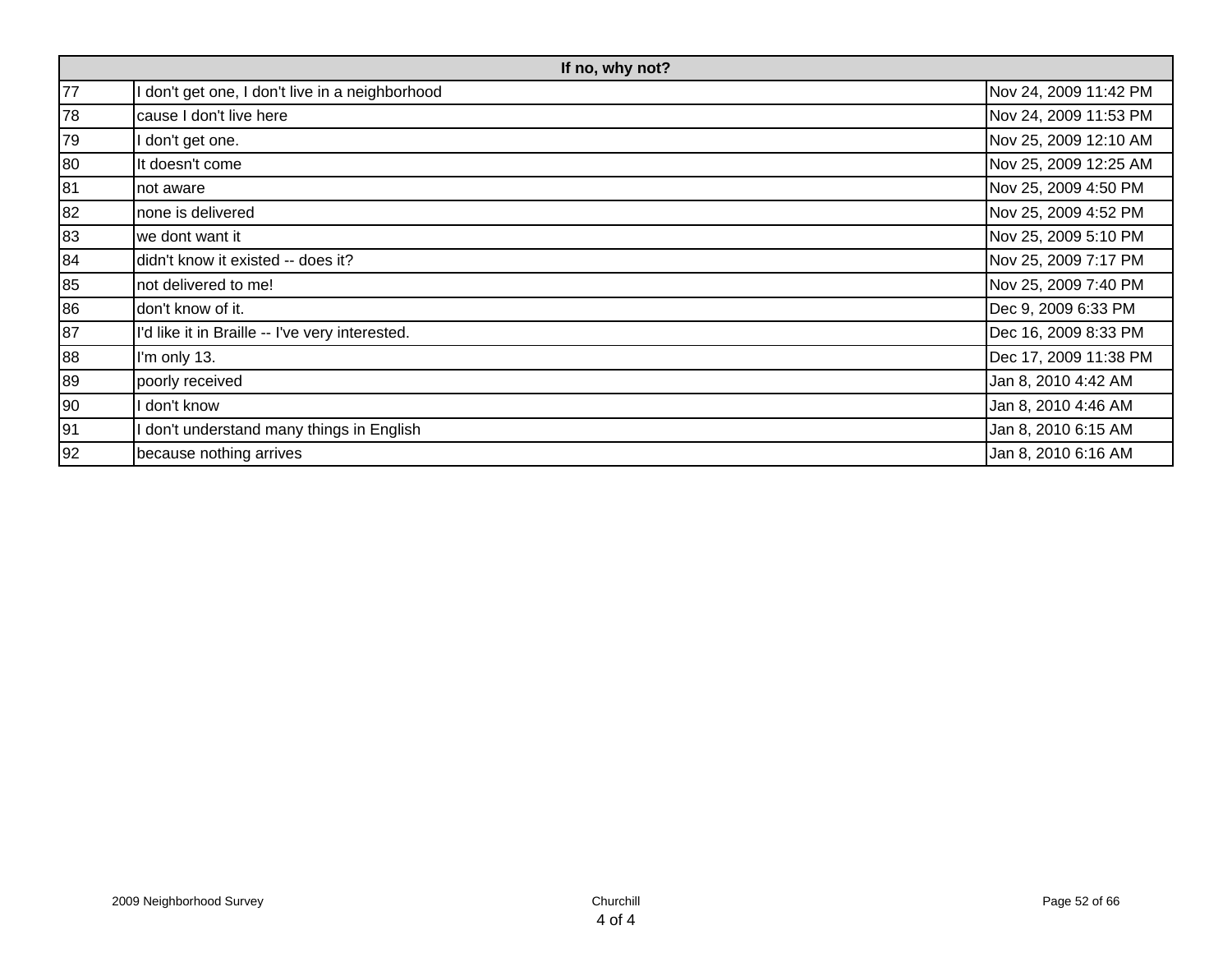| If no, why not? | | |
|---|---|---|
| 77 | I don't get one, I don't live in a neighborhood | Nov 24, 2009 11:42 PM |
| 78 | cause I don't live here | Nov 24, 2009 11:53 PM |
| 79 | I don't get one. | Nov 25, 2009 12:10 AM |
| 80 | It doesn't come | Nov 25, 2009 12:25 AM |
| 81 | not aware | Nov 25, 2009 4:50 PM |
| 82 | none is delivered | Nov 25, 2009 4:52 PM |
| 83 | we dont want it | Nov 25, 2009 5:10 PM |
| 84 | didn't know it existed -- does it? | Nov 25, 2009 7:17 PM |
| 85 | not delivered to me! | Nov 25, 2009 7:40 PM |
| 86 | don't know of it. | Dec 9, 2009 6:33 PM |
| 87 | I'd like it in Braille -- I've very interested. | Dec 16, 2009 8:33 PM |
| 88 | I'm only 13. | Dec 17, 2009 11:38 PM |
| 89 | poorly received | Jan 8, 2010 4:42 AM |
| 90 | I don't know | Jan 8, 2010 4:46 AM |
| 91 | I don't understand many things in English | Jan 8, 2010 6:15 AM |
| 92 | because nothing arrives | Jan 8, 2010 6:16 AM |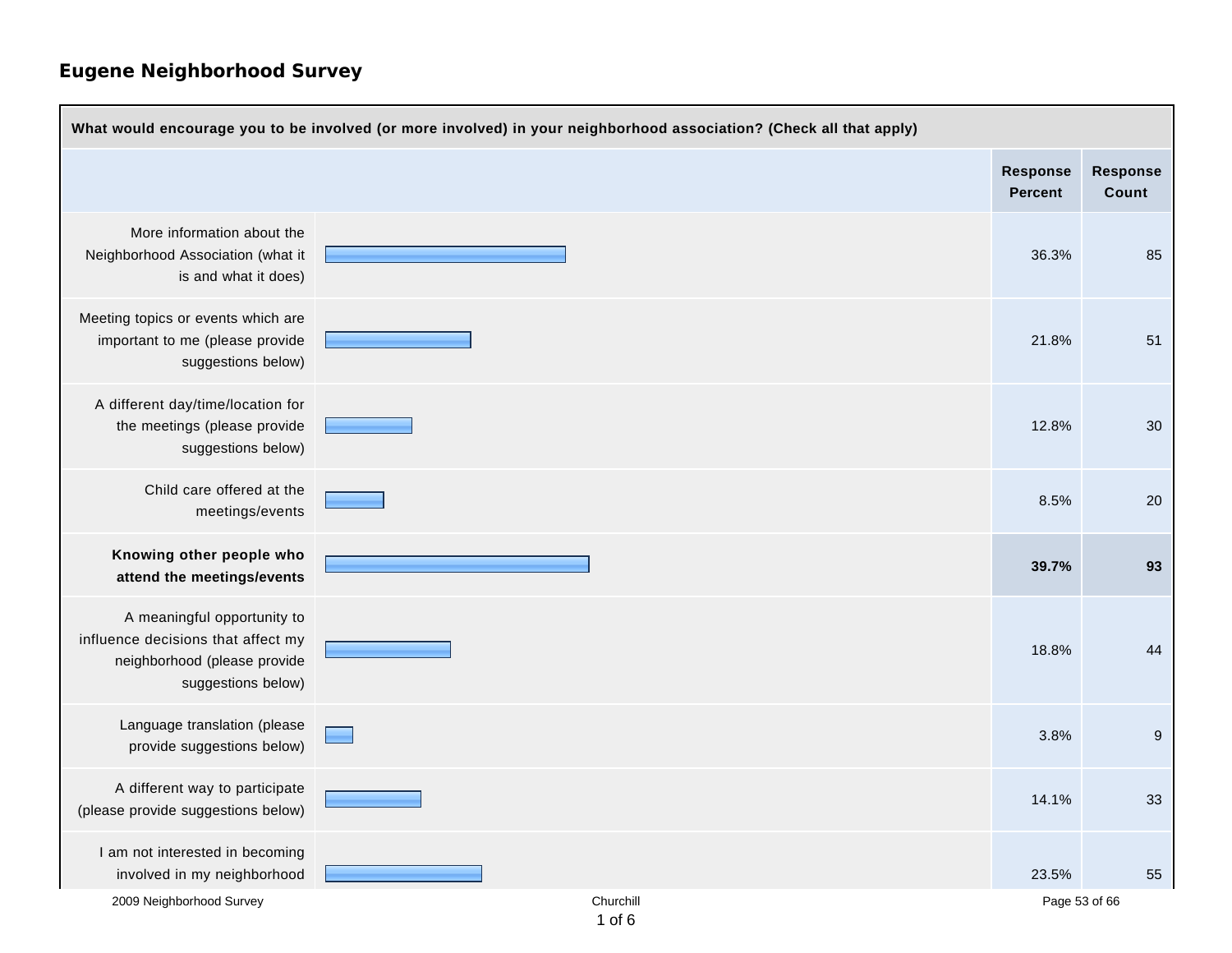## Eugene Neighborhood Survey

| What would encourage you to be involved (or more involved) in your neighborhood association? (Check all that apply) | Response Percent | Response Count |
|---|---|---|
| More information about the Neighborhood Association (what it is and what it does) | 36.3% | 85 |
| Meeting topics or events which are important to me (please provide suggestions below) | 21.8% | 51 |
| A different day/time/location for the meetings (please provide suggestions below) | 12.8% | 30 |
| Child care offered at the meetings/events | 8.5% | 20 |
| **Knowing other people who attend the meetings/events** | **39.7%** | **93** |
| A meaningful opportunity to influence decisions that affect my neighborhood (please provide suggestions below) | 18.8% | 44 |
| Language translation (please provide suggestions below) | 3.8% | 9 |
| A different way to participate (please provide suggestions below) | 14.1% | 33 |
| I am not interested in becoming involved in my neighborhood | 23.5% | 55 |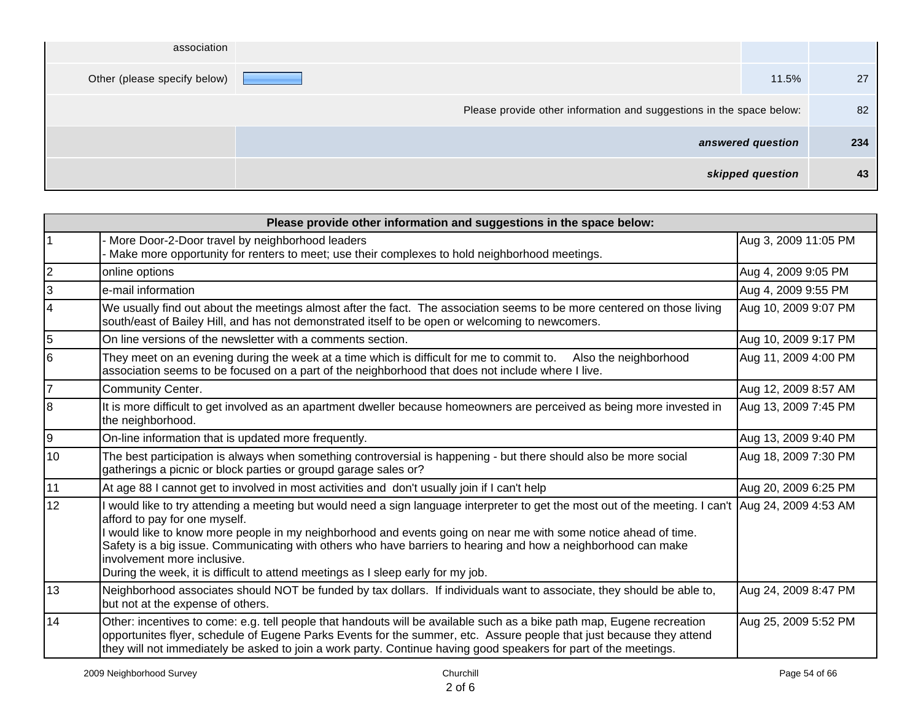| | | | |
|---|---|---|---|
| association | | | |
| Other (please specify below) | | 11.5% | 27 |
| | Please provide other information and suggestions in the space below: | | 82 |
| | ***answered question*** | | **234** |
| | ***skipped question*** | | **43** |

| | Please provide other information and suggestions in the space below: | |
|---|---|---|
| 1 | - More Door-2-Door travel by neighborhood leaders<br>- Make more opportunity for renters to meet; use their complexes to hold neighborhood meetings. | Aug 3, 2009 11:05 PM |
| 2 | online options | Aug 4, 2009 9:05 PM |
| 3 | e-mail information | Aug 4, 2009 9:55 PM |
| 4 | We usually find out about the meetings almost after the fact. The association seems to be more centered on those living south/east of Bailey Hill, and has not demonstrated itself to be open or welcoming to newcomers. | Aug 10, 2009 9:07 PM |
| 5 | On line versions of the newsletter with a comments section. | Aug 10, 2009 9:17 PM |
| 6 | They meet on an evening during the week at a time which is difficult for me to commit to. Also the neighborhood association seems to be focused on a part of the neighborhood that does not include where I live. | Aug 11, 2009 4:00 PM |
| 7 | Community Center. | Aug 12, 2009 8:57 AM |
| 8 | It is more difficult to get involved as an apartment dweller because homeowners are perceived as being more invested in the neighborhood. | Aug 13, 2009 7:45 PM |
| 9 | On-line information that is updated more frequently. | Aug 13, 2009 9:40 PM |
| 10 | The best participation is always when something controversial is happening - but there should also be more social gatherings a picnic or block parties or groupd garage sales or? | Aug 18, 2009 7:30 PM |
| 11 | At age 88 I cannot get to involved in most activities and don't usually join if I can't help | Aug 20, 2009 6:25 PM |
| 12 | I would like to try attending a meeting but would need a sign language interpreter to get the most out of the meeting. I can't afford to pay for one myself.<br>I would like to know more people in my neighborhood and events going on near me with some notice ahead of time.<br>Safety is a big issue. Communicating with others who have barriers to hearing and how a neighborhood can make involvement more inclusive.<br>During the week, it is difficult to attend meetings as I sleep early for my job. | Aug 24, 2009 4:53 AM |
| 13 | Neighborhood associates should NOT be funded by tax dollars. If individuals want to associate, they should be able to, but not at the expense of others. | Aug 24, 2009 8:47 PM |
| 14 | Other: incentives to come: e.g. tell people that handouts will be available such as a bike path map, Eugene recreation opportunites flyer, schedule of Eugene Parks Events for the summer, etc. Assure people that just because they attend they will not immediately be asked to join a work party. Continue having good speakers for part of the meetings. | Aug 25, 2009 5:52 PM |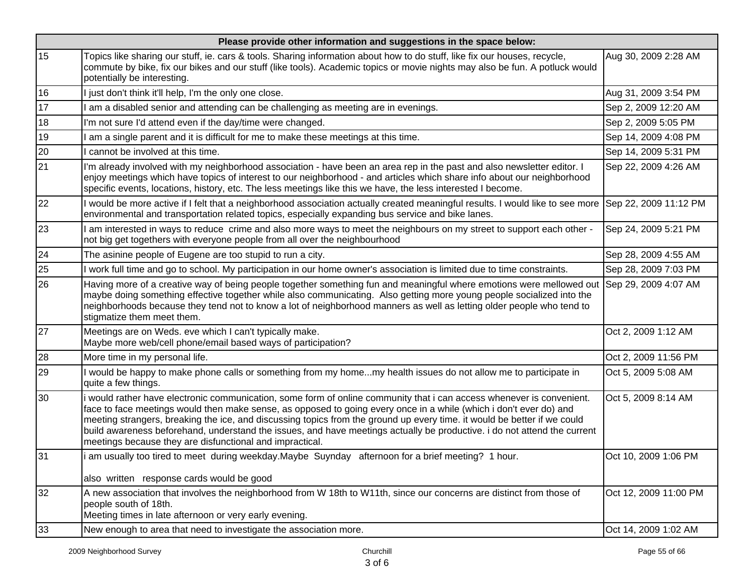| Please provide other information and suggestions in the space below: | | |
|---|---|---|
| 15 | Topics like sharing our stuff, ie. cars & tools. Sharing information about how to do stuff, like fix our houses, recycle, commute by bike, fix our bikes and our stuff (like tools). Academic topics or movie nights may also be fun. A potluck would potentially be interesting. | Aug 30, 2009 2:28 AM |
| 16 | I just don't think it'll help, I'm the only one close. | Aug 31, 2009 3:54 PM |
| 17 | I am a disabled senior and attending can be challenging as meeting are in evenings. | Sep 2, 2009 12:20 AM |
| 18 | I'm not sure I'd attend even if the day/time were changed. | Sep 2, 2009 5:05 PM |
| 19 | I am a single parent and it is difficult for me to make these meetings at this time. | Sep 14, 2009 4:08 PM |
| 20 | I cannot be involved at this time. | Sep 14, 2009 5:31 PM |
| 21 | I'm already involved with my neighborhood association - have been an area rep in the past and also newsletter editor. I enjoy meetings which have topics of interest to our neighborhood - and articles which share info about our neighborhood specific events, locations, history, etc. The less meetings like this we have, the less interested I become. | Sep 22, 2009 4:26 AM |
| 22 | I would be more active if I felt that a neighborhood association actually created meaningful results. I would like to see more environmental and transportation related topics, especially expanding bus service and bike lanes. | Sep 22, 2009 11:12 PM |
| 23 | I am interested in ways to reduce crime and also more ways to meet the neighbours on my street to support each other - not big get togethers with everyone people from all over the neighbourhood | Sep 24, 2009 5:21 PM |
| 24 | The asinine people of Eugene are too stupid to run a city. | Sep 28, 2009 4:55 AM |
| 25 | I work full time and go to school. My participation in our home owner's association is limited due to time constraints. | Sep 28, 2009 7:03 PM |
| 26 | Having more of a creative way of being people together something fun and meaningful where emotions were mellowed out maybe doing something effective together while also communicating. Also getting more young people socialized into the neighborhoods because they tend not to know a lot of neighborhood manners as well as letting older people who tend to stigmatize them meet them. | Sep 29, 2009 4:07 AM |
| 27 | Meetings are on Weds. eve which I can't typically make.<br>Maybe more web/cell phone/email based ways of participation? | Oct 2, 2009 1:12 AM |
| 28 | More time in my personal life. | Oct 2, 2009 11:56 PM |
| 29 | I would be happy to make phone calls or something from my home...my health issues do not allow me to participate in quite a few things. | Oct 5, 2009 5:08 AM |
| 30 | i would rather have electronic communication, some form of online community that i can access whenever is convenient. face to face meetings would then make sense, as opposed to going every once in a while (which i don't ever do) and meeting strangers, breaking the ice, and discussing topics from the ground up every time. it would be better if we could build awareness beforehand, understand the issues, and have meetings actually be productive. i do not attend the current meetings because they are disfunctional and impractical. | Oct 5, 2009 8:14 AM |
| 31 | i am usually too tired to meet during weekday.Maybe Suynday afternoon for a brief meeting? 1 hour.<br><br>also written response cards would be good | Oct 10, 2009 1:06 PM |
| 32 | A new association that involves the neighborhood from W 18th to W11th, since our concerns are distinct from those of people south of 18th.<br>Meeting times in late afternoon or very early evening. | Oct 12, 2009 11:00 PM |
| 33 | New enough to area that need to investigate the association more. | Oct 14, 2009 1:02 AM |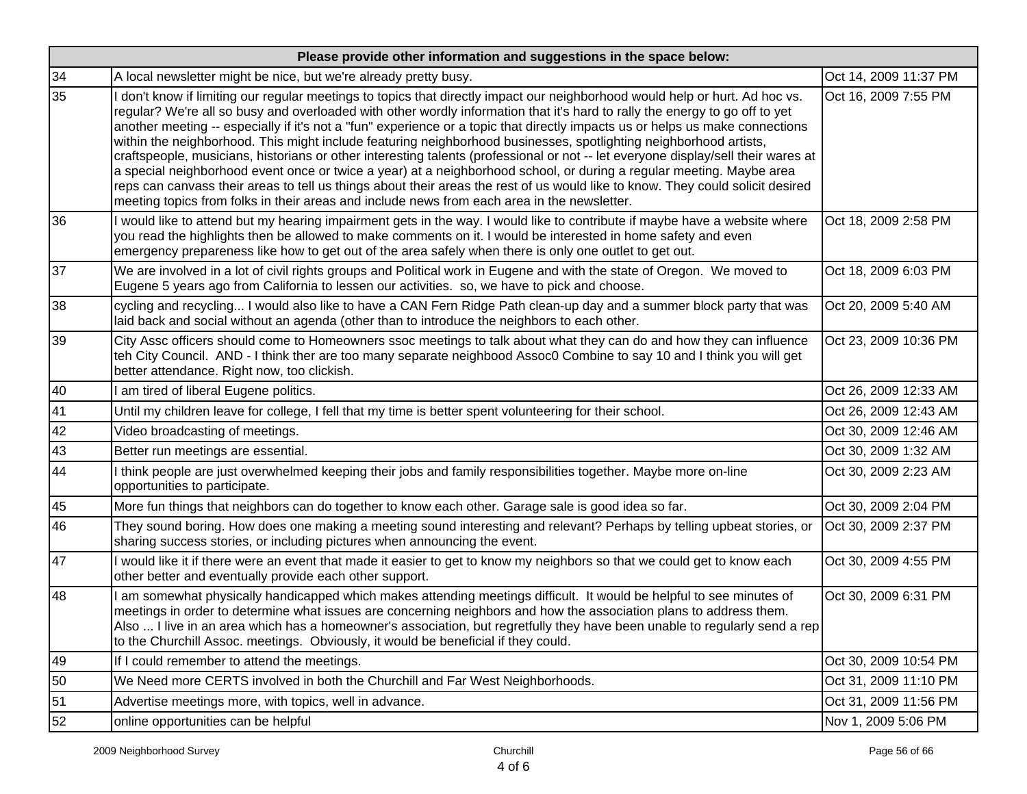| | Please provide other information and suggestions in the space below: | |
|---|---|---|
| 34 | A local newsletter might be nice, but we're already pretty busy. | Oct 14, 2009 11:37 PM |
| 35 | I don't know if limiting our regular meetings to topics that directly impact our neighborhood would help or hurt. Ad hoc vs. regular? We're all so busy and overloaded with other wordly information that it's hard to rally the energy to go off to yet another meeting -- especially if it's not a "fun" experience or a topic that directly impacts us or helps us make connections within the neighborhood. This might include featuring neighborhood businesses, spotlighting neighborhood artists, craftspeople, musicians, historians or other interesting talents (professional or not -- let everyone display/sell their wares at a special neighborhood event once or twice a year) at a neighborhood school, or during a regular meeting. Maybe area reps can canvass their areas to tell us things about their areas the rest of us would like to know. They could solicit desired meeting topics from folks in their areas and include news from each area in the newsletter. | Oct 16, 2009 7:55 PM |
| 36 | I would like to attend but my hearing impairment gets in the way. I would like to contribute if maybe have a website where you read the highlights then be allowed to make comments on it. I would be interested in home safety and even emergency prepareness like how to get out of the area safely when there is only one outlet to get out. | Oct 18, 2009 2:58 PM |
| 37 | We are involved in a lot of civil rights groups and Political work in Eugene and with the state of Oregon. We moved to Eugene 5 years ago from California to lessen our activities. so, we have to pick and choose. | Oct 18, 2009 6:03 PM |
| 38 | cycling and recycling... I would also like to have a CAN Fern Ridge Path clean-up day and a summer block party that was laid back and social without an agenda (other than to introduce the neighbors to each other. | Oct 20, 2009 5:40 AM |
| 39 | City Assc officers should come to Homeowners ssoc meetings to talk about what they can do and how they can influence teh City Council. AND - I think ther are too many separate neighbood Assoc0 Combine to say 10 and I think you will get better attendance. Right now, too clickish. | Oct 23, 2009 10:36 PM |
| 40 | I am tired of liberal Eugene politics. | Oct 26, 2009 12:33 AM |
| 41 | Until my children leave for college, I fell that my time is better spent volunteering for their school. | Oct 26, 2009 12:43 AM |
| 42 | Video broadcasting of meetings. | Oct 30, 2009 12:46 AM |
| 43 | Better run meetings are essential. | Oct 30, 2009 1:32 AM |
| 44 | I think people are just overwhelmed keeping their jobs and family responsibilities together. Maybe more on-line opportunities to participate. | Oct 30, 2009 2:23 AM |
| 45 | More fun things that neighbors can do together to know each other. Garage sale is good idea so far. | Oct 30, 2009 2:04 PM |
| 46 | They sound boring. How does one making a meeting sound interesting and relevant? Perhaps by telling upbeat stories, or sharing success stories, or including pictures when announcing the event. | Oct 30, 2009 2:37 PM |
| 47 | I would like it if there were an event that made it easier to get to know my neighbors so that we could get to know each other better and eventually provide each other support. | Oct 30, 2009 4:55 PM |
| 48 | I am somewhat physically handicapped which makes attending meetings difficult. It would be helpful to see minutes of meetings in order to determine what issues are concerning neighbors and how the association plans to address them. Also ... I live in an area which has a homeowner's association, but regretfully they have been unable to regularly send a rep to the Churchill Assoc. meetings. Obviously, it would be beneficial if they could. | Oct 30, 2009 6:31 PM |
| 49 | If I could remember to attend the meetings. | Oct 30, 2009 10:54 PM |
| 50 | We Need more CERTS involved in both the Churchill and Far West Neighborhoods. | Oct 31, 2009 11:10 PM |
| 51 | Advertise meetings more, with topics, well in advance. | Oct 31, 2009 11:56 PM |
| 52 | online opportunities can be helpful | Nov 1, 2009 5:06 PM |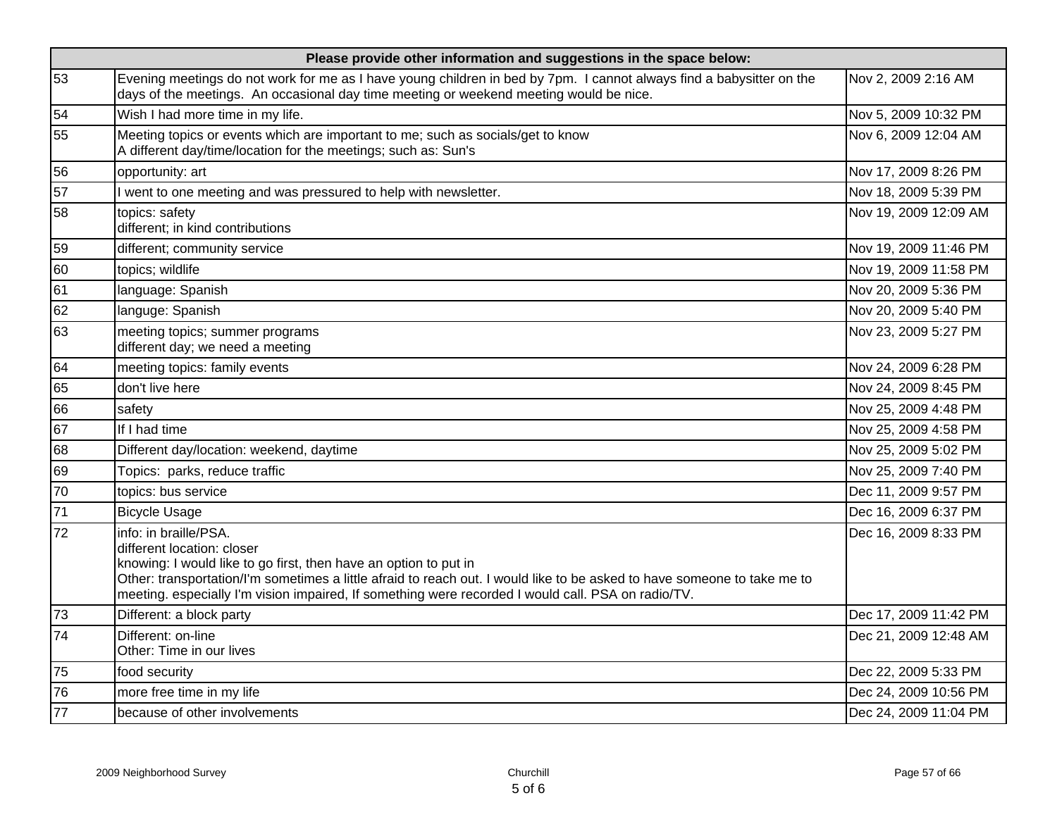| | Please provide other information and suggestions in the space below: | |
|---|---|---|
| 53 | Evening meetings do not work for me as I have young children in bed by 7pm. I cannot always find a babysitter on the days of the meetings. An occasional day time meeting or weekend meeting would be nice. | Nov 2, 2009 2:16 AM |
| 54 | Wish I had more time in my life. | Nov 5, 2009 10:32 PM |
| 55 | Meeting topics or events which are important to me; such as socials/get to know<br>A different day/time/location for the meetings; such as: Sun's | Nov 6, 2009 12:04 AM |
| 56 | opportunity: art | Nov 17, 2009 8:26 PM |
| 57 | I went to one meeting and was pressured to help with newsletter. | Nov 18, 2009 5:39 PM |
| 58 | topics: safety<br>different; in kind contributions | Nov 19, 2009 12:09 AM |
| 59 | different; community service | Nov 19, 2009 11:46 PM |
| 60 | topics; wildlife | Nov 19, 2009 11:58 PM |
| 61 | language: Spanish | Nov 20, 2009 5:36 PM |
| 62 | languge: Spanish | Nov 20, 2009 5:40 PM |
| 63 | meeting topics; summer programs<br>different day; we need a meeting | Nov 23, 2009 5:27 PM |
| 64 | meeting topics: family events | Nov 24, 2009 6:28 PM |
| 65 | don't live here | Nov 24, 2009 8:45 PM |
| 66 | safety | Nov 25, 2009 4:48 PM |
| 67 | If I had time | Nov 25, 2009 4:58 PM |
| 68 | Different day/location: weekend, daytime | Nov 25, 2009 5:02 PM |
| 69 | Topics: parks, reduce traffic | Nov 25, 2009 7:40 PM |
| 70 | topics: bus service | Dec 11, 2009 9:57 PM |
| 71 | Bicycle Usage | Dec 16, 2009 6:37 PM |
| 72 | info: in braille/PSA.<br>different location: closer<br>knowing: I would like to go first, then have an option to put in<br>Other: transportation/I'm sometimes a little afraid to reach out. I would like to be asked to have someone to take me to meeting. especially I'm vision impaired, If something were recorded I would call. PSA on radio/TV. | Dec 16, 2009 8:33 PM |
| 73 | Different: a block party | Dec 17, 2009 11:42 PM |
| 74 | Different: on-line<br>Other: Time in our lives | Dec 21, 2009 12:48 AM |
| 75 | food security | Dec 22, 2009 5:33 PM |
| 76 | more free time in my life | Dec 24, 2009 10:56 PM |
| 77 | because of other involvements | Dec 24, 2009 11:04 PM |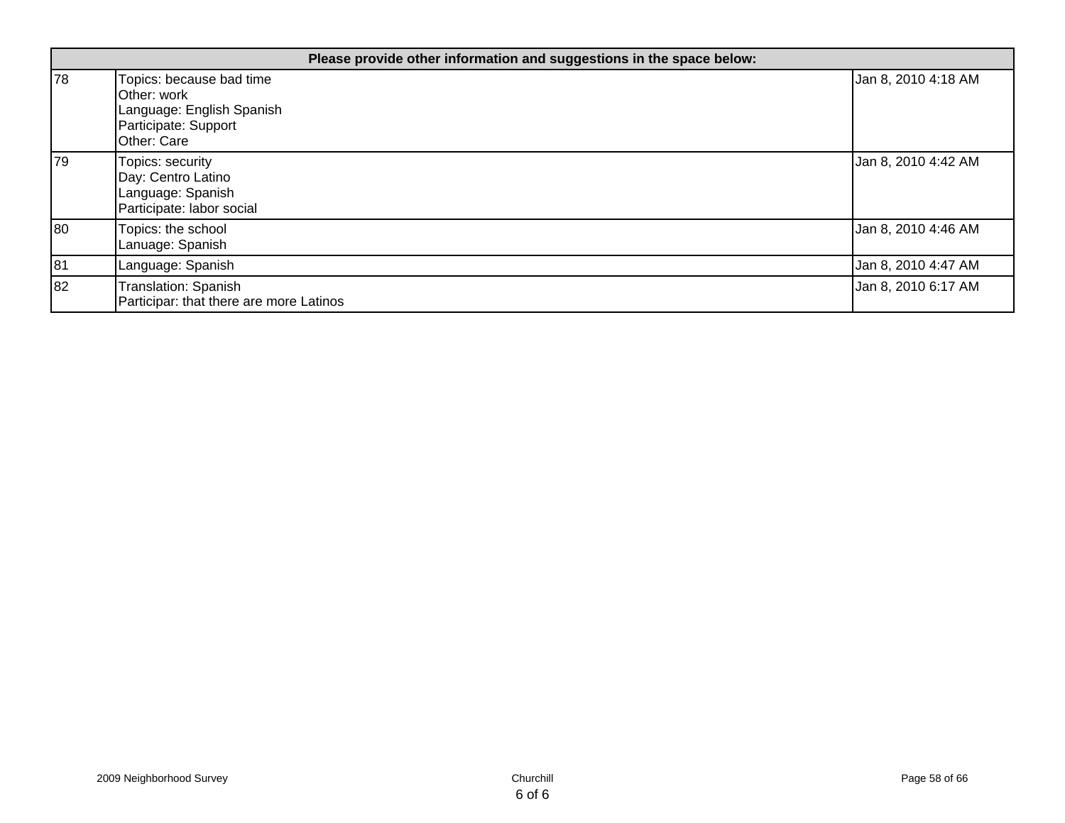| Please provide other information and suggestions in the space below: | | |
|---|---|---|
| 78 | Topics: because bad time<br>Other: work<br>Language: English Spanish<br>Participate: Support<br>Other: Care | Jan 8, 2010 4:18 AM |
| 79 | Topics: security<br>Day: Centro Latino<br>Language: Spanish<br>Participate: labor social | Jan 8, 2010 4:42 AM |
| 80 | Topics: the school<br>Lanuage: Spanish | Jan 8, 2010 4:46 AM |
| 81 | Language: Spanish | Jan 8, 2010 4:47 AM |
| 82 | Translation: Spanish<br>Participar: that there are more Latinos | Jan 8, 2010 6:17 AM |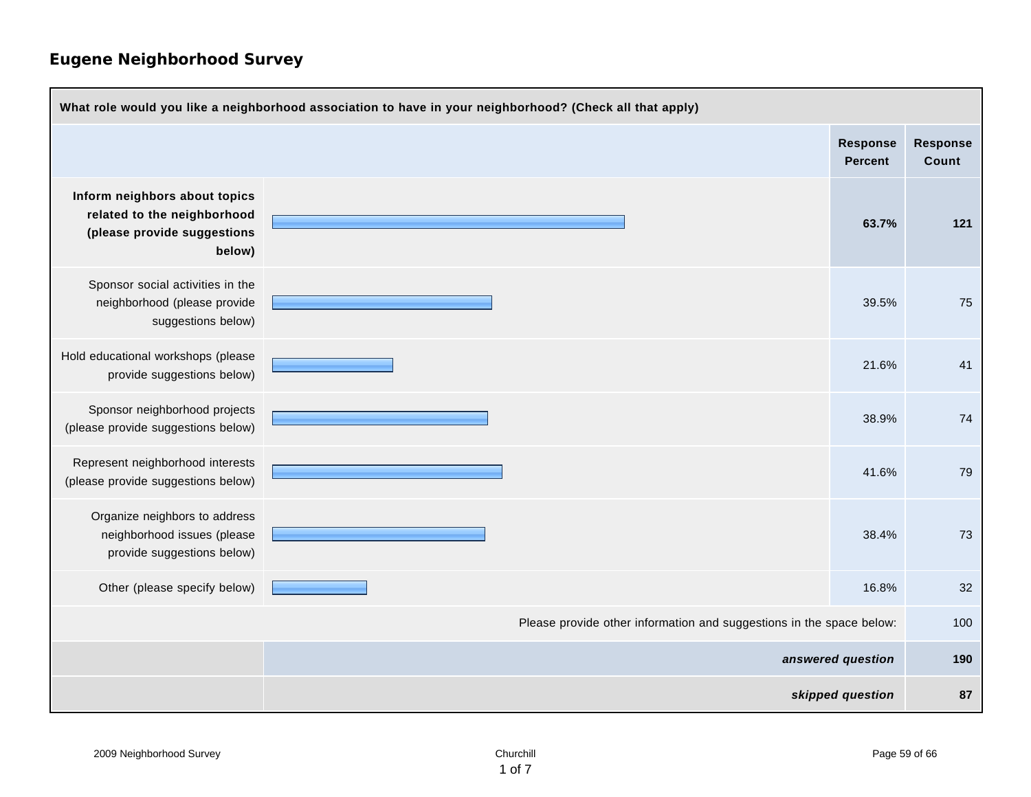## Eugene Neighborhood Survey

| What role would you like a neighborhood association to have in your neighborhood? (Check all that apply) | Response Percent | Response Count |
|---|---|---|
| **Inform neighbors about topics related to the neighborhood (please provide suggestions below)** | **63.7%** | **121** |
| Sponsor social activities in the neighborhood (please provide suggestions below) | 39.5% | 75 |
| Hold educational workshops (please provide suggestions below) | 21.6% | 41 |
| Sponsor neighborhood projects (please provide suggestions below) | 38.9% | 74 |
| Represent neighborhood interests (please provide suggestions below) | 41.6% | 79 |
| Organize neighbors to address neighborhood issues (please provide suggestions below) | 38.4% | 73 |
| Other (please specify below) | 16.8% | 32 |
| Please provide other information and suggestions in the space below: | | 100 |
| ***answered question*** | | **190** |
| ***skipped question*** | | **87** |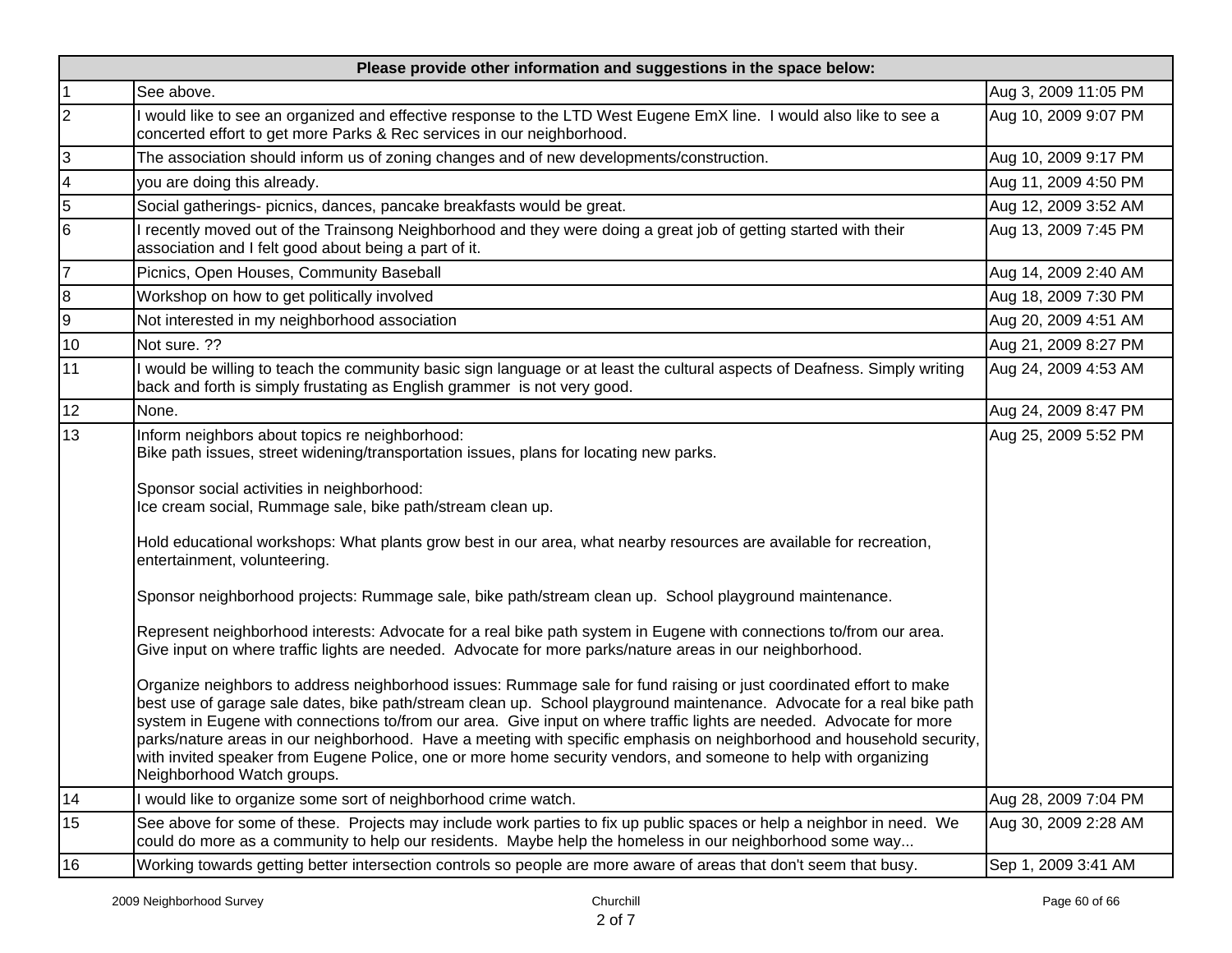| Please provide other information and suggestions in the space below: | | |
|---|---|---|
| 1 | See above. | Aug 3, 2009 11:05 PM |
| 2 | I would like to see an organized and effective response to the LTD West Eugene EmX line. I would also like to see a concerted effort to get more Parks & Rec services in our neighborhood. | Aug 10, 2009 9:07 PM |
| 3 | The association should inform us of zoning changes and of new developments/construction. | Aug 10, 2009 9:17 PM |
| 4 | you are doing this already. | Aug 11, 2009 4:50 PM |
| 5 | Social gatherings- picnics, dances, pancake breakfasts would be great. | Aug 12, 2009 3:52 AM |
| 6 | I recently moved out of the Trainsong Neighborhood and they were doing a great job of getting started with their association and I felt good about being a part of it. | Aug 13, 2009 7:45 PM |
| 7 | Picnics, Open Houses, Community Baseball | Aug 14, 2009 2:40 AM |
| 8 | Workshop on how to get politically involved | Aug 18, 2009 7:30 PM |
| 9 | Not interested in my neighborhood association | Aug 20, 2009 4:51 AM |
| 10 | Not sure. ?? | Aug 21, 2009 8:27 PM |
| 11 | I would be willing to teach the community basic sign language or at least the cultural aspects of Deafness. Simply writing back and forth is simply frustating as English grammer is not very good. | Aug 24, 2009 4:53 AM |
| 12 | None. | Aug 24, 2009 8:47 PM |
| 13 | Inform neighbors about topics re neighborhood:<br>Bike path issues, street widening/transportation issues, plans for locating new parks.<br><br>Sponsor social activities in neighborhood:<br>Ice cream social, Rummage sale, bike path/stream clean up.<br><br>Hold educational workshops: What plants grow best in our area, what nearby resources are available for recreation, entertainment, volunteering.<br><br>Sponsor neighborhood projects: Rummage sale, bike path/stream clean up. School playground maintenance.<br><br>Represent neighborhood interests: Advocate for a real bike path system in Eugene with connections to/from our area. Give input on where traffic lights are needed. Advocate for more parks/nature areas in our neighborhood.<br><br>Organize neighbors to address neighborhood issues: Rummage sale for fund raising or just coordinated effort to make best use of garage sale dates, bike path/stream clean up. School playground maintenance. Advocate for a real bike path system in Eugene with connections to/from our area. Give input on where traffic lights are needed. Advocate for more parks/nature areas in our neighborhood. Have a meeting with specific emphasis on neighborhood and household security, with invited speaker from Eugene Police, one or more home security vendors, and someone to help with organizing Neighborhood Watch groups. | Aug 25, 2009 5:52 PM |
| 14 | I would like to organize some sort of neighborhood crime watch. | Aug 28, 2009 7:04 PM |
| 15 | See above for some of these. Projects may include work parties to fix up public spaces or help a neighbor in need. We could do more as a community to help our residents. Maybe help the homeless in our neighborhood some way... | Aug 30, 2009 2:28 AM |
| 16 | Working towards getting better intersection controls so people are more aware of areas that don't seem that busy. | Sep 1, 2009 3:41 AM |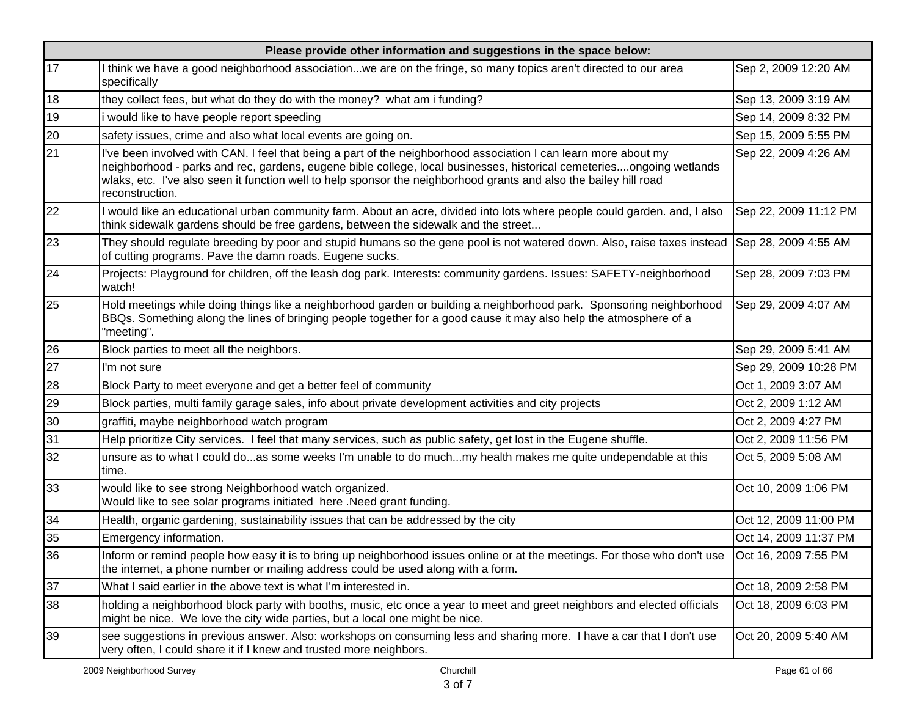| Please provide other information and suggestions in the space below: | | |
|---|---|---|
| 17 | I think we have a good neighborhood association...we are on the fringe, so many topics aren't directed to our area specifically | Sep 2, 2009 12:20 AM |
| 18 | they collect fees, but what do they do with the money? what am i funding? | Sep 13, 2009 3:19 AM |
| 19 | i would like to have people report speeding | Sep 14, 2009 8:32 PM |
| 20 | safety issues, crime and also what local events are going on. | Sep 15, 2009 5:55 PM |
| 21 | I've been involved with CAN. I feel that being a part of the neighborhood association I can learn more about my neighborhood - parks and rec, gardens, eugene bible college, local businesses, historical cemeteries....ongoing wetlands wlaks, etc. I've also seen it function well to help sponsor the neighborhood grants and also the bailey hill road reconstruction. | Sep 22, 2009 4:26 AM |
| 22 | I would like an educational urban community farm. About an acre, divided into lots where people could garden. and, I also think sidewalk gardens should be free gardens, between the sidewalk and the street... | Sep 22, 2009 11:12 PM |
| 23 | They should regulate breeding by poor and stupid humans so the gene pool is not watered down. Also, raise taxes instead of cutting programs. Pave the damn roads. Eugene sucks. | Sep 28, 2009 4:55 AM |
| 24 | Projects: Playground for children, off the leash dog park. Interests: community gardens. Issues: SAFETY-neighborhood watch! | Sep 28, 2009 7:03 PM |
| 25 | Hold meetings while doing things like a neighborhood garden or building a neighborhood park. Sponsoring neighborhood BBQs. Something along the lines of bringing people together for a good cause it may also help the atmosphere of a "meeting". | Sep 29, 2009 4:07 AM |
| 26 | Block parties to meet all the neighbors. | Sep 29, 2009 5:41 AM |
| 27 | I'm not sure | Sep 29, 2009 10:28 PM |
| 28 | Block Party to meet everyone and get a better feel of community | Oct 1, 2009 3:07 AM |
| 29 | Block parties, multi family garage sales, info about private development activities and city projects | Oct 2, 2009 1:12 AM |
| 30 | graffiti, maybe neighborhood watch program | Oct 2, 2009 4:27 PM |
| 31 | Help prioritize City services. I feel that many services, such as public safety, get lost in the Eugene shuffle. | Oct 2, 2009 11:56 PM |
| 32 | unsure as to what I could do...as some weeks I'm unable to do much...my health makes me quite undependable at this time. | Oct 5, 2009 5:08 AM |
| 33 | would like to see strong Neighborhood watch organized.<br>Would like to see solar programs initiated here .Need grant funding. | Oct 10, 2009 1:06 PM |
| 34 | Health, organic gardening, sustainability issues that can be addressed by the city | Oct 12, 2009 11:00 PM |
| 35 | Emergency information. | Oct 14, 2009 11:37 PM |
| 36 | Inform or remind people how easy it is to bring up neighborhood issues online or at the meetings. For those who don't use the internet, a phone number or mailing address could be used along with a form. | Oct 16, 2009 7:55 PM |
| 37 | What I said earlier in the above text is what I'm interested in. | Oct 18, 2009 2:58 PM |
| 38 | holding a neighborhood block party with booths, music, etc once a year to meet and greet neighbors and elected officials might be nice. We love the city wide parties, but a local one might be nice. | Oct 18, 2009 6:03 PM |
| 39 | see suggestions in previous answer. Also: workshops on consuming less and sharing more. I have a car that I don't use very often, I could share it if I knew and trusted more neighbors. | Oct 20, 2009 5:40 AM |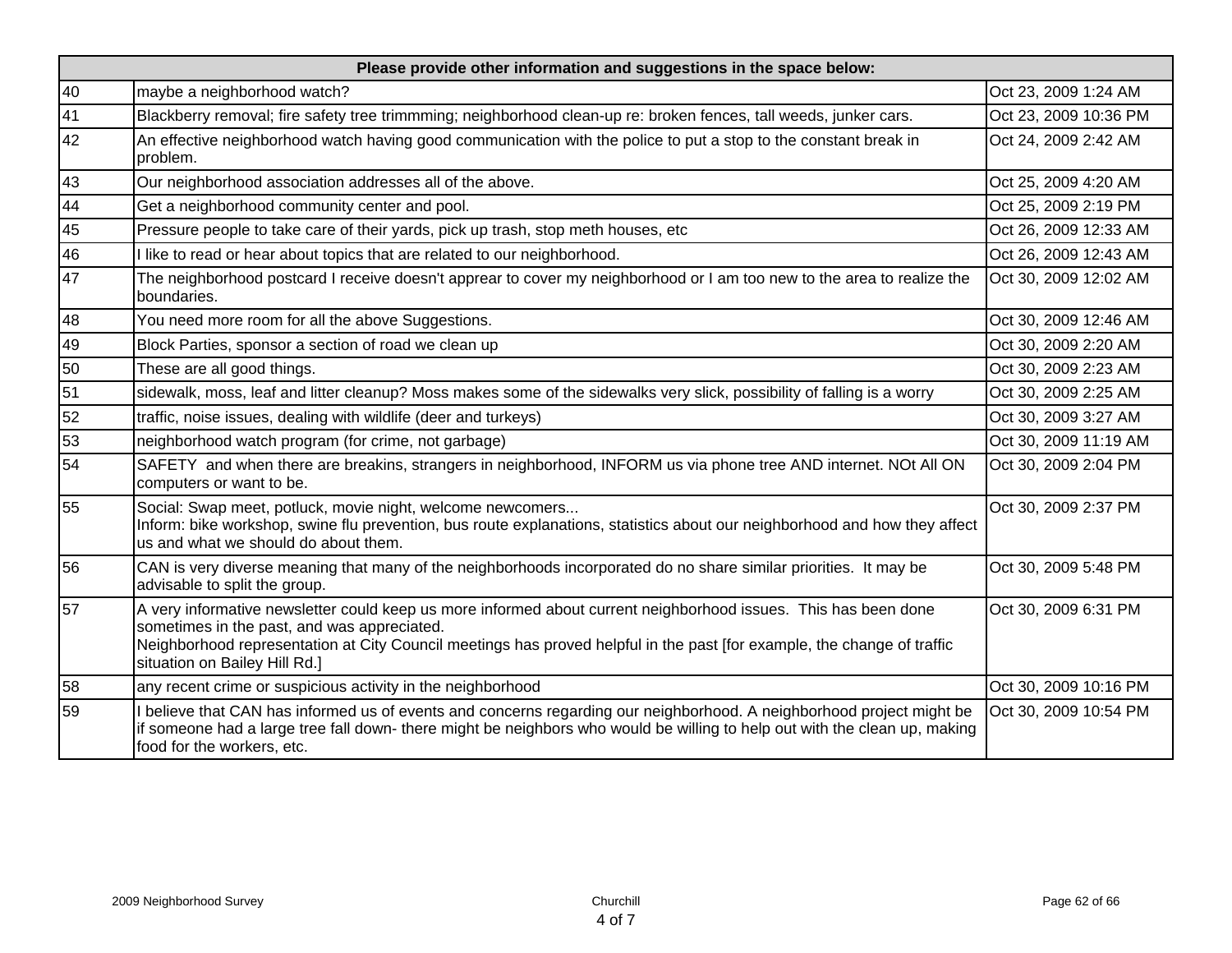| Please provide other information and suggestions in the space below: | | |
|---|---|---|
| 40 | maybe a neighborhood watch? | Oct 23, 2009 1:24 AM |
| 41 | Blackberry removal; fire safety tree trimmming; neighborhood clean-up re: broken fences, tall weeds, junker cars. | Oct 23, 2009 10:36 PM |
| 42 | An effective neighborhood watch having good communication with the police to put a stop to the constant break in problem. | Oct 24, 2009 2:42 AM |
| 43 | Our neighborhood association addresses all of the above. | Oct 25, 2009 4:20 AM |
| 44 | Get a neighborhood community center and pool. | Oct 25, 2009 2:19 PM |
| 45 | Pressure people to take care of their yards, pick up trash, stop meth houses, etc | Oct 26, 2009 12:33 AM |
| 46 | I like to read or hear about topics that are related to our neighborhood. | Oct 26, 2009 12:43 AM |
| 47 | The neighborhood postcard I receive doesn't apprear to cover my neighborhood or I am too new to the area to realize the boundaries. | Oct 30, 2009 12:02 AM |
| 48 | You need more room for all the above Suggestions. | Oct 30, 2009 12:46 AM |
| 49 | Block Parties, sponsor a section of road we clean up | Oct 30, 2009 2:20 AM |
| 50 | These are all good things. | Oct 30, 2009 2:23 AM |
| 51 | sidewalk, moss, leaf and litter cleanup? Moss makes some of the sidewalks very slick, possibility of falling is a worry | Oct 30, 2009 2:25 AM |
| 52 | traffic, noise issues, dealing with wildlife (deer and turkeys) | Oct 30, 2009 3:27 AM |
| 53 | neighborhood watch program (for crime, not garbage) | Oct 30, 2009 11:19 AM |
| 54 | SAFETY and when there are breakins, strangers in neighborhood, INFORM us via phone tree AND internet. NOt All ON computers or want to be. | Oct 30, 2009 2:04 PM |
| 55 | Social: Swap meet, potluck, movie night, welcome newcomers...<br>Inform: bike workshop, swine flu prevention, bus route explanations, statistics about our neighborhood and how they affect us and what we should do about them. | Oct 30, 2009 2:37 PM |
| 56 | CAN is very diverse meaning that many of the neighborhoods incorporated do no share similar priorities. It may be advisable to split the group. | Oct 30, 2009 5:48 PM |
| 57 | A very informative newsletter could keep us more informed about current neighborhood issues. This has been done sometimes in the past, and was appreciated.<br>Neighborhood representation at City Council meetings has proved helpful in the past [for example, the change of traffic situation on Bailey Hill Rd.] | Oct 30, 2009 6:31 PM |
| 58 | any recent crime or suspicious activity in the neighborhood | Oct 30, 2009 10:16 PM |
| 59 | I believe that CAN has informed us of events and concerns regarding our neighborhood. A neighborhood project might be if someone had a large tree fall down- there might be neighbors who would be willing to help out with the clean up, making food for the workers, etc. | Oct 30, 2009 10:54 PM |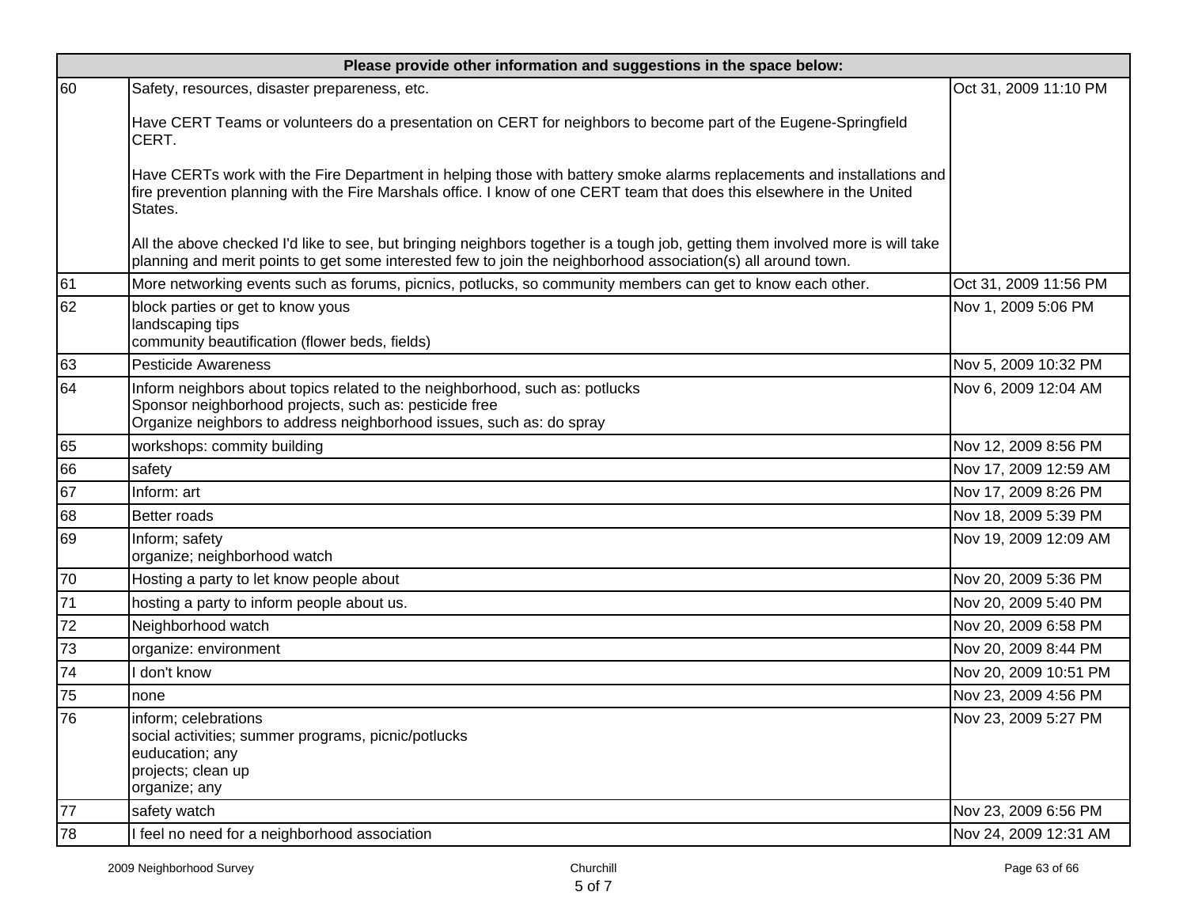| Please provide other information and suggestions in the space below: | | |
|---|---|---|
| 60 | Safety, resources, disaster prepareness, etc.<br><br>Have CERT Teams or volunteers do a presentation on CERT for neighbors to become part of the Eugene-Springfield CERT.<br><br>Have CERTs work with the Fire Department in helping those with battery smoke alarms replacements and installations and fire prevention planning with the Fire Marshals office. I know of one CERT team that does this elsewhere in the United States.<br><br>All the above checked I'd like to see, but bringing neighbors together is a tough job, getting them involved more is will take planning and merit points to get some interested few to join the neighborhood association(s) all around town. | Oct 31, 2009 11:10 PM |
| 61 | More networking events such as forums, picnics, potlucks, so community members can get to know each other. | Oct 31, 2009 11:56 PM |
| 62 | block parties or get to know yous<br>landscaping tips<br>community beautification (flower beds, fields) | Nov 1, 2009 5:06 PM |
| 63 | Pesticide Awareness | Nov 5, 2009 10:32 PM |
| 64 | Inform neighbors about topics related to the neighborhood, such as: potlucks<br>Sponsor neighborhood projects, such as: pesticide free<br>Organize neighbors to address neighborhood issues, such as: do spray | Nov 6, 2009 12:04 AM |
| 65 | workshops: commity building | Nov 12, 2009 8:56 PM |
| 66 | safety | Nov 17, 2009 12:59 AM |
| 67 | Inform: art | Nov 17, 2009 8:26 PM |
| 68 | Better roads | Nov 18, 2009 5:39 PM |
| 69 | Inform; safety<br>organize; neighborhood watch | Nov 19, 2009 12:09 AM |
| 70 | Hosting a party to let know people about | Nov 20, 2009 5:36 PM |
| 71 | hosting a party to inform people about us. | Nov 20, 2009 5:40 PM |
| 72 | Neighborhood watch | Nov 20, 2009 6:58 PM |
| 73 | organize: environment | Nov 20, 2009 8:44 PM |
| 74 | I don't know | Nov 20, 2009 10:51 PM |
| 75 | none | Nov 23, 2009 4:56 PM |
| 76 | inform; celebrations<br>social activities; summer programs, picnic/potlucks<br>euducation; any<br>projects; clean up<br>organize; any | Nov 23, 2009 5:27 PM |
| 77 | safety watch | Nov 23, 2009 6:56 PM |
| 78 | I feel no need for a neighborhood association | Nov 24, 2009 12:31 AM |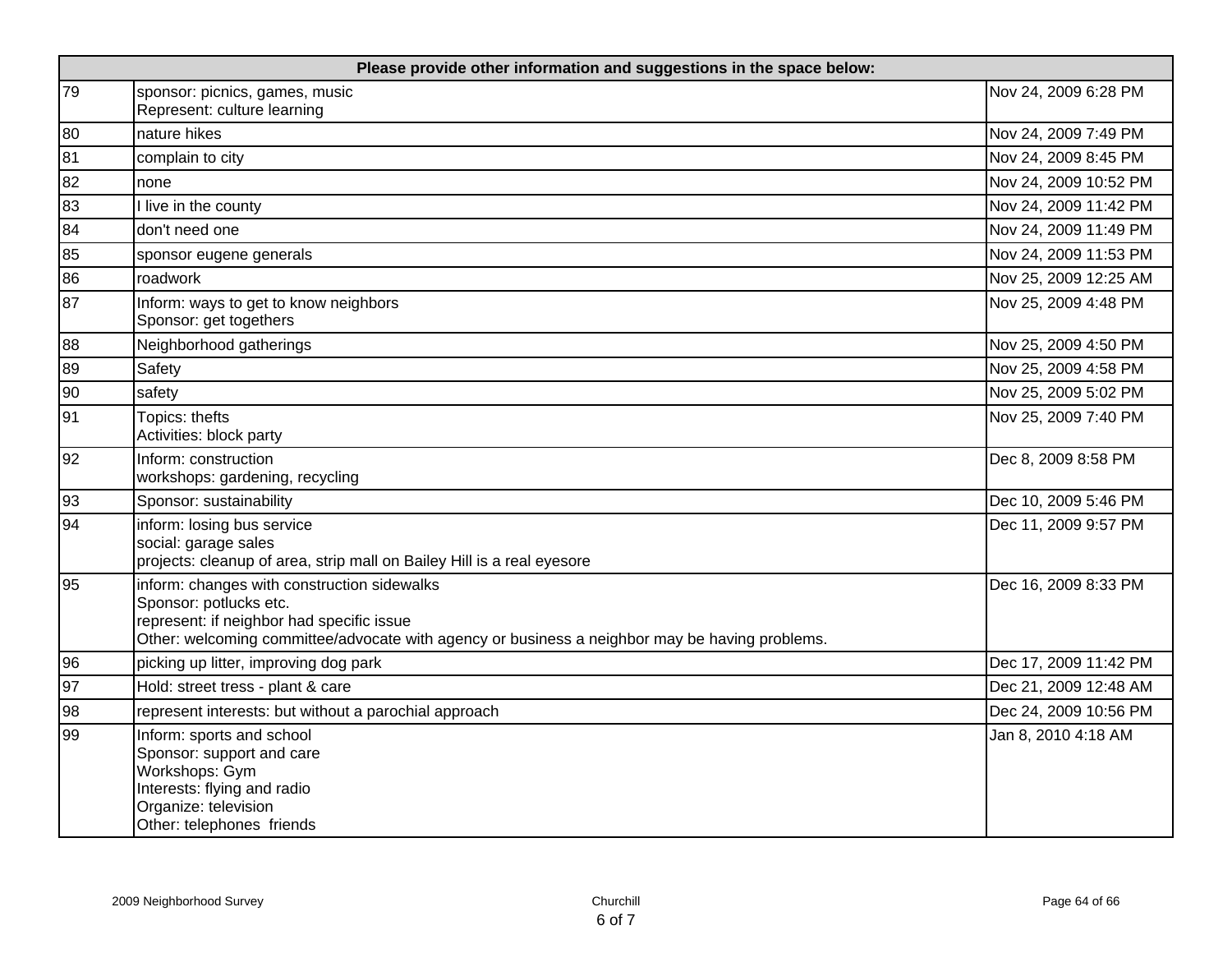| Please provide other information and suggestions in the space below: | | |
|---|---|---|
| 79 | sponsor: picnics, games, music<br>Represent: culture learning | Nov 24, 2009 6:28 PM |
| 80 | nature hikes | Nov 24, 2009 7:49 PM |
| 81 | complain to city | Nov 24, 2009 8:45 PM |
| 82 | none | Nov 24, 2009 10:52 PM |
| 83 | I live in the county | Nov 24, 2009 11:42 PM |
| 84 | don't need one | Nov 24, 2009 11:49 PM |
| 85 | sponsor eugene generals | Nov 24, 2009 11:53 PM |
| 86 | roadwork | Nov 25, 2009 12:25 AM |
| 87 | Inform: ways to get to know neighbors<br>Sponsor: get togethers | Nov 25, 2009 4:48 PM |
| 88 | Neighborhood gatherings | Nov 25, 2009 4:50 PM |
| 89 | Safety | Nov 25, 2009 4:58 PM |
| 90 | safety | Nov 25, 2009 5:02 PM |
| 91 | Topics: thefts<br>Activities: block party | Nov 25, 2009 7:40 PM |
| 92 | Inform: construction<br>workshops: gardening, recycling | Dec 8, 2009 8:58 PM |
| 93 | Sponsor: sustainability | Dec 10, 2009 5:46 PM |
| 94 | inform: losing bus service<br>social: garage sales<br>projects: cleanup of area, strip mall on Bailey Hill is a real eyesore | Dec 11, 2009 9:57 PM |
| 95 | inform: changes with construction sidewalks<br>Sponsor: potlucks etc.<br>represent: if neighbor had specific issue<br>Other: welcoming committee/advocate with agency or business a neighbor may be having problems. | Dec 16, 2009 8:33 PM |
| 96 | picking up litter, improving dog park | Dec 17, 2009 11:42 PM |
| 97 | Hold: street tress - plant & care | Dec 21, 2009 12:48 AM |
| 98 | represent interests: but without a parochial approach | Dec 24, 2009 10:56 PM |
| 99 | Inform: sports and school<br>Sponsor: support and care<br>Workshops: Gym<br>Interests: flying and radio<br>Organize: television<br>Other: telephones friends | Jan 8, 2010 4:18 AM |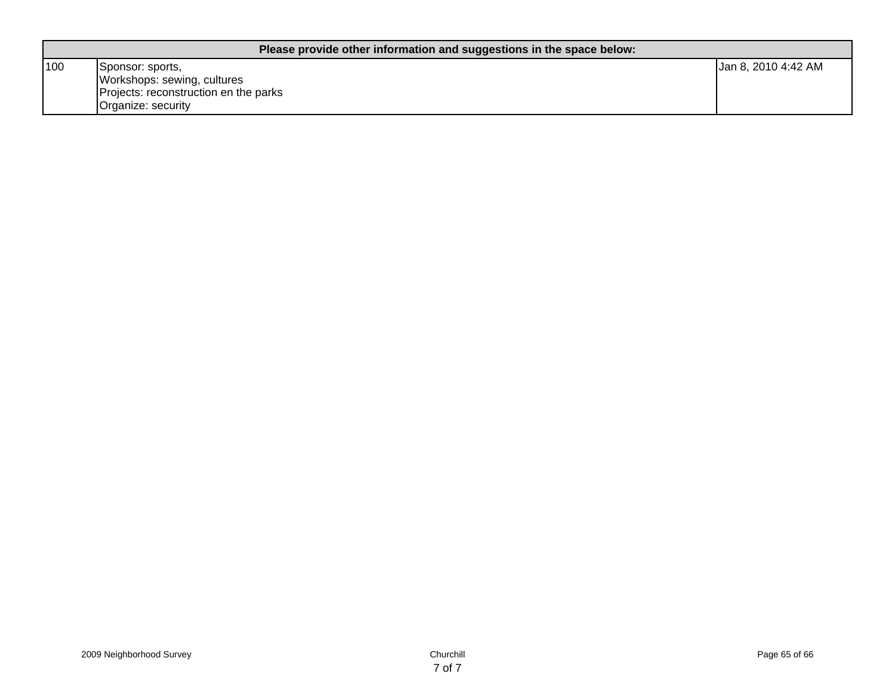| Please provide other information and suggestions in the space below: | | |
|---|---|---|
| 100 | Sponsor: sports,<br>Workshops: sewing, cultures<br>Projects: reconstruction en the parks<br>Organize: security | Jan 8, 2010 4:42 AM |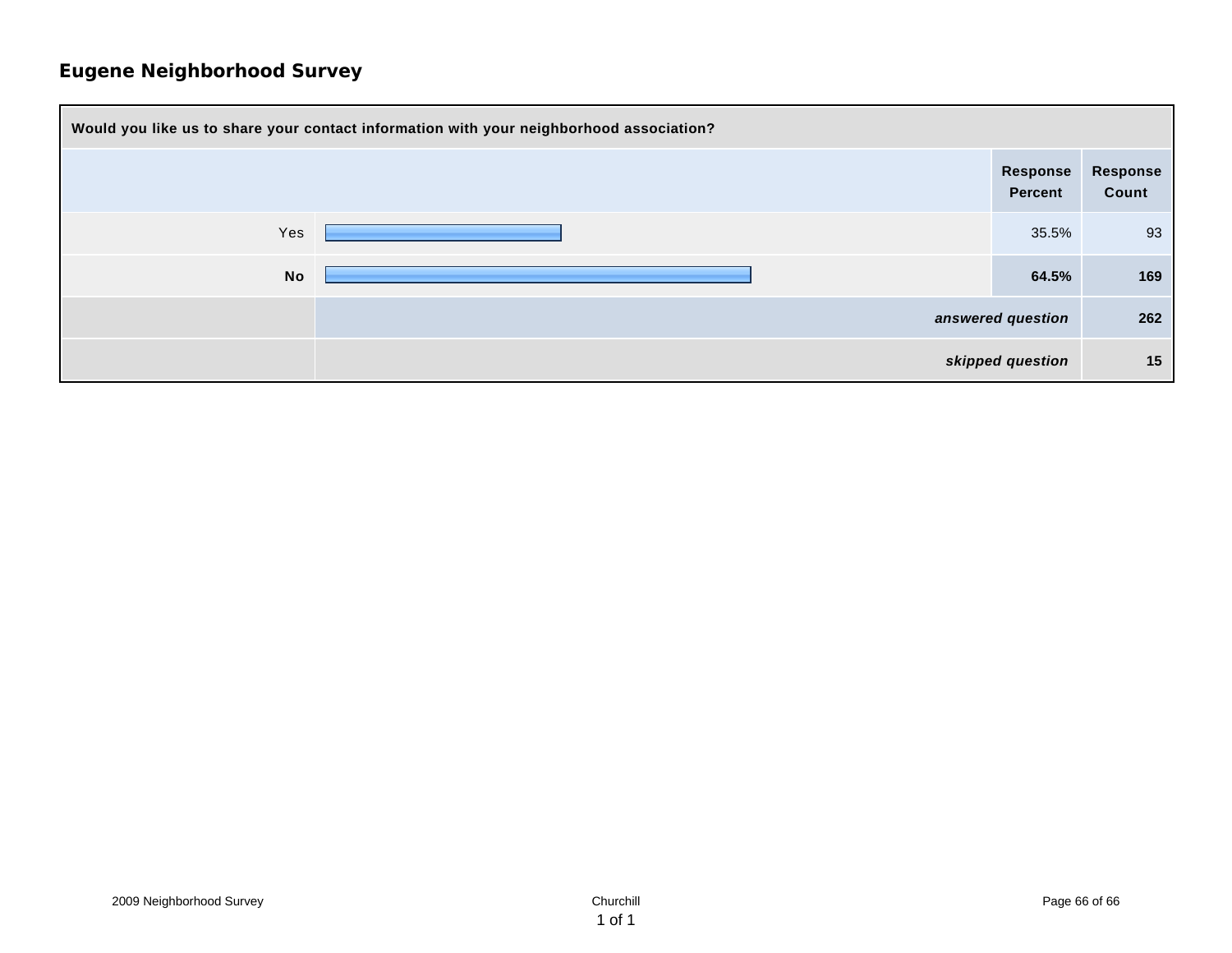## Eugene Neighborhood Survey

| Would you like us to share your contact information with your neighborhood association? | | Response Percent | Response Count |
|---|---|---|---|
| Yes | | 35.5% | 93 |
| **No** | | **64.5%** | **169** |
| | | ***answered question*** | **262** |
| | | ***skipped question*** | **15** |